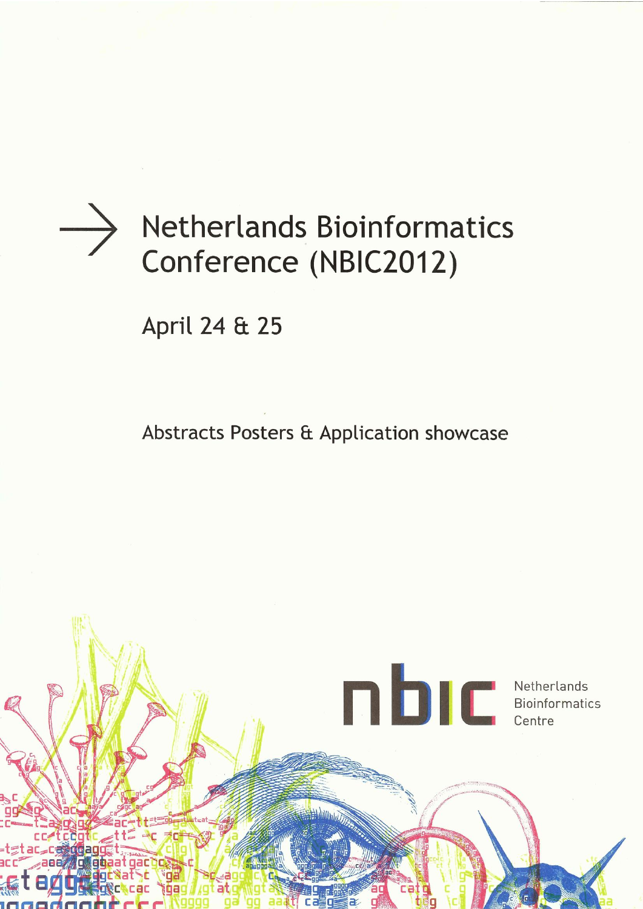# Netherlands Bioinformatics Conference (NBIC2012)

April 24 & 25

Abstracts Posters & Application showcase

nbic Netherlands Bioinformatics Centre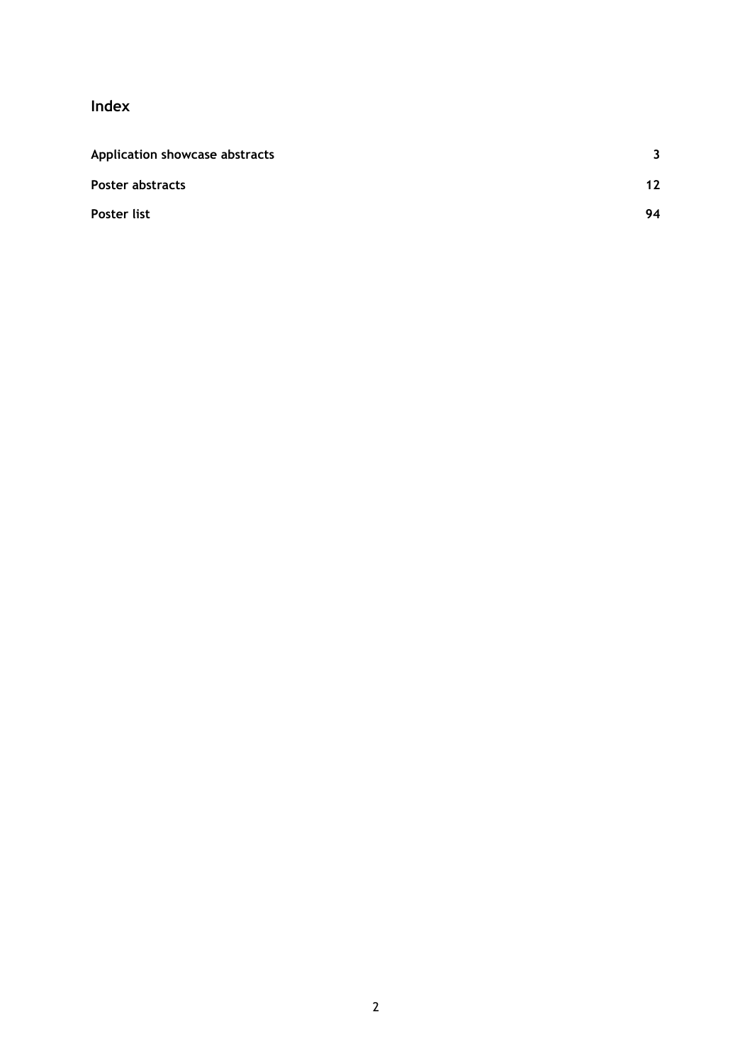## Index

| | |
|---|---|
| **Application showcase abstracts** | **3** |
| **Poster abstracts** | **12** |
| **Poster list** | **94** |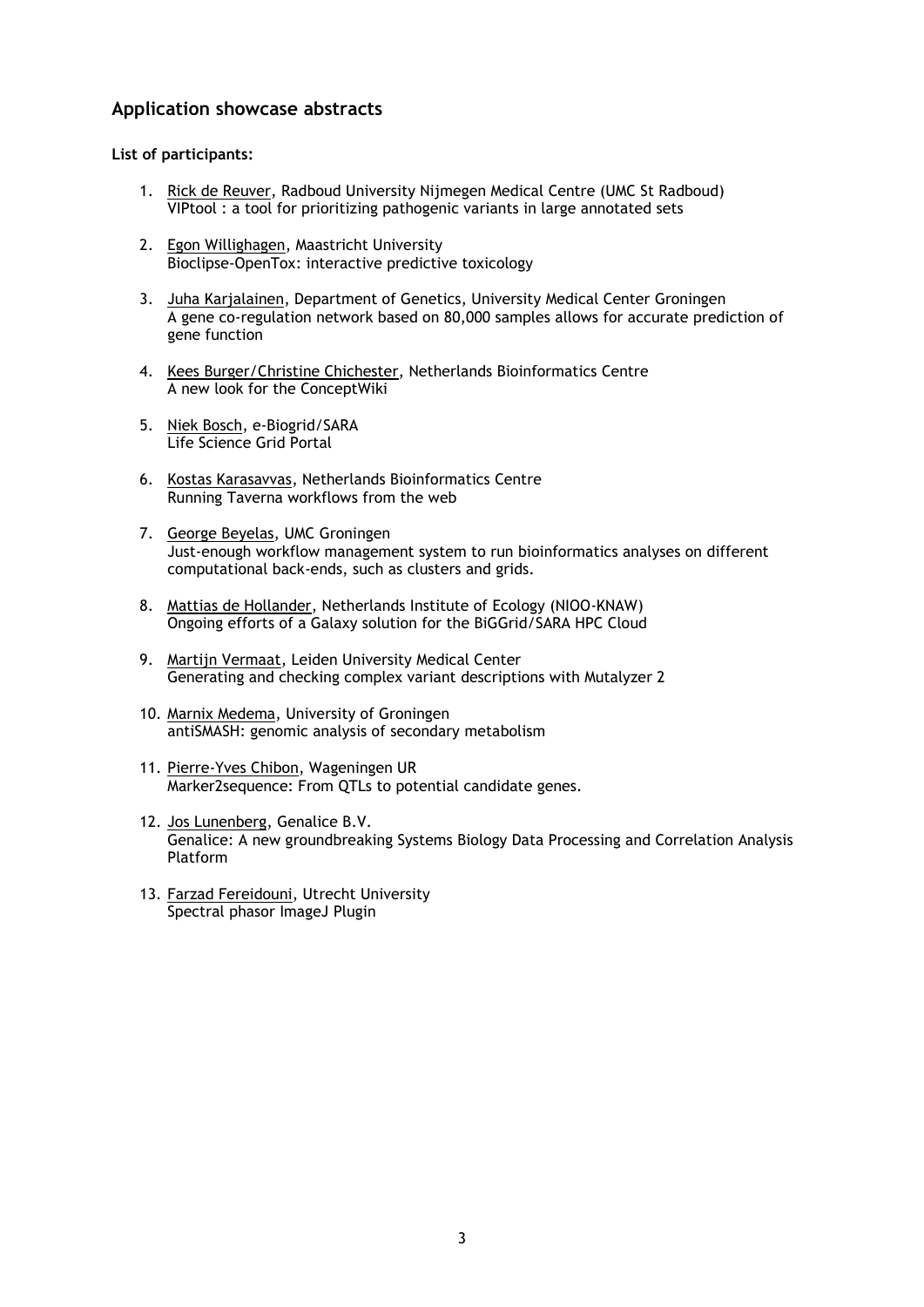## Application showcase abstracts

**List of participants:**

1. Rick de Reuver, Radboud University Nijmegen Medical Centre (UMC St Radboud)
   VIPtool : a tool for prioritizing pathogenic variants in large annotated sets

2. Egon Willighagen, Maastricht University
   Bioclipse-OpenTox: interactive predictive toxicology

3. Juha Karjalainen, Department of Genetics, University Medical Center Groningen
   A gene co-regulation network based on 80,000 samples allows for accurate prediction of gene function

4. Kees Burger/Christine Chichester, Netherlands Bioinformatics Centre
   A new look for the ConceptWiki

5. Niek Bosch, e-Biogrid/SARA
   Life Science Grid Portal

6. Kostas Karasavvas, Netherlands Bioinformatics Centre
   Running Taverna workflows from the web

7. George Beyelas, UMC Groningen
   Just-enough workflow management system to run bioinformatics analyses on different computational back-ends, such as clusters and grids.

8. Mattias de Hollander, Netherlands Institute of Ecology (NIOO-KNAW)
   Ongoing efforts of a Galaxy solution for the BiGGrid/SARA HPC Cloud

9. Martijn Vermaat, Leiden University Medical Center
   Generating and checking complex variant descriptions with Mutalyzer 2

10. Marnix Medema, University of Groningen
    antiSMASH: genomic analysis of secondary metabolism

11. Pierre-Yves Chibon, Wageningen UR
    Marker2sequence: From QTLs to potential candidate genes.

12. Jos Lunenberg, Genalice B.V.
    Genalice: A new groundbreaking Systems Biology Data Processing and Correlation Analysis Platform

13. Farzad Fereidouni, Utrecht University
    Spectral phasor ImageJ Plugin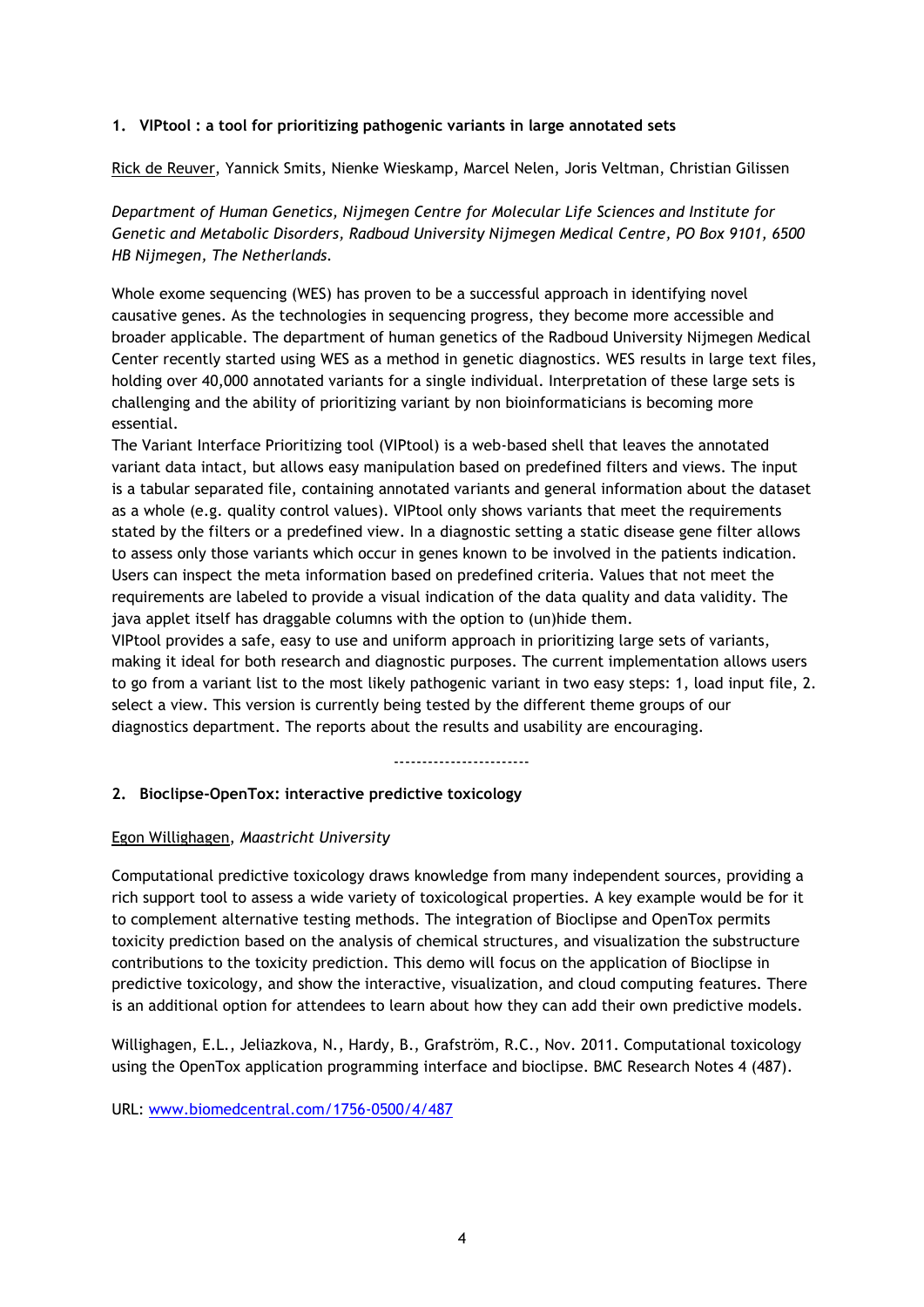## 1. VIPtool : a tool for prioritizing pathogenic variants in large annotated sets

Rick de Reuver, Yannick Smits, Nienke Wieskamp, Marcel Nelen, Joris Veltman, Christian Gilissen

*Department of Human Genetics, Nijmegen Centre for Molecular Life Sciences and Institute for Genetic and Metabolic Disorders, Radboud University Nijmegen Medical Centre, PO Box 9101, 6500 HB Nijmegen, The Netherlands.*

Whole exome sequencing (WES) has proven to be a successful approach in identifying novel causative genes. As the technologies in sequencing progress, they become more accessible and broader applicable. The department of human genetics of the Radboud University Nijmegen Medical Center recently started using WES as a method in genetic diagnostics. WES results in large text files, holding over 40,000 annotated variants for a single individual. Interpretation of these large sets is challenging and the ability of prioritizing variant by non bioinformaticians is becoming more essential.

The Variant Interface Prioritizing tool (VIPtool) is a web-based shell that leaves the annotated variant data intact, but allows easy manipulation based on predefined filters and views. The input is a tabular separated file, containing annotated variants and general information about the dataset as a whole (e.g. quality control values). VIPtool only shows variants that meet the requirements stated by the filters or a predefined view. In a diagnostic setting a static disease gene filter allows to assess only those variants which occur in genes known to be involved in the patients indication. Users can inspect the meta information based on predefined criteria. Values that not meet the requirements are labeled to provide a visual indication of the data quality and data validity. The java applet itself has draggable columns with the option to (un)hide them.

VIPtool provides a safe, easy to use and uniform approach in prioritizing large sets of variants, making it ideal for both research and diagnostic purposes. The current implementation allows users to go from a variant list to the most likely pathogenic variant in two easy steps: 1, load input file, 2. select a view. This version is currently being tested by the different theme groups of our diagnostics department. The reports about the results and usability are encouraging.

-----------------------

## 2. Bioclipse-OpenTox: interactive predictive toxicology

Egon Willighagen, *Maastricht University*

Computational predictive toxicology draws knowledge from many independent sources, providing a rich support tool to assess a wide variety of toxicological properties. A key example would be for it to complement alternative testing methods. The integration of Bioclipse and OpenTox permits toxicity prediction based on the analysis of chemical structures, and visualization the substructure contributions to the toxicity prediction. This demo will focus on the application of Bioclipse in predictive toxicology, and show the interactive, visualization, and cloud computing features. There is an additional option for attendees to learn about how they can add their own predictive models.

Willighagen, E.L., Jeliazkova, N., Hardy, B., Grafström, R.C., Nov. 2011. Computational toxicology using the OpenTox application programming interface and bioclipse. BMC Research Notes 4 (487).

URL: www.biomedcentral.com/1756-0500/4/487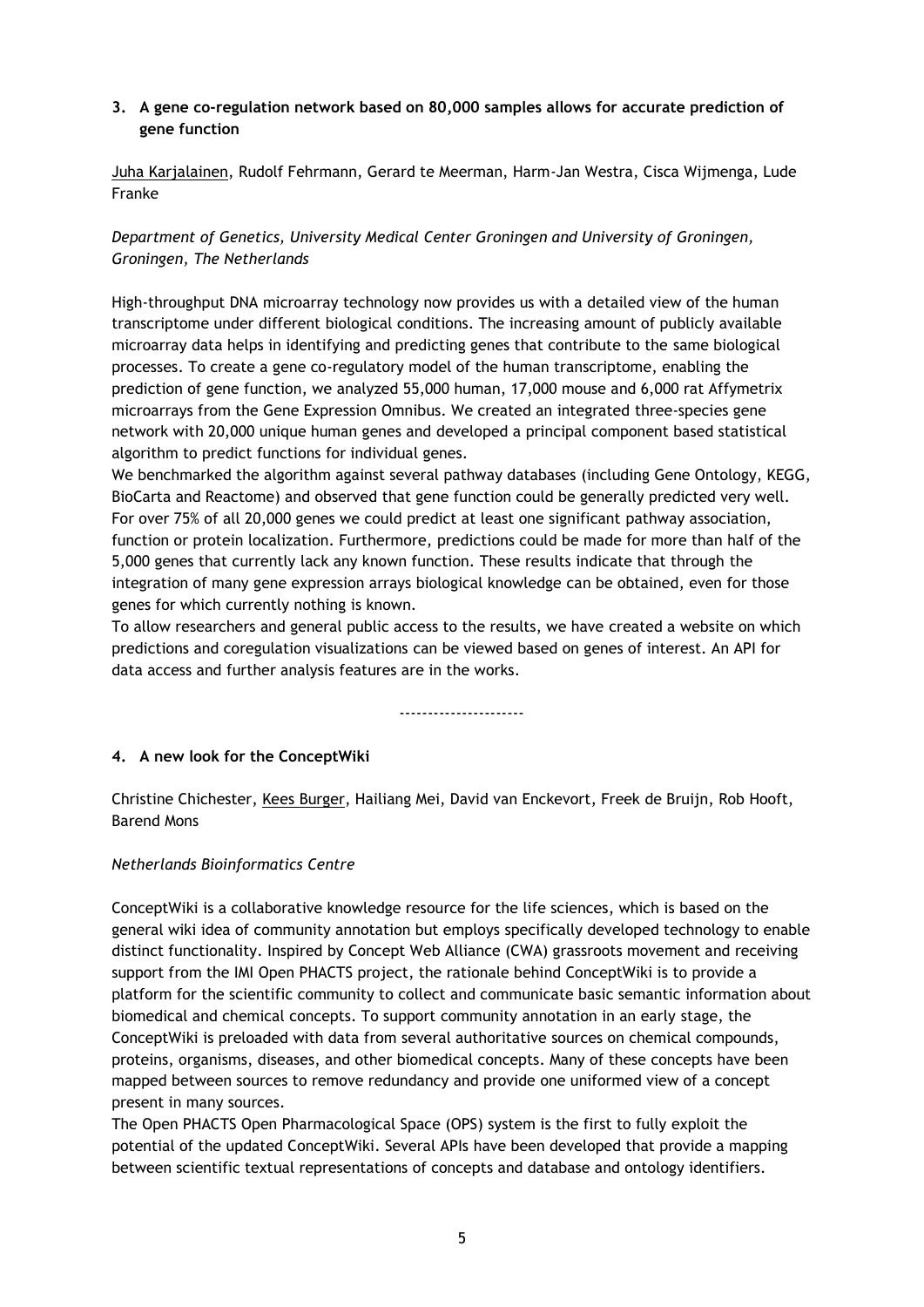### 3. A gene co-regulation network based on 80,000 samples allows for accurate prediction of gene function

Juha Karjalainen, Rudolf Fehrmann, Gerard te Meerman, Harm-Jan Westra, Cisca Wijmenga, Lude Franke

*Department of Genetics, University Medical Center Groningen and University of Groningen, Groningen, The Netherlands*

High-throughput DNA microarray technology now provides us with a detailed view of the human transcriptome under different biological conditions. The increasing amount of publicly available microarray data helps in identifying and predicting genes that contribute to the same biological processes. To create a gene co-regulatory model of the human transcriptome, enabling the prediction of gene function, we analyzed 55,000 human, 17,000 mouse and 6,000 rat Affymetrix microarrays from the Gene Expression Omnibus. We created an integrated three-species gene network with 20,000 unique human genes and developed a principal component based statistical algorithm to predict functions for individual genes.

We benchmarked the algorithm against several pathway databases (including Gene Ontology, KEGG, BioCarta and Reactome) and observed that gene function could be generally predicted very well. For over 75% of all 20,000 genes we could predict at least one significant pathway association, function or protein localization. Furthermore, predictions could be made for more than half of the 5,000 genes that currently lack any known function. These results indicate that through the integration of many gene expression arrays biological knowledge can be obtained, even for those genes for which currently nothing is known.

To allow researchers and general public access to the results, we have created a website on which predictions and coregulation visualizations can be viewed based on genes of interest. An API for data access and further analysis features are in the works.

---------------------

### 4. A new look for the ConceptWiki

Christine Chichester, Kees Burger, Hailiang Mei, David van Enckevort, Freek de Bruijn, Rob Hooft, Barend Mons

*Netherlands Bioinformatics Centre*

ConceptWiki is a collaborative knowledge resource for the life sciences, which is based on the general wiki idea of community annotation but employs specifically developed technology to enable distinct functionality. Inspired by Concept Web Alliance (CWA) grassroots movement and receiving support from the IMI Open PHACTS project, the rationale behind ConceptWiki is to provide a platform for the scientific community to collect and communicate basic semantic information about biomedical and chemical concepts. To support community annotation in an early stage, the ConceptWiki is preloaded with data from several authoritative sources on chemical compounds, proteins, organisms, diseases, and other biomedical concepts. Many of these concepts have been mapped between sources to remove redundancy and provide one uniformed view of a concept present in many sources.

The Open PHACTS Open Pharmacological Space (OPS) system is the first to fully exploit the potential of the updated ConceptWiki. Several APIs have been developed that provide a mapping between scientific textual representations of concepts and database and ontology identifiers.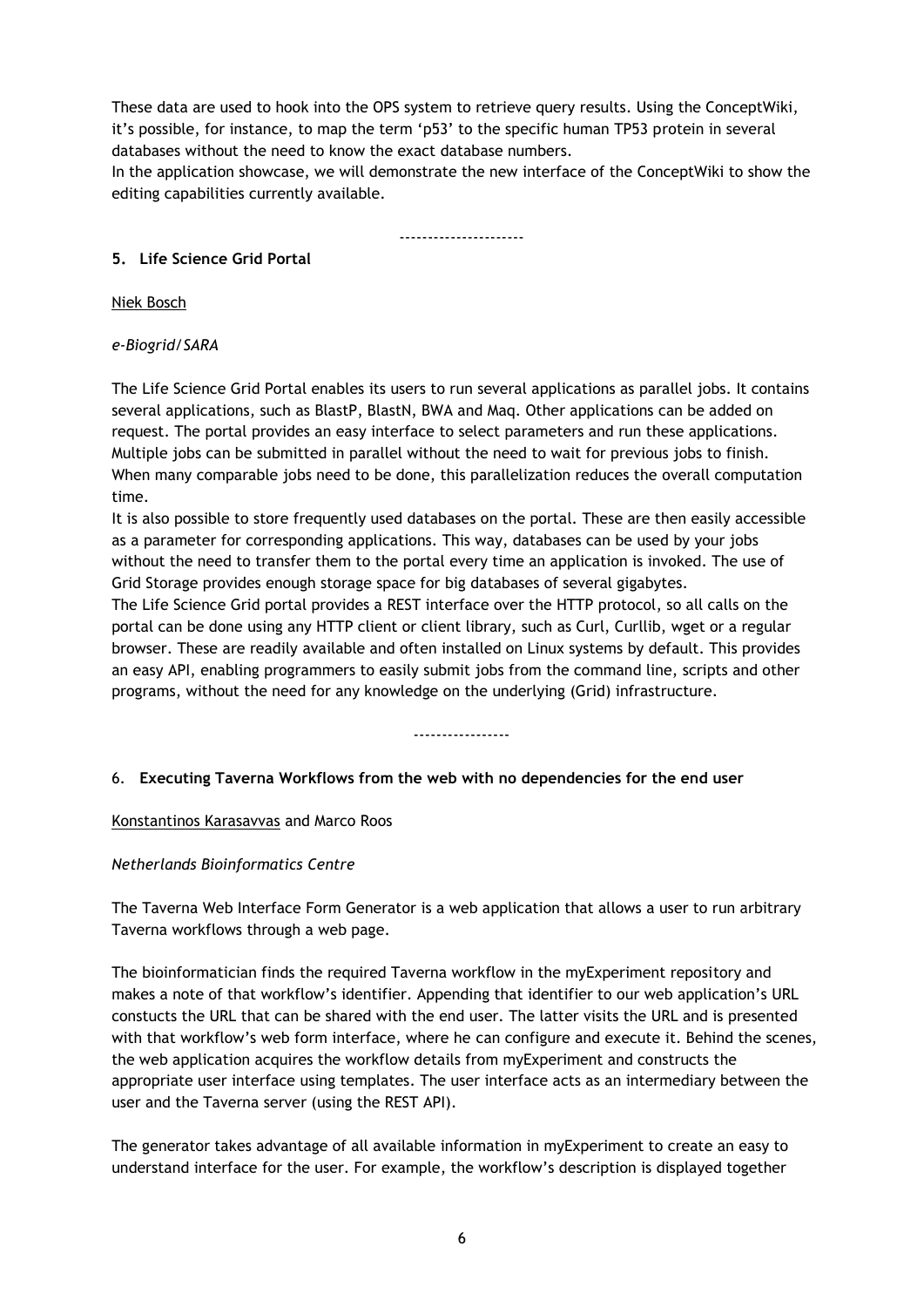These data are used to hook into the OPS system to retrieve query results. Using the ConceptWiki, it's possible, for instance, to map the term 'p53' to the specific human TP53 protein in several databases without the need to know the exact database numbers.
In the application showcase, we will demonstrate the new interface of the ConceptWiki to show the editing capabilities currently available.

---------------------

## 5. Life Science Grid Portal

Niek Bosch

*e-Biogrid/SARA*

The Life Science Grid Portal enables its users to run several applications as parallel jobs. It contains several applications, such as BlastP, BlastN, BWA and Maq. Other applications can be added on request. The portal provides an easy interface to select parameters and run these applications. Multiple jobs can be submitted in parallel without the need to wait for previous jobs to finish. When many comparable jobs need to be done, this parallelization reduces the overall computation time.
It is also possible to store frequently used databases on the portal. These are then easily accessible as a parameter for corresponding applications. This way, databases can be used by your jobs without the need to transfer them to the portal every time an application is invoked. The use of Grid Storage provides enough storage space for big databases of several gigabytes.
The Life Science Grid portal provides a REST interface over the HTTP protocol, so all calls on the portal can be done using any HTTP client or client library, such as Curl, Curllib, wget or a regular browser. These are readily available and often installed on Linux systems by default. This provides an easy API, enabling programmers to easily submit jobs from the command line, scripts and other programs, without the need for any knowledge on the underlying (Grid) infrastructure.

----------------

## 6. Executing Taverna Workflows from the web with no dependencies for the end user

Konstantinos Karasavvas and Marco Roos

*Netherlands Bioinformatics Centre*

The Taverna Web Interface Form Generator is a web application that allows a user to run arbitrary Taverna workflows through a web page.

The bioinformatician finds the required Taverna workflow in the myExperiment repository and makes a note of that workflow's identifier. Appending that identifier to our web application's URL constucts the URL that can be shared with the end user. The latter visits the URL and is presented with that workflow's web form interface, where he can configure and execute it. Behind the scenes, the web application acquires the workflow details from myExperiment and constructs the appropriate user interface using templates. The user interface acts as an intermediary between the user and the Taverna server (using the REST API).

The generator takes advantage of all available information in myExperiment to create an easy to understand interface for the user. For example, the workflow's description is displayed together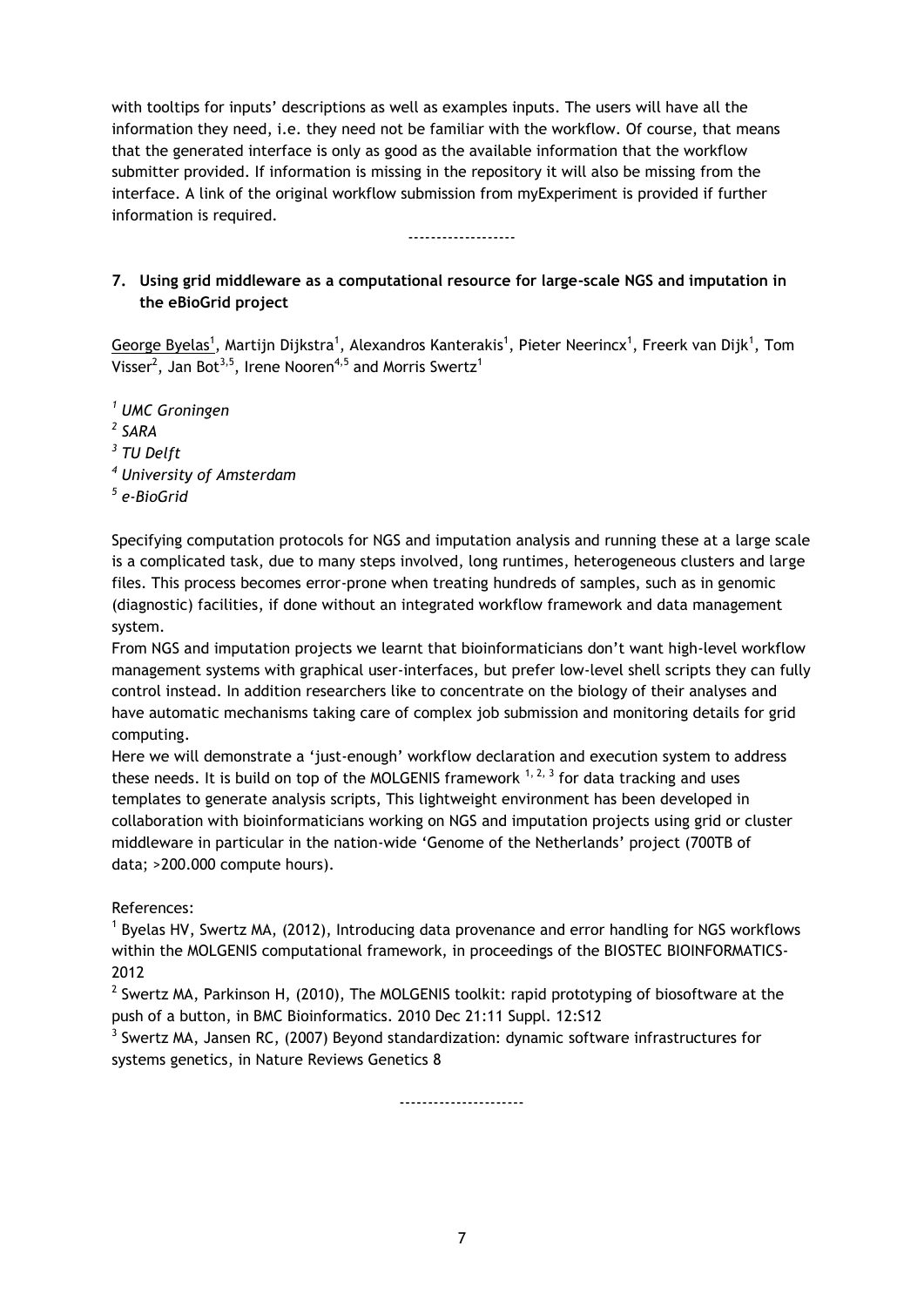with tooltips for inputs' descriptions as well as examples inputs. The users will have all the information they need, i.e. they need not be familiar with the workflow. Of course, that means that the generated interface is only as good as the available information that the workflow submitter provided. If information is missing in the repository it will also be missing from the interface. A link of the original workflow submission from myExperiment is provided if further information is required.

-------------------

## 7. Using grid middleware as a computational resource for large-scale NGS and imputation in the eBioGrid project

George Byelas[1], Martijn Dijkstra[1], Alexandros Kanterakis[1], Pieter Neerincx[1], Freerk van Dijk[1], Tom Visser[2], Jan Bot[3,5], Irene Nooren[4,5] and Morris Swertz[1]

[1] *UMC Groningen*
[2] *SARA*
[3] *TU Delft*
[4] *University of Amsterdam*
[5] *e-BioGrid*

Specifying computation protocols for NGS and imputation analysis and running these at a large scale is a complicated task, due to many steps involved, long runtimes, heterogeneous clusters and large files. This process becomes error-prone when treating hundreds of samples, such as in genomic (diagnostic) facilities, if done without an integrated workflow framework and data management system.

From NGS and imputation projects we learnt that bioinformaticians don't want high-level workflow management systems with graphical user-interfaces, but prefer low-level shell scripts they can fully control instead. In addition researchers like to concentrate on the biology of their analyses and have automatic mechanisms taking care of complex job submission and monitoring details for grid computing.

Here we will demonstrate a 'just-enough' workflow declaration and execution system to address these needs. It is build on top of the MOLGENIS framework [1, 2, 3] for data tracking and uses templates to generate analysis scripts, This lightweight environment has been developed in collaboration with bioinformaticians working on NGS and imputation projects using grid or cluster middleware in particular in the nation-wide 'Genome of the Netherlands' project (700TB of data; >200.000 compute hours).

References:

[1] Byelas HV, Swertz MA, (2012), Introducing data provenance and error handling for NGS workflows within the MOLGENIS computational framework, in proceedings of the BIOSTEC BIOINFORMATICS-2012

[2] Swertz MA, Parkinson H, (2010), The MOLGENIS toolkit: rapid prototyping of biosoftware at the push of a button, in BMC Bioinformatics. 2010 Dec 21:11 Suppl. 12:S12

[3] Swertz MA, Jansen RC, (2007) Beyond standardization: dynamic software infrastructures for systems genetics, in Nature Reviews Genetics 8

---------------------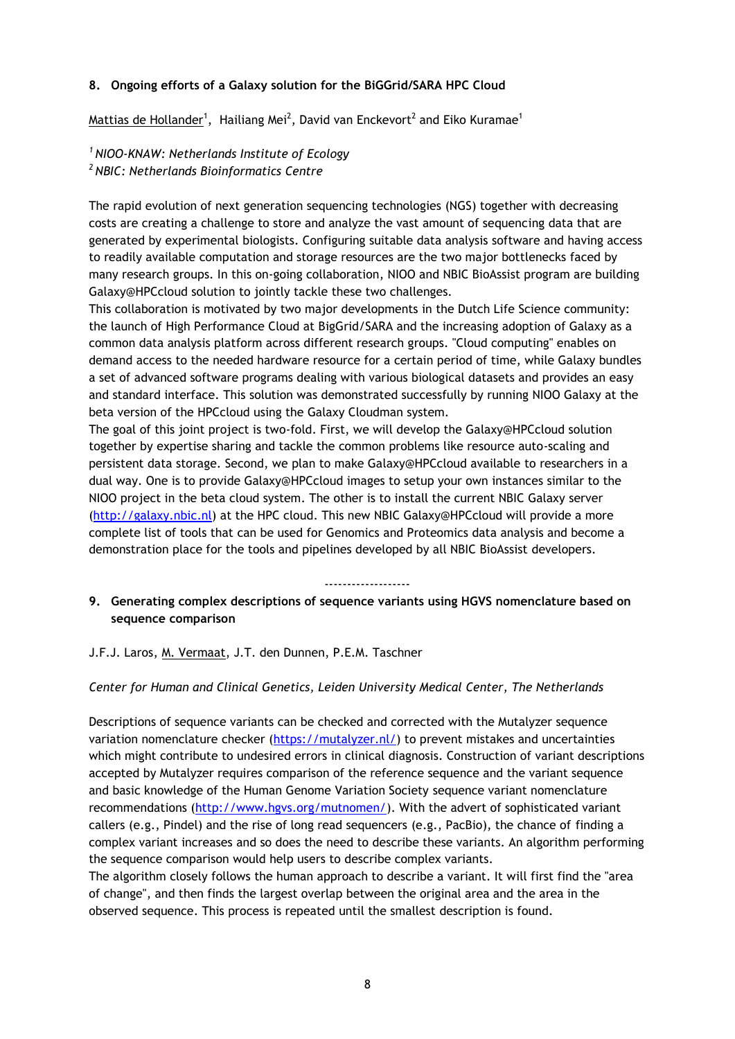## 8. Ongoing efforts of a Galaxy solution for the BiGGrid/SARA HPC Cloud

Mattias de Hollander[1], Hailiang Mei[2], David van Enckevort[2] and Eiko Kuramae[1]

*[1] NIOO-KNAW: Netherlands Institute of Ecology*
*[2] NBIC: Netherlands Bioinformatics Centre*

The rapid evolution of next generation sequencing technologies (NGS) together with decreasing costs are creating a challenge to store and analyze the vast amount of sequencing data that are generated by experimental biologists. Configuring suitable data analysis software and having access to readily available computation and storage resources are the two major bottlenecks faced by many research groups. In this on-going collaboration, NIOO and NBIC BioAssist program are building Galaxy@HPCcloud solution to jointly tackle these two challenges.
This collaboration is motivated by two major developments in the Dutch Life Science community: the launch of High Performance Cloud at BigGrid/SARA and the increasing adoption of Galaxy as a common data analysis platform across different research groups. "Cloud computing" enables on demand access to the needed hardware resource for a certain period of time, while Galaxy bundles a set of advanced software programs dealing with various biological datasets and provides an easy and standard interface. This solution was demonstrated successfully by running NIOO Galaxy at the beta version of the HPCcloud using the Galaxy Cloudman system.
The goal of this joint project is two-fold. First, we will develop the Galaxy@HPCcloud solution together by expertise sharing and tackle the common problems like resource auto-scaling and persistent data storage. Second, we plan to make Galaxy@HPCcloud available to researchers in a dual way. One is to provide Galaxy@HPCcloud images to setup your own instances similar to the NIOO project in the beta cloud system. The other is to install the current NBIC Galaxy server (http://galaxy.nbic.nl) at the HPC cloud. This new NBIC Galaxy@HPCcloud will provide a more complete list of tools that can be used for Genomics and Proteomics data analysis and become a demonstration place for the tools and pipelines developed by all NBIC BioAssist developers.

-------------------

## 9. Generating complex descriptions of sequence variants using HGVS nomenclature based on sequence comparison

J.F.J. Laros, M. Vermaat, J.T. den Dunnen, P.E.M. Taschner

*Center for Human and Clinical Genetics, Leiden University Medical Center, The Netherlands*

Descriptions of sequence variants can be checked and corrected with the Mutalyzer sequence variation nomenclature checker (https://mutalyzer.nl/) to prevent mistakes and uncertainties which might contribute to undesired errors in clinical diagnosis. Construction of variant descriptions accepted by Mutalyzer requires comparison of the reference sequence and the variant sequence and basic knowledge of the Human Genome Variation Society sequence variant nomenclature recommendations (http://www.hgvs.org/mutnomen/). With the advert of sophisticated variant callers (e.g., Pindel) and the rise of long read sequencers (e.g., PacBio), the chance of finding a complex variant increases and so does the need to describe these variants. An algorithm performing the sequence comparison would help users to describe complex variants.
The algorithm closely follows the human approach to describe a variant. It will first find the "area of change", and then finds the largest overlap between the original area and the area in the observed sequence. This process is repeated until the smallest description is found.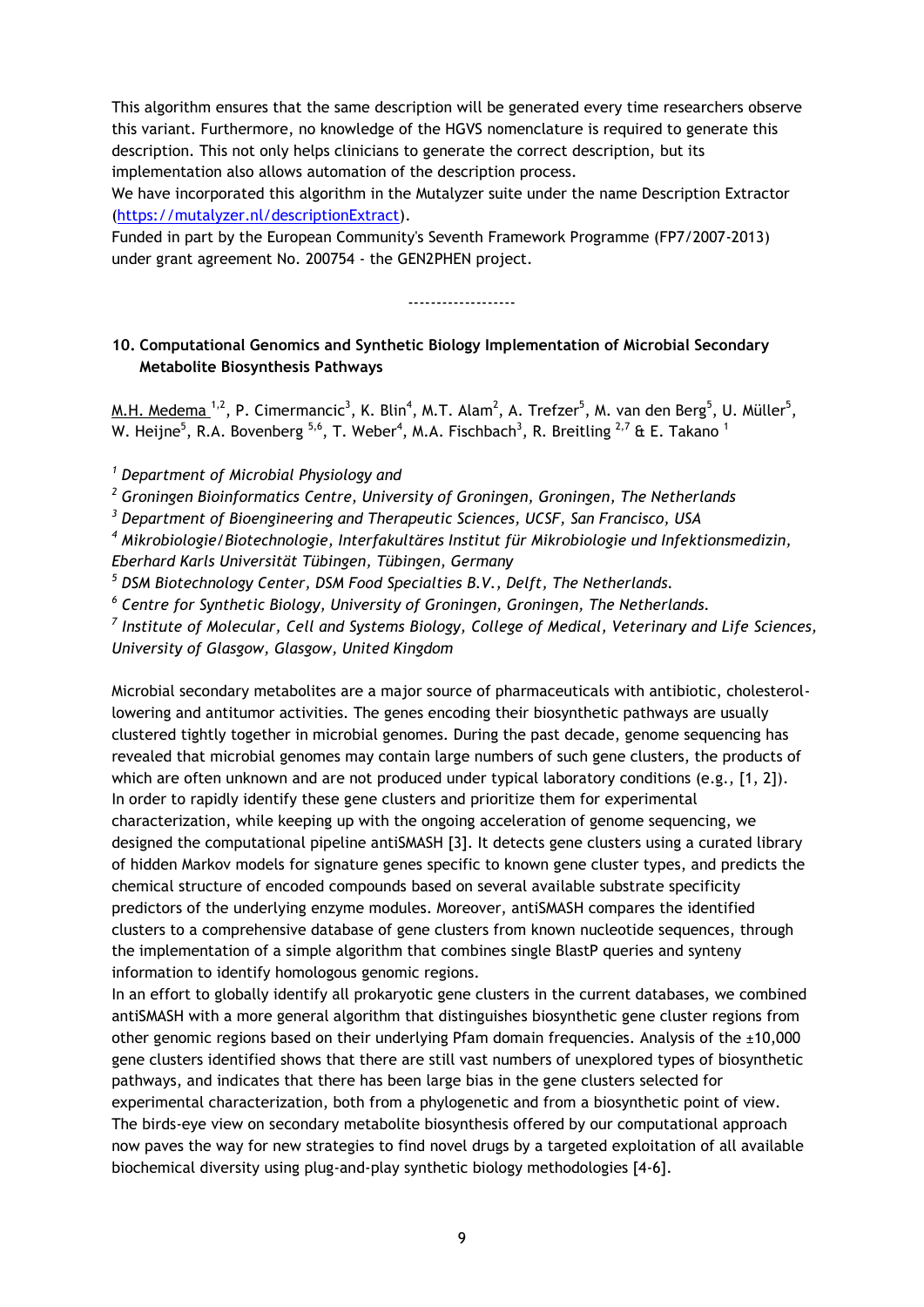This algorithm ensures that the same description will be generated every time researchers observe this variant. Furthermore, no knowledge of the HGVS nomenclature is required to generate this description. This not only helps clinicians to generate the correct description, but its implementation also allows automation of the description process.

We have incorporated this algorithm in the Mutalyzer suite under the name Description Extractor (https://mutalyzer.nl/descriptionExtract).

Funded in part by the European Community's Seventh Framework Programme (FP7/2007-2013) under grant agreement No. 200754 - the GEN2PHEN project.

-------------------

## 10. Computational Genomics and Synthetic Biology Implementation of Microbial Secondary Metabolite Biosynthesis Pathways

M.H. Medema [1,2], P. Cimermancic[3], K. Blin[4], M.T. Alam[2], A. Trefzer[5], M. van den Berg[5], U. Müller[5], W. Heijne[5], R.A. Bovenberg [5,6], T. Weber[4], M.A. Fischbach[3], R. Breitling [2,7] & E. Takano [1]

*[1] Department of Microbial Physiology and*
*[2] Groningen Bioinformatics Centre, University of Groningen, Groningen, The Netherlands*
*[3] Department of Bioengineering and Therapeutic Sciences, UCSF, San Francisco, USA*
*[4] Mikrobiologie/Biotechnologie, Interfakultäres Institut für Mikrobiologie und Infektionsmedizin, Eberhard Karls Universität Tübingen, Tübingen, Germany*
*[5] DSM Biotechnology Center, DSM Food Specialties B.V., Delft, The Netherlands.*
*[6] Centre for Synthetic Biology, University of Groningen, Groningen, The Netherlands.*
*[7] Institute of Molecular, Cell and Systems Biology, College of Medical, Veterinary and Life Sciences, University of Glasgow, Glasgow, United Kingdom*

Microbial secondary metabolites are a major source of pharmaceuticals with antibiotic, cholesterol-lowering and antitumor activities. The genes encoding their biosynthetic pathways are usually clustered tightly together in microbial genomes. During the past decade, genome sequencing has revealed that microbial genomes may contain large numbers of such gene clusters, the products of which are often unknown and are not produced under typical laboratory conditions (e.g., [1, 2]). In order to rapidly identify these gene clusters and prioritize them for experimental characterization, while keeping up with the ongoing acceleration of genome sequencing, we designed the computational pipeline antiSMASH [3]. It detects gene clusters using a curated library of hidden Markov models for signature genes specific to known gene cluster types, and predicts the chemical structure of encoded compounds based on several available substrate specificity predictors of the underlying enzyme modules. Moreover, antiSMASH compares the identified clusters to a comprehensive database of gene clusters from known nucleotide sequences, through the implementation of a simple algorithm that combines single BlastP queries and synteny information to identify homologous genomic regions.

In an effort to globally identify all prokaryotic gene clusters in the current databases, we combined antiSMASH with a more general algorithm that distinguishes biosynthetic gene cluster regions from other genomic regions based on their underlying Pfam domain frequencies. Analysis of the ±10,000 gene clusters identified shows that there are still vast numbers of unexplored types of biosynthetic pathways, and indicates that there has been large bias in the gene clusters selected for experimental characterization, both from a phylogenetic and from a biosynthetic point of view. The birds-eye view on secondary metabolite biosynthesis offered by our computational approach now paves the way for new strategies to find novel drugs by a targeted exploitation of all available biochemical diversity using plug-and-play synthetic biology methodologies [4-6].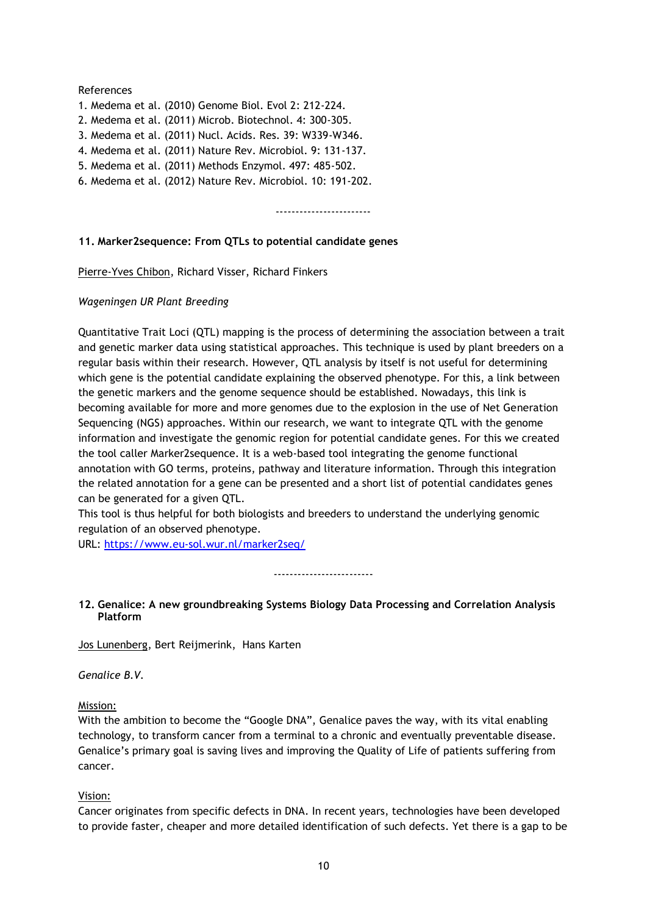References

1. Medema et al. (2010) Genome Biol. Evol 2: 212-224.
2. Medema et al. (2011) Microb. Biotechnol. 4: 300-305.
3. Medema et al. (2011) Nucl. Acids. Res. 39: W339-W346.
4. Medema et al. (2011) Nature Rev. Microbiol. 9: 131-137.
5. Medema et al. (2011) Methods Enzymol. 497: 485-502.
6. Medema et al. (2012) Nature Rev. Microbiol. 10: 191-202.

------------------------

### 11. Marker2sequence: From QTLs to potential candidate genes

Pierre-Yves Chibon, Richard Visser, Richard Finkers

*Wageningen UR Plant Breeding*

Quantitative Trait Loci (QTL) mapping is the process of determining the association between a trait and genetic marker data using statistical approaches. This technique is used by plant breeders on a regular basis within their research. However, QTL analysis by itself is not useful for determining which gene is the potential candidate explaining the observed phenotype. For this, a link between the genetic markers and the genome sequence should be established. Nowadays, this link is becoming available for more and more genomes due to the explosion in the use of Net Generation Sequencing (NGS) approaches. Within our research, we want to integrate QTL with the genome information and investigate the genomic region for potential candidate genes. For this we created the tool caller Marker2sequence. It is a web-based tool integrating the genome functional annotation with GO terms, proteins, pathway and literature information. Through this integration the related annotation for a gene can be presented and a short list of potential candidates genes can be generated for a given QTL.

This tool is thus helpful for both biologists and breeders to understand the underlying genomic regulation of an observed phenotype.

URL: https://www.eu-sol.wur.nl/marker2seq/

-------------------------

### 12. Genalice: A new groundbreaking Systems Biology Data Processing and Correlation Analysis Platform

Jos Lunenberg, Bert Reijmerink, Hans Karten

*Genalice B.V.*

Mission:

With the ambition to become the "Google DNA", Genalice paves the way, with its vital enabling technology, to transform cancer from a terminal to a chronic and eventually preventable disease. Genalice's primary goal is saving lives and improving the Quality of Life of patients suffering from cancer.

Vision:

Cancer originates from specific defects in DNA. In recent years, technologies have been developed to provide faster, cheaper and more detailed identification of such defects. Yet there is a gap to be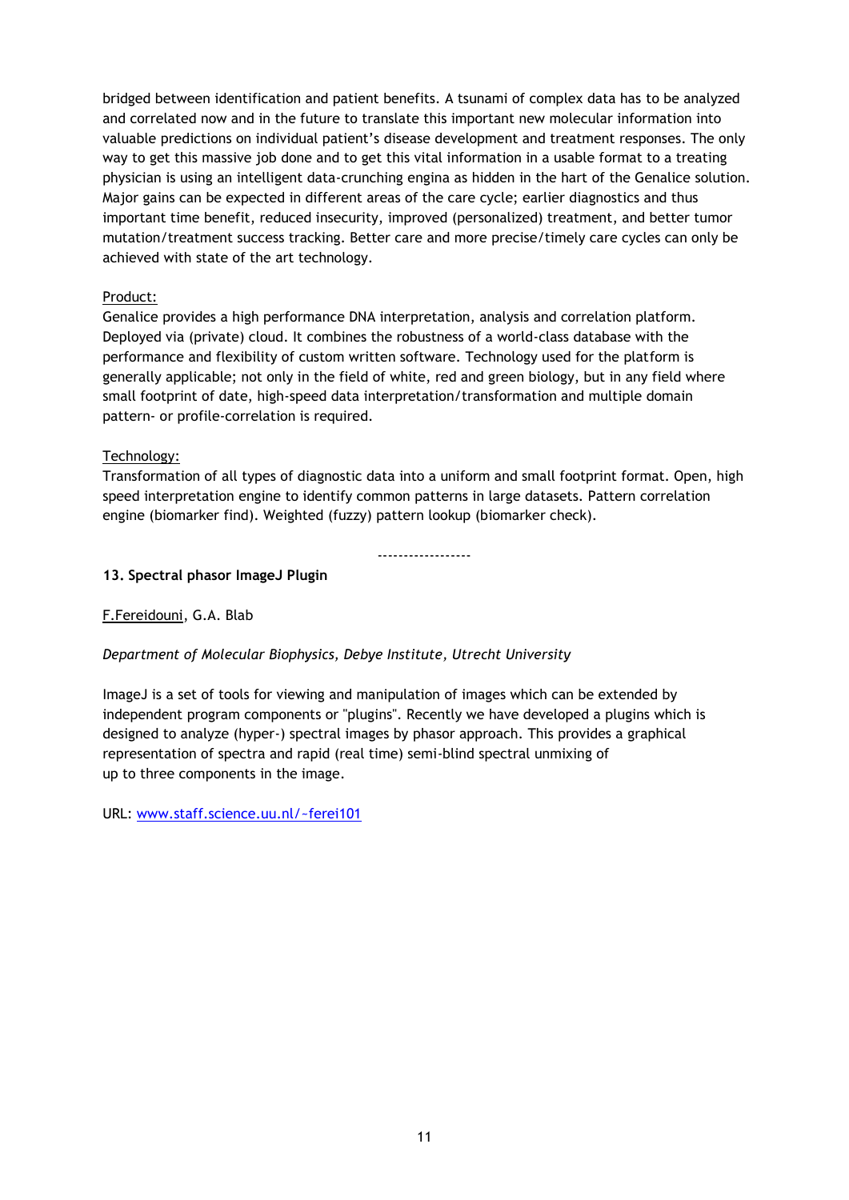bridged between identification and patient benefits. A tsunami of complex data has to be analyzed and correlated now and in the future to translate this important new molecular information into valuable predictions on individual patient's disease development and treatment responses. The only way to get this massive job done and to get this vital information in a usable format to a treating physician is using an intelligent data-crunching engina as hidden in the hart of the Genalice solution. Major gains can be expected in different areas of the care cycle; earlier diagnostics and thus important time benefit, reduced insecurity, improved (personalized) treatment, and better tumor mutation/treatment success tracking. Better care and more precise/timely care cycles can only be achieved with state of the art technology.

Product:

Genalice provides a high performance DNA interpretation, analysis and correlation platform. Deployed via (private) cloud. It combines the robustness of a world-class database with the performance and flexibility of custom written software. Technology used for the platform is generally applicable; not only in the field of white, red and green biology, but in any field where small footprint of date, high-speed data interpretation/transformation and multiple domain pattern- or profile-correlation is required.

Technology:

Transformation of all types of diagnostic data into a uniform and small footprint format. Open, high speed interpretation engine to identify common patterns in large datasets. Pattern correlation engine (biomarker find). Weighted (fuzzy) pattern lookup (biomarker check).

------------------

**13. Spectral phasor ImageJ Plugin**

F.Fereidouni, G.A. Blab

*Department of Molecular Biophysics, Debye Institute, Utrecht University*

ImageJ is a set of tools for viewing and manipulation of images which can be extended by independent program components or "plugins". Recently we have developed a plugins which is designed to analyze (hyper-) spectral images by phasor approach. This provides a graphical representation of spectra and rapid (real time) semi-blind spectral unmixing of up to three components in the image.

URL: www.staff.science.uu.nl/~ferei101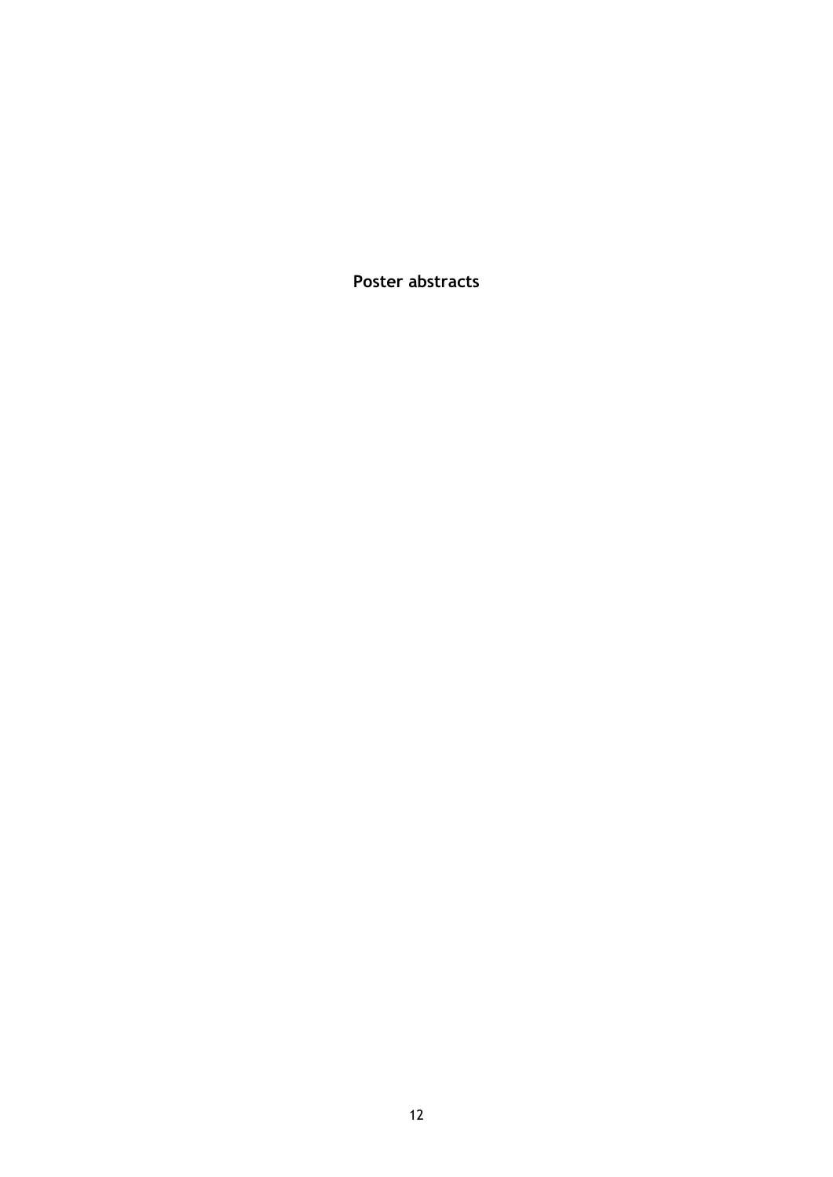**Poster abstracts**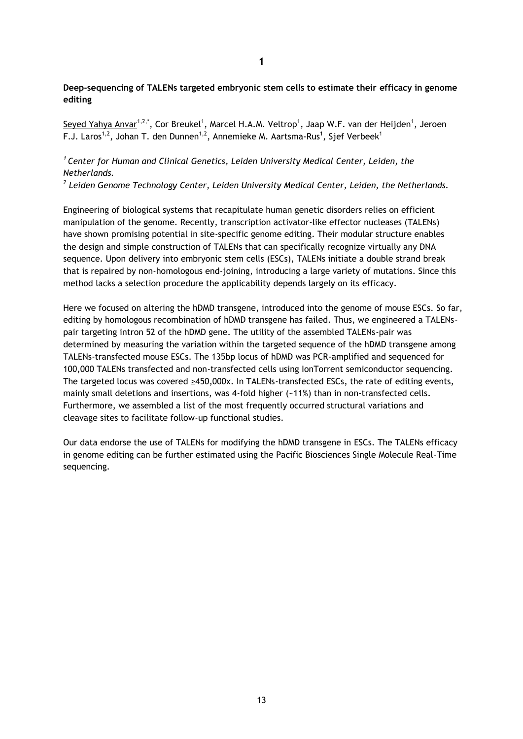## 1

**Deep-sequencing of TALENs targeted embryonic stem cells to estimate their efficacy in genome editing**

Seyed Yahya Anvar[1,2,*], Cor Breukel[1], Marcel H.A.M. Veltrop[1], Jaap W.F. van der Heijden[1], Jeroen F.J. Laros[1,2], Johan T. den Dunnen[1,2], Annemieke M. Aartsma-Rus[1], Sjef Verbeek[1]

*[1] Center for Human and Clinical Genetics, Leiden University Medical Center, Leiden, the Netherlands.*

*[2] Leiden Genome Technology Center, Leiden University Medical Center, Leiden, the Netherlands.*

Engineering of biological systems that recapitulate human genetic disorders relies on efficient manipulation of the genome. Recently, transcription activator-like effector nucleases (TALENs) have shown promising potential in site-specific genome editing. Their modular structure enables the design and simple construction of TALENs that can specifically recognize virtually any DNA sequence. Upon delivery into embryonic stem cells (ESCs), TALENs initiate a double strand break that is repaired by non-homologous end-joining, introducing a large variety of mutations. Since this method lacks a selection procedure the applicability depends largely on its efficacy.

Here we focused on altering the hDMD transgene, introduced into the genome of mouse ESCs. So far, editing by homologous recombination of hDMD transgene has failed. Thus, we engineered a TALENs-pair targeting intron 52 of the hDMD gene. The utility of the assembled TALENs-pair was determined by measuring the variation within the targeted sequence of the hDMD transgene among TALENs-transfected mouse ESCs. The 135bp locus of hDMD was PCR-amplified and sequenced for 100,000 TALENs transfected and non-transfected cells using IonTorrent semiconductor sequencing. The targeted locus was covered ≥450,000x. In TALENs-transfected ESCs, the rate of editing events, mainly small deletions and insertions, was 4-fold higher (~11%) than in non-transfected cells. Furthermore, we assembled a list of the most frequently occurred structural variations and cleavage sites to facilitate follow-up functional studies.

Our data endorse the use of TALENs for modifying the hDMD transgene in ESCs. The TALENs efficacy in genome editing can be further estimated using the Pacific Biosciences Single Molecule Real-Time sequencing.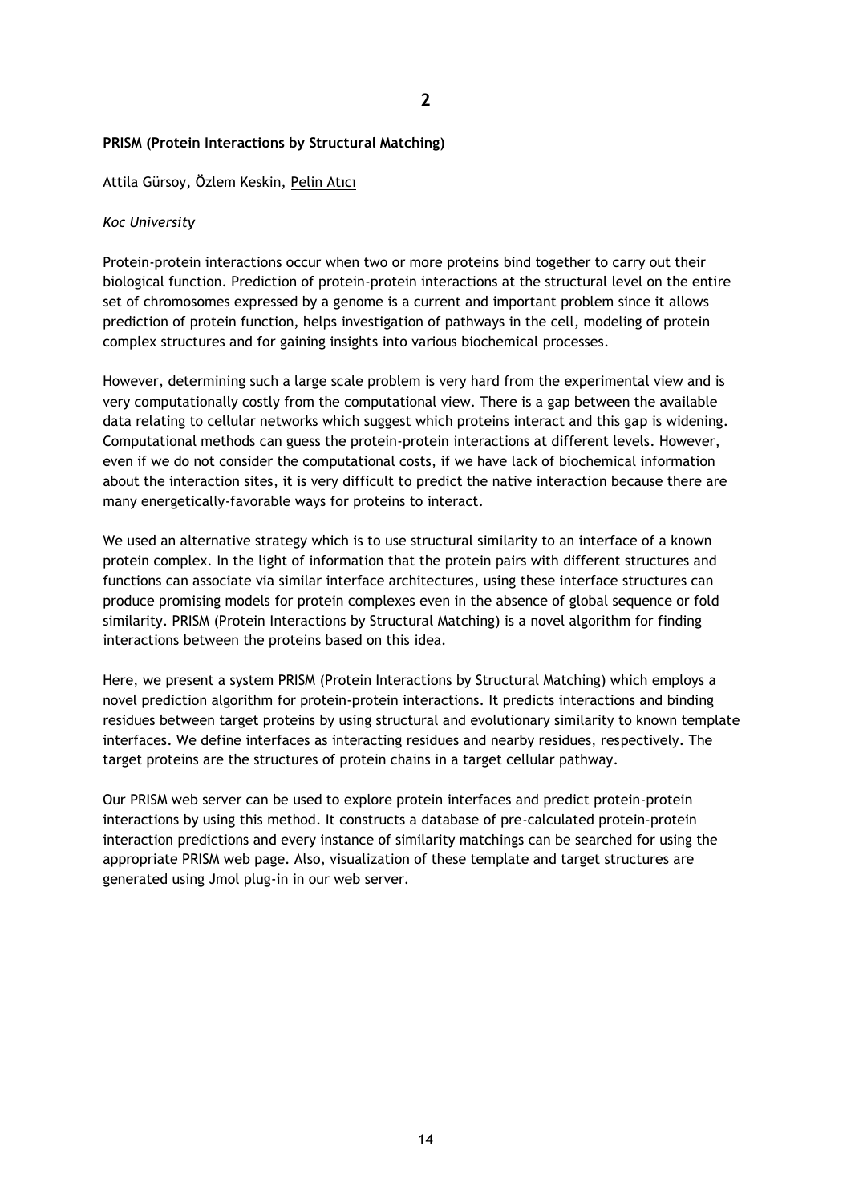**2**

**PRISM (Protein Interactions by Structural Matching)**

Attila Gürsoy, Özlem Keskin, <u>Pelin Atıcı</u>

*Koc University*

Protein-protein interactions occur when two or more proteins bind together to carry out their biological function. Prediction of protein-protein interactions at the structural level on the entire set of chromosomes expressed by a genome is a current and important problem since it allows prediction of protein function, helps investigation of pathways in the cell, modeling of protein complex structures and for gaining insights into various biochemical processes.

However, determining such a large scale problem is very hard from the experimental view and is very computationally costly from the computational view. There is a gap between the available data relating to cellular networks which suggest which proteins interact and this gap is widening. Computational methods can guess the protein-protein interactions at different levels. However, even if we do not consider the computational costs, if we have lack of biochemical information about the interaction sites, it is very difficult to predict the native interaction because there are many energetically-favorable ways for proteins to interact.

We used an alternative strategy which is to use structural similarity to an interface of a known protein complex. In the light of information that the protein pairs with different structures and functions can associate via similar interface architectures, using these interface structures can produce promising models for protein complexes even in the absence of global sequence or fold similarity. PRISM (Protein Interactions by Structural Matching) is a novel algorithm for finding interactions between the proteins based on this idea.

Here, we present a system PRISM (Protein Interactions by Structural Matching) which employs a novel prediction algorithm for protein-protein interactions. It predicts interactions and binding residues between target proteins by using structural and evolutionary similarity to known template interfaces. We define interfaces as interacting residues and nearby residues, respectively. The target proteins are the structures of protein chains in a target cellular pathway.

Our PRISM web server can be used to explore protein interfaces and predict protein-protein interactions by using this method. It constructs a database of pre-calculated protein-protein interaction predictions and every instance of similarity matchings can be searched for using the appropriate PRISM web page. Also, visualization of these template and target structures are generated using Jmol plug-in in our web server.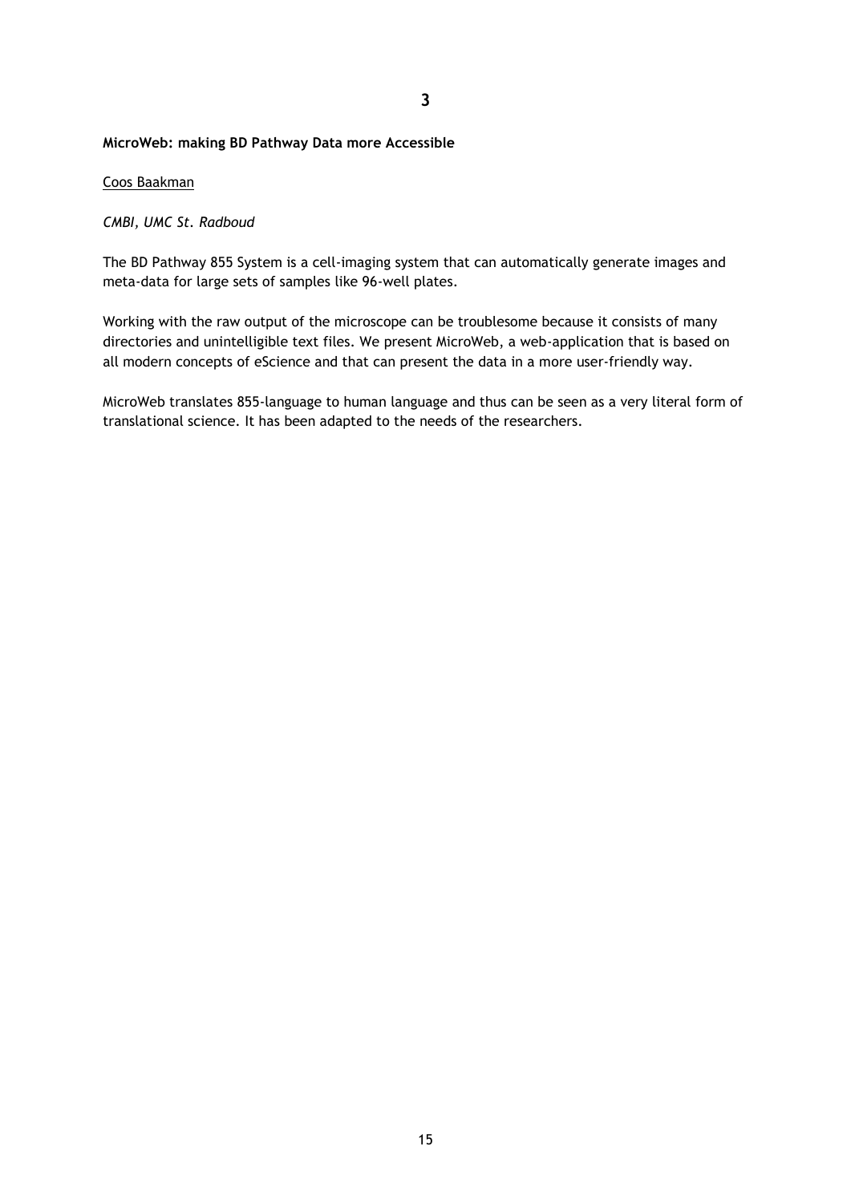3

**MicroWeb: making BD Pathway Data more Accessible**

Coos Baakman

*CMBI, UMC St. Radboud*

The BD Pathway 855 System is a cell-imaging system that can automatically generate images and meta-data for large sets of samples like 96-well plates.

Working with the raw output of the microscope can be troublesome because it consists of many directories and unintelligible text files. We present MicroWeb, a web-application that is based on all modern concepts of eScience and that can present the data in a more user-friendly way.

MicroWeb translates 855-language to human language and thus can be seen as a very literal form of translational science. It has been adapted to the needs of the researchers.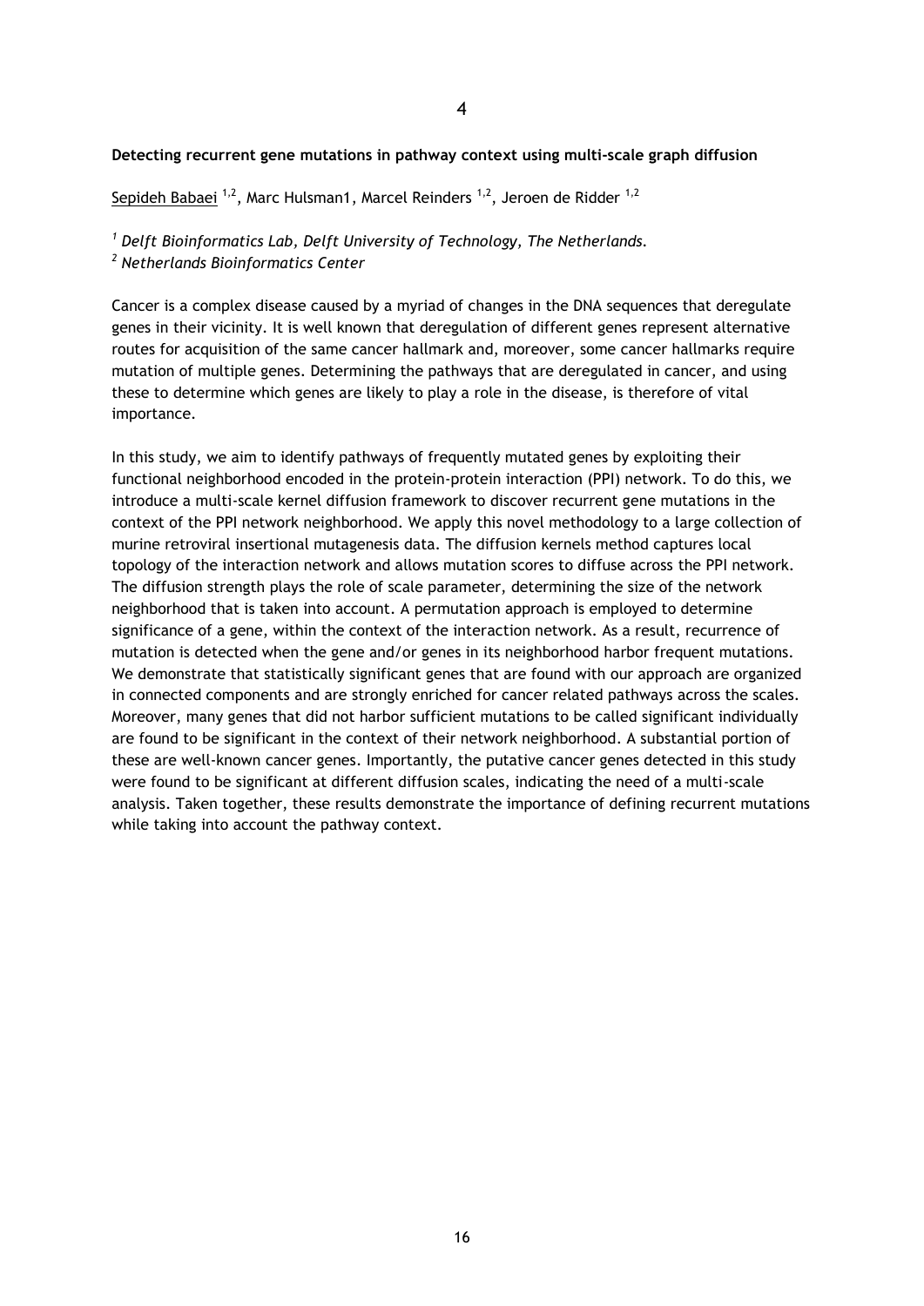**Detecting recurrent gene mutations in pathway context using multi-scale graph diffusion**

Sepideh Babaei [1,2], Marc Hulsman1, Marcel Reinders [1,2], Jeroen de Ridder [1,2]

[1] *Delft Bioinformatics Lab, Delft University of Technology, The Netherlands.*
[2] *Netherlands Bioinformatics Center*

Cancer is a complex disease caused by a myriad of changes in the DNA sequences that deregulate genes in their vicinity. It is well known that deregulation of different genes represent alternative routes for acquisition of the same cancer hallmark and, moreover, some cancer hallmarks require mutation of multiple genes. Determining the pathways that are deregulated in cancer, and using these to determine which genes are likely to play a role in the disease, is therefore of vital importance.

In this study, we aim to identify pathways of frequently mutated genes by exploiting their functional neighborhood encoded in the protein-protein interaction (PPI) network. To do this, we introduce a multi-scale kernel diffusion framework to discover recurrent gene mutations in the context of the PPI network neighborhood. We apply this novel methodology to a large collection of murine retroviral insertional mutagenesis data. The diffusion kernels method captures local topology of the interaction network and allows mutation scores to diffuse across the PPI network. The diffusion strength plays the role of scale parameter, determining the size of the network neighborhood that is taken into account. A permutation approach is employed to determine significance of a gene, within the context of the interaction network. As a result, recurrence of mutation is detected when the gene and/or genes in its neighborhood harbor frequent mutations. We demonstrate that statistically significant genes that are found with our approach are organized in connected components and are strongly enriched for cancer related pathways across the scales. Moreover, many genes that did not harbor sufficient mutations to be called significant individually are found to be significant in the context of their network neighborhood. A substantial portion of these are well-known cancer genes. Importantly, the putative cancer genes detected in this study were found to be significant at different diffusion scales, indicating the need of a multi-scale analysis. Taken together, these results demonstrate the importance of defining recurrent mutations while taking into account the pathway context.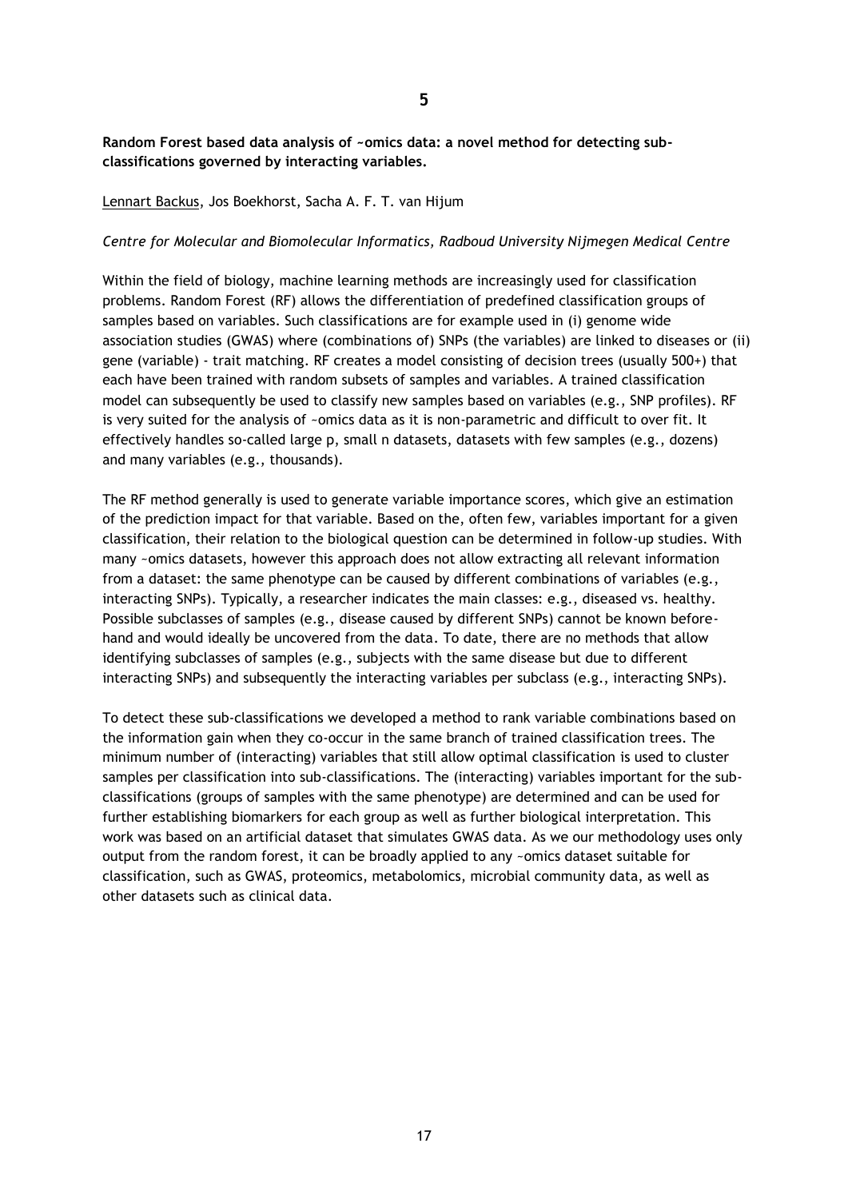**5**

**Random Forest based data analysis of ~omics data: a novel method for detecting sub-classifications governed by interacting variables.**

Lennart Backus, Jos Boekhorst, Sacha A. F. T. van Hijum

*Centre for Molecular and Biomolecular Informatics, Radboud University Nijmegen Medical Centre*

Within the field of biology, machine learning methods are increasingly used for classification problems. Random Forest (RF) allows the differentiation of predefined classification groups of samples based on variables. Such classifications are for example used in (i) genome wide association studies (GWAS) where (combinations of) SNPs (the variables) are linked to diseases or (ii) gene (variable) - trait matching. RF creates a model consisting of decision trees (usually 500+) that each have been trained with random subsets of samples and variables. A trained classification model can subsequently be used to classify new samples based on variables (e.g., SNP profiles). RF is very suited for the analysis of ~omics data as it is non-parametric and difficult to over fit. It effectively handles so-called large p, small n datasets, datasets with few samples (e.g., dozens) and many variables (e.g., thousands).

The RF method generally is used to generate variable importance scores, which give an estimation of the prediction impact for that variable. Based on the, often few, variables important for a given classification, their relation to the biological question can be determined in follow-up studies. With many ~omics datasets, however this approach does not allow extracting all relevant information from a dataset: the same phenotype can be caused by different combinations of variables (e.g., interacting SNPs). Typically, a researcher indicates the main classes: e.g., diseased vs. healthy. Possible subclasses of samples (e.g., disease caused by different SNPs) cannot be known before-hand and would ideally be uncovered from the data. To date, there are no methods that allow identifying subclasses of samples (e.g., subjects with the same disease but due to different interacting SNPs) and subsequently the interacting variables per subclass (e.g., interacting SNPs).

To detect these sub-classifications we developed a method to rank variable combinations based on the information gain when they co-occur in the same branch of trained classification trees. The minimum number of (interacting) variables that still allow optimal classification is used to cluster samples per classification into sub-classifications. The (interacting) variables important for the sub-classifications (groups of samples with the same phenotype) are determined and can be used for further establishing biomarkers for each group as well as further biological interpretation. This work was based on an artificial dataset that simulates GWAS data. As we our methodology uses only output from the random forest, it can be broadly applied to any ~omics dataset suitable for classification, such as GWAS, proteomics, metabolomics, microbial community data, as well as other datasets such as clinical data.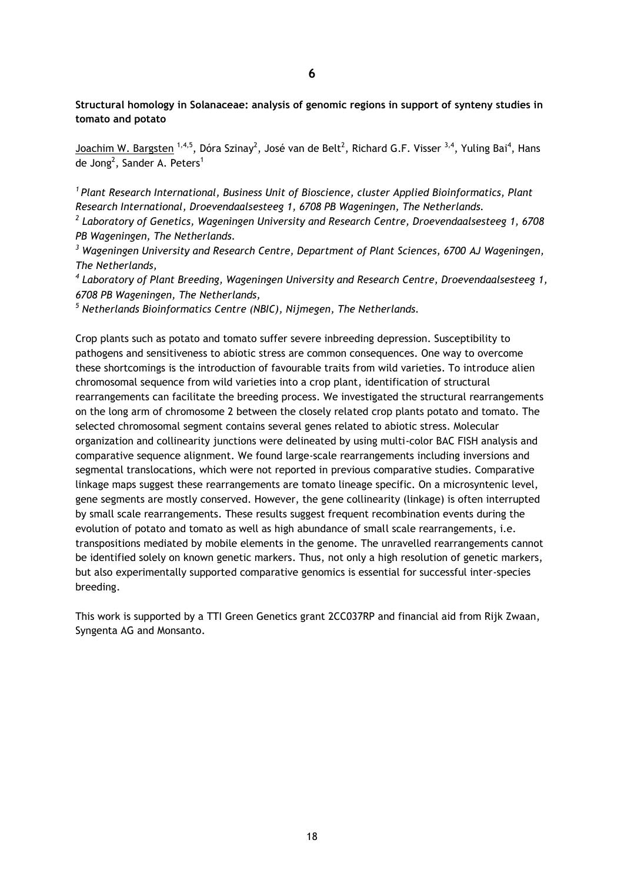**6**

**Structural homology in Solanaceae: analysis of genomic regions in support of synteny studies in tomato and potato**

Joachim W. Bargsten [1,4,5], Dóra Szinay[2], José van de Belt[2], Richard G.F. Visser [3,4], Yuling Bai[4], Hans de Jong[2], Sander A. Peters[1]

*[1] Plant Research International, Business Unit of Bioscience, cluster Applied Bioinformatics, Plant Research International, Droevendaalsesteeg 1, 6708 PB Wageningen, The Netherlands.*
*[2] Laboratory of Genetics, Wageningen University and Research Centre, Droevendaalsesteeg 1, 6708 PB Wageningen, The Netherlands.*
*[3] Wageningen University and Research Centre, Department of Plant Sciences, 6700 AJ Wageningen, The Netherlands,*
*[4] Laboratory of Plant Breeding, Wageningen University and Research Centre, Droevendaalsesteeg 1, 6708 PB Wageningen, The Netherlands,*
*[5] Netherlands Bioinformatics Centre (NBIC), Nijmegen, The Netherlands.*

Crop plants such as potato and tomato suffer severe inbreeding depression. Susceptibility to pathogens and sensitiveness to abiotic stress are common consequences. One way to overcome these shortcomings is the introduction of favourable traits from wild varieties. To introduce alien chromosomal sequence from wild varieties into a crop plant, identification of structural rearrangements can facilitate the breeding process. We investigated the structural rearrangements on the long arm of chromosome 2 between the closely related crop plants potato and tomato. The selected chromosomal segment contains several genes related to abiotic stress. Molecular organization and collinearity junctions were delineated by using multi-color BAC FISH analysis and comparative sequence alignment. We found large-scale rearrangements including inversions and segmental translocations, which were not reported in previous comparative studies. Comparative linkage maps suggest these rearrangements are tomato lineage specific. On a microsyntenic level, gene segments are mostly conserved. However, the gene collinearity (linkage) is often interrupted by small scale rearrangements. These results suggest frequent recombination events during the evolution of potato and tomato as well as high abundance of small scale rearrangements, i.e. transpositions mediated by mobile elements in the genome. The unravelled rearrangements cannot be identified solely on known genetic markers. Thus, not only a high resolution of genetic markers, but also experimentally supported comparative genomics is essential for successful inter-species breeding.

This work is supported by a TTI Green Genetics grant 2CC037RP and financial aid from Rijk Zwaan, Syngenta AG and Monsanto.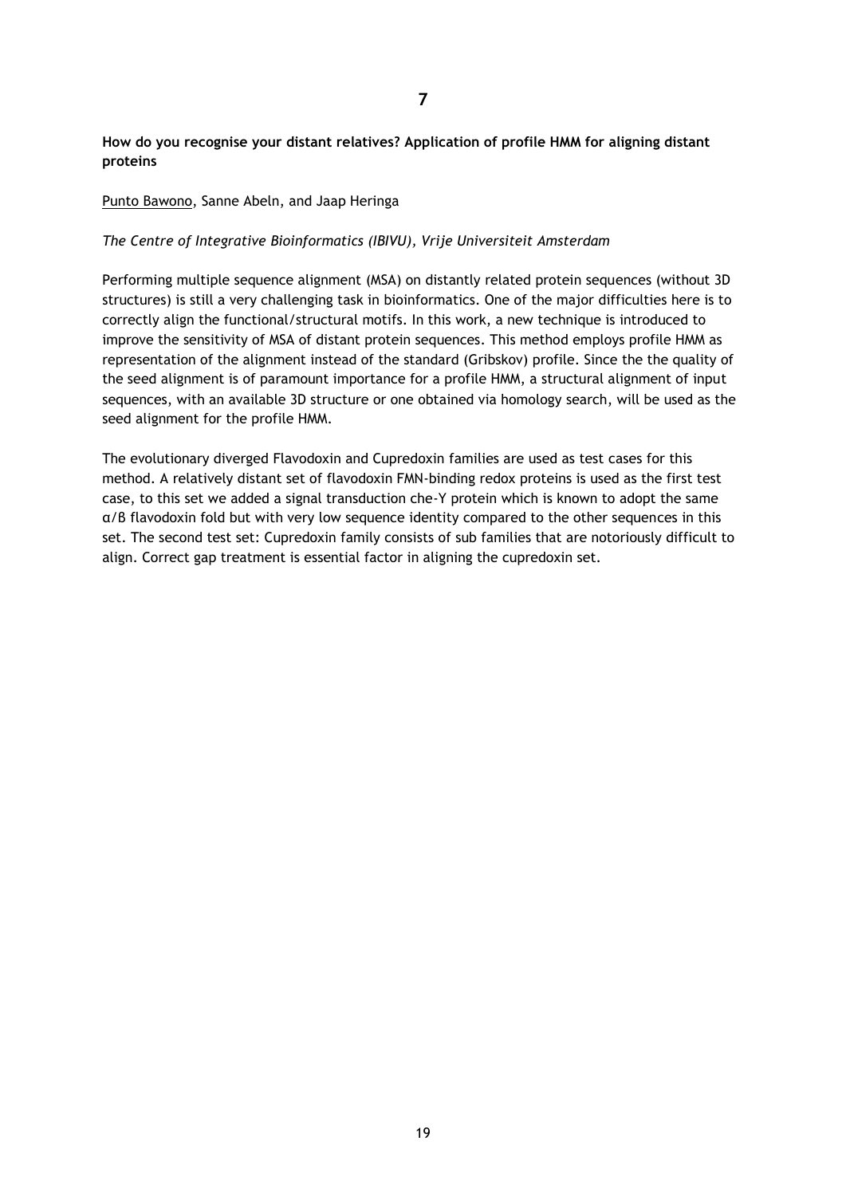## 7

**How do you recognise your distant relatives? Application of profile HMM for aligning distant proteins**

<u>Punto Bawono</u>, Sanne Abeln, and Jaap Heringa

*The Centre of Integrative Bioinformatics (IBIVU), Vrije Universiteit Amsterdam*

Performing multiple sequence alignment (MSA) on distantly related protein sequences (without 3D structures) is still a very challenging task in bioinformatics. One of the major difficulties here is to correctly align the functional/structural motifs. In this work, a new technique is introduced to improve the sensitivity of MSA of distant protein sequences. This method employs profile HMM as representation of the alignment instead of the standard (Gribskov) profile. Since the the quality of the seed alignment is of paramount importance for a profile HMM, a structural alignment of input sequences, with an available 3D structure or one obtained via homology search, will be used as the seed alignment for the profile HMM.

The evolutionary diverged Flavodoxin and Cupredoxin families are used as test cases for this method. A relatively distant set of flavodoxin FMN-binding redox proteins is used as the first test case, to this set we added a signal transduction che-Y protein which is known to adopt the same α/β flavodoxin fold but with very low sequence identity compared to the other sequences in this set. The second test set: Cupredoxin family consists of sub families that are notoriously difficult to align. Correct gap treatment is essential factor in aligning the cupredoxin set.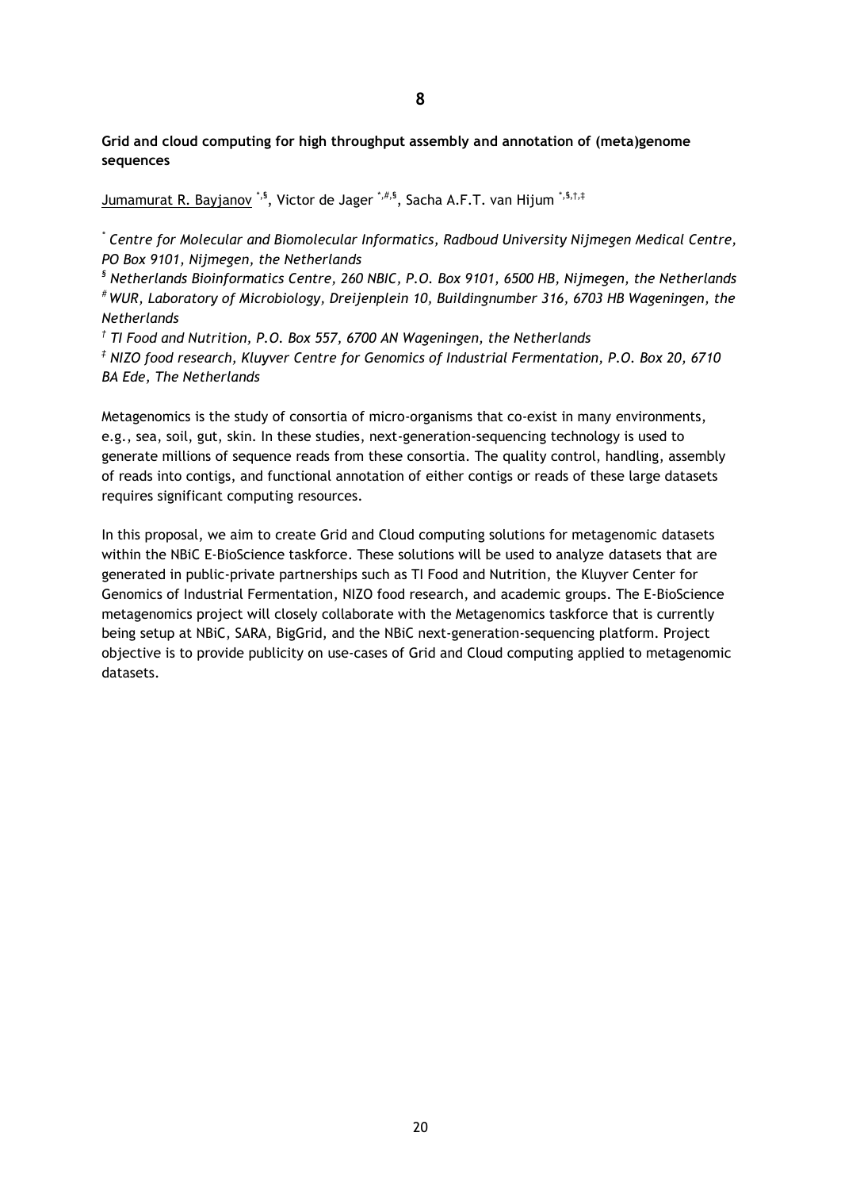**8**

**Grid and cloud computing for high throughput assembly and annotation of (meta)genome sequences**

Jumamurat R. Bayjanov [*,§], Victor de Jager [*,#,§], Sacha A.F.T. van Hijum [*,§,†,‡]

[*] *Centre for Molecular and Biomolecular Informatics, Radboud University Nijmegen Medical Centre, PO Box 9101, Nijmegen, the Netherlands*

[§] *Netherlands Bioinformatics Centre, 260 NBIC, P.O. Box 9101, 6500 HB, Nijmegen, the Netherlands*

[#] *WUR, Laboratory of Microbiology, Dreijenplein 10, Buildingnumber 316, 6703 HB Wageningen, the Netherlands*

[†] *TI Food and Nutrition, P.O. Box 557, 6700 AN Wageningen, the Netherlands*

[‡] *NIZO food research, Kluyver Centre for Genomics of Industrial Fermentation, P.O. Box 20, 6710 BA Ede, The Netherlands*

Metagenomics is the study of consortia of micro-organisms that co-exist in many environments, e.g., sea, soil, gut, skin. In these studies, next-generation-sequencing technology is used to generate millions of sequence reads from these consortia. The quality control, handling, assembly of reads into contigs, and functional annotation of either contigs or reads of these large datasets requires significant computing resources.

In this proposal, we aim to create Grid and Cloud computing solutions for metagenomic datasets within the NBiC E-BioScience taskforce. These solutions will be used to analyze datasets that are generated in public-private partnerships such as TI Food and Nutrition, the Kluyver Center for Genomics of Industrial Fermentation, NIZO food research, and academic groups. The E-BioScience metagenomics project will closely collaborate with the Metagenomics taskforce that is currently being setup at NBiC, SARA, BigGrid, and the NBiC next-generation-sequencing platform. Project objective is to provide publicity on use-cases of Grid and Cloud computing applied to metagenomic datasets.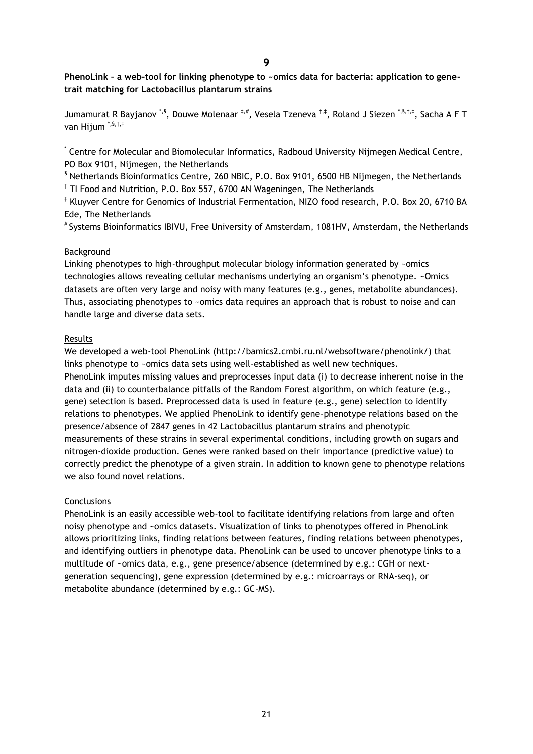**9**

**PhenoLink – a web-tool for linking phenotype to ~omics data for bacteria: application to gene-trait matching for Lactobacillus plantarum strains**

Jumamurat R Bayjanov [*,§], Douwe Molenaar [‡,#], Vesela Tzeneva [†,‡], Roland J Siezen [*,§,†,‡], Sacha A F T van Hijum [*,§,†,‡]

[*] Centre for Molecular and Biomolecular Informatics, Radboud University Nijmegen Medical Centre, PO Box 9101, Nijmegen, the Netherlands

[§] Netherlands Bioinformatics Centre, 260 NBIC, P.O. Box 9101, 6500 HB Nijmegen, the Netherlands

[†] TI Food and Nutrition, P.O. Box 557, 6700 AN Wageningen, The Netherlands

[‡] Kluyver Centre for Genomics of Industrial Fermentation, NIZO food research, P.O. Box 20, 6710 BA Ede, The Netherlands

[#] Systems Bioinformatics IBIVU, Free University of Amsterdam, 1081HV, Amsterdam, the Netherlands

Background

Linking phenotypes to high-throughput molecular biology information generated by ~omics technologies allows revealing cellular mechanisms underlying an organism's phenotype. ~Omics datasets are often very large and noisy with many features (e.g., genes, metabolite abundances). Thus, associating phenotypes to ~omics data requires an approach that is robust to noise and can handle large and diverse data sets.

Results

We developed a web-tool PhenoLink (http://bamics2.cmbi.ru.nl/websoftware/phenolink/) that links phenotype to ~omics data sets using well-established as well new techniques. PhenoLink imputes missing values and preprocesses input data (i) to decrease inherent noise in the data and (ii) to counterbalance pitfalls of the Random Forest algorithm, on which feature (e.g., gene) selection is based. Preprocessed data is used in feature (e.g., gene) selection to identify relations to phenotypes. We applied PhenoLink to identify gene-phenotype relations based on the presence/absence of 2847 genes in 42 Lactobacillus plantarum strains and phenotypic measurements of these strains in several experimental conditions, including growth on sugars and nitrogen-dioxide production. Genes were ranked based on their importance (predictive value) to correctly predict the phenotype of a given strain. In addition to known gene to phenotype relations we also found novel relations.

Conclusions

PhenoLink is an easily accessible web-tool to facilitate identifying relations from large and often noisy phenotype and ~omics datasets. Visualization of links to phenotypes offered in PhenoLink allows prioritizing links, finding relations between features, finding relations between phenotypes, and identifying outliers in phenotype data. PhenoLink can be used to uncover phenotype links to a multitude of ~omics data, e.g., gene presence/absence (determined by e.g.: CGH or next-generation sequencing), gene expression (determined by e.g.: microarrays or RNA-seq), or metabolite abundance (determined by e.g.: GC-MS).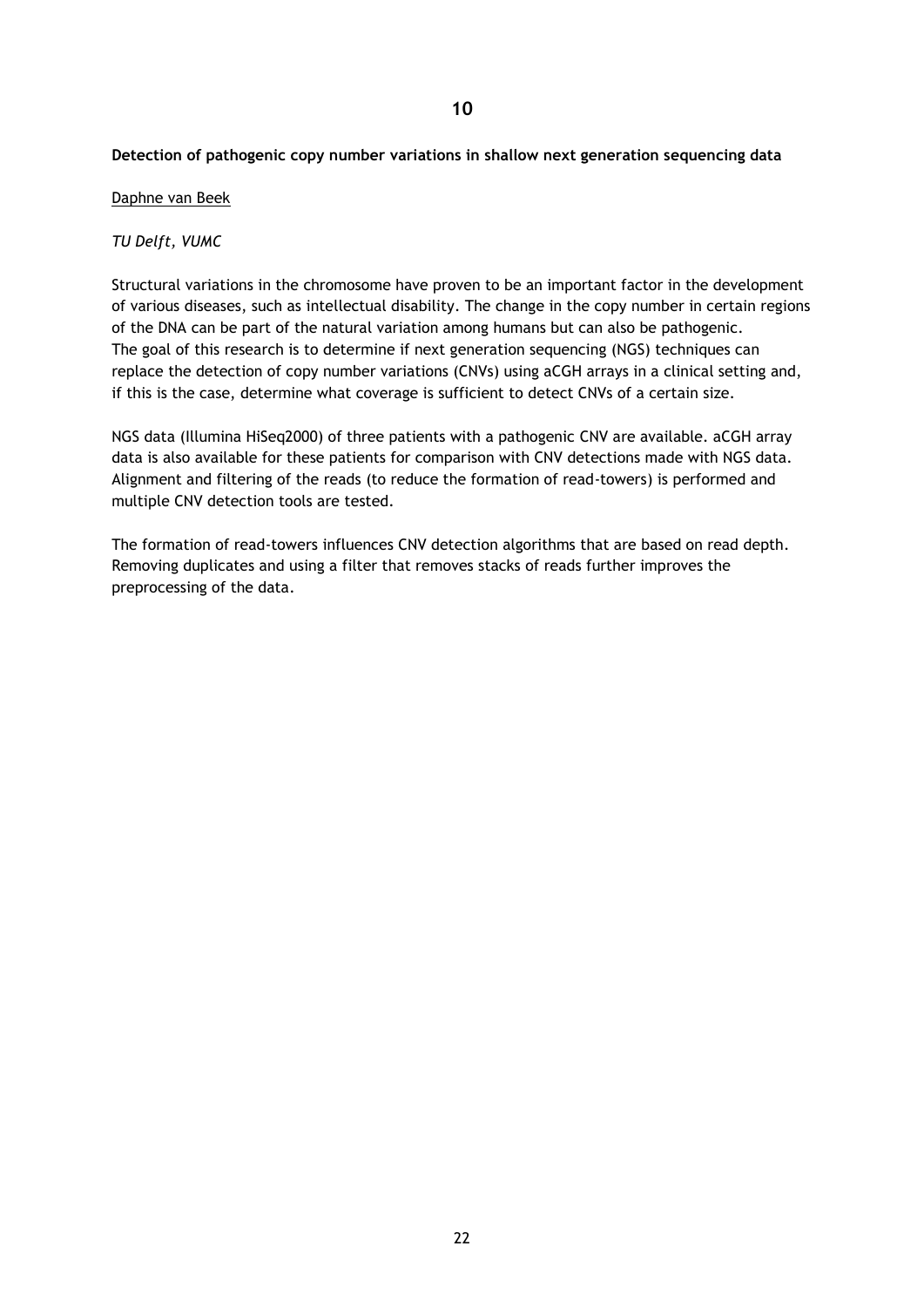# 10

**Detection of pathogenic copy number variations in shallow next generation sequencing data**

Daphne van Beek

*TU Delft, VUMC*

Structural variations in the chromosome have proven to be an important factor in the development of various diseases, such as intellectual disability. The change in the copy number in certain regions of the DNA can be part of the natural variation among humans but can also be pathogenic. The goal of this research is to determine if next generation sequencing (NGS) techniques can replace the detection of copy number variations (CNVs) using aCGH arrays in a clinical setting and, if this is the case, determine what coverage is sufficient to detect CNVs of a certain size.

NGS data (Illumina HiSeq2000) of three patients with a pathogenic CNV are available. aCGH array data is also available for these patients for comparison with CNV detections made with NGS data. Alignment and filtering of the reads (to reduce the formation of read-towers) is performed and multiple CNV detection tools are tested.

The formation of read-towers influences CNV detection algorithms that are based on read depth. Removing duplicates and using a filter that removes stacks of reads further improves the preprocessing of the data.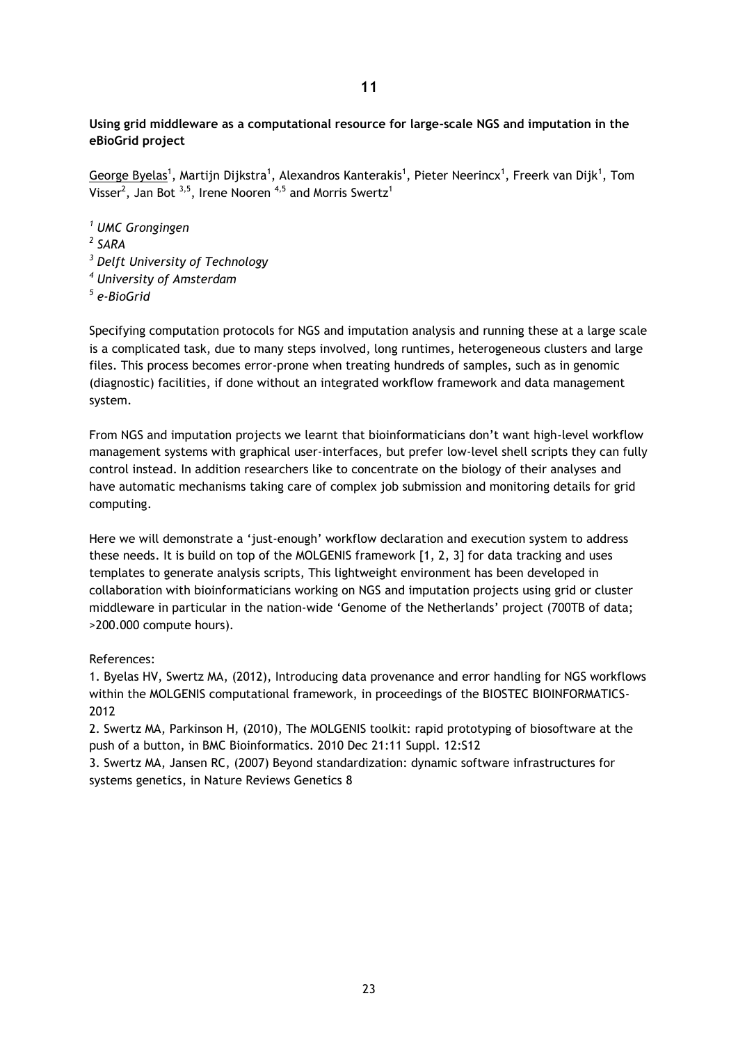**11**

**Using grid middleware as a computational resource for large-scale NGS and imputation in the eBioGrid project**

<u>George Byelas</u>[1], Martijn Dijkstra[1], Alexandros Kanterakis[1], Pieter Neerincx[1], Freerk van Dijk[1], Tom Visser[2], Jan Bot [3,5], Irene Nooren [4,5] and Morris Swertz[1]

[1] *UMC Grongingen*
[2] *SARA*
[3] *Delft University of Technology*
[4] *University of Amsterdam*
[5] *e-BioGrid*

Specifying computation protocols for NGS and imputation analysis and running these at a large scale is a complicated task, due to many steps involved, long runtimes, heterogeneous clusters and large files. This process becomes error-prone when treating hundreds of samples, such as in genomic (diagnostic) facilities, if done without an integrated workflow framework and data management system.

From NGS and imputation projects we learnt that bioinformaticians don't want high-level workflow management systems with graphical user-interfaces, but prefer low-level shell scripts they can fully control instead. In addition researchers like to concentrate on the biology of their analyses and have automatic mechanisms taking care of complex job submission and monitoring details for grid computing.

Here we will demonstrate a 'just-enough' workflow declaration and execution system to address these needs. It is build on top of the MOLGENIS framework [1, 2, 3] for data tracking and uses templates to generate analysis scripts, This lightweight environment has been developed in collaboration with bioinformaticians working on NGS and imputation projects using grid or cluster middleware in particular in the nation-wide 'Genome of the Netherlands' project (700TB of data; >200.000 compute hours).

References:
1. Byelas HV, Swertz MA, (2012), Introducing data provenance and error handling for NGS workflows within the MOLGENIS computational framework, in proceedings of the BIOSTEC BIOINFORMATICS-2012
2. Swertz MA, Parkinson H, (2010), The MOLGENIS toolkit: rapid prototyping of biosoftware at the push of a button, in BMC Bioinformatics. 2010 Dec 21:11 Suppl. 12:S12
3. Swertz MA, Jansen RC, (2007) Beyond standardization: dynamic software infrastructures for systems genetics, in Nature Reviews Genetics 8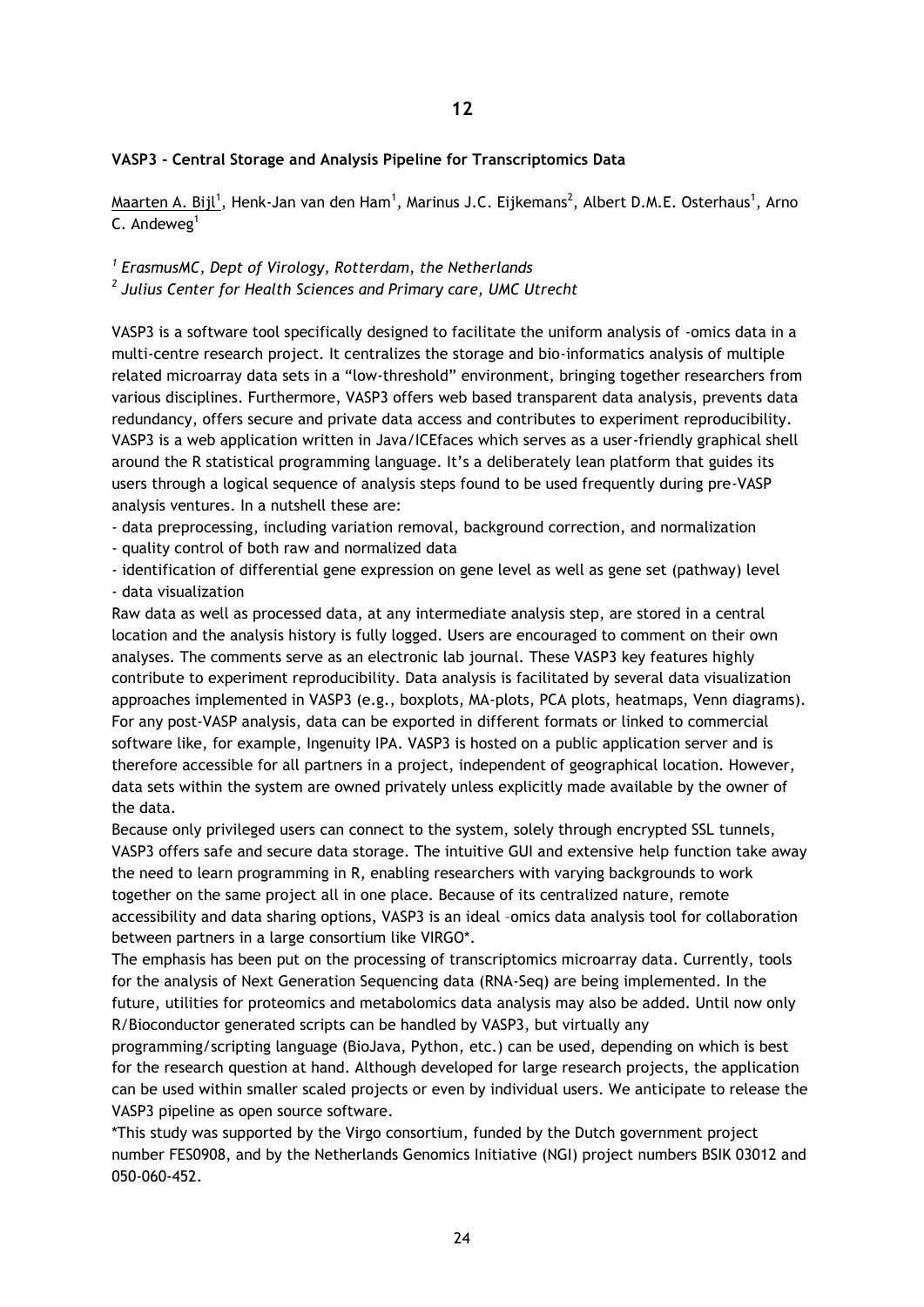**12**

**VASP3 - Central Storage and Analysis Pipeline for Transcriptomics Data**

Maarten A. Bijl[1], Henk-Jan van den Ham[1], Marinus J.C. Eijkemans[2], Albert D.M.E. Osterhaus[1], Arno C. Andeweg[1]

*[1] ErasmusMC, Dept of Virology, Rotterdam, the Netherlands*

*[2] Julius Center for Health Sciences and Primary care, UMC Utrecht*

VASP3 is a software tool specifically designed to facilitate the uniform analysis of -omics data in a multi-centre research project. It centralizes the storage and bio-informatics analysis of multiple related microarray data sets in a "low-threshold" environment, bringing together researchers from various disciplines. Furthermore, VASP3 offers web based transparent data analysis, prevents data redundancy, offers secure and private data access and contributes to experiment reproducibility. VASP3 is a web application written in Java/ICEfaces which serves as a user-friendly graphical shell around the R statistical programming language. It's a deliberately lean platform that guides its users through a logical sequence of analysis steps found to be used frequently during pre-VASP analysis ventures. In a nutshell these are:

- data preprocessing, including variation removal, background correction, and normalization
- quality control of both raw and normalized data
- identification of differential gene expression on gene level as well as gene set (pathway) level
- data visualization

Raw data as well as processed data, at any intermediate analysis step, are stored in a central location and the analysis history is fully logged. Users are encouraged to comment on their own analyses. The comments serve as an electronic lab journal. These VASP3 key features highly contribute to experiment reproducibility. Data analysis is facilitated by several data visualization approaches implemented in VASP3 (e.g., boxplots, MA-plots, PCA plots, heatmaps, Venn diagrams). For any post-VASP analysis, data can be exported in different formats or linked to commercial software like, for example, Ingenuity IPA. VASP3 is hosted on a public application server and is therefore accessible for all partners in a project, independent of geographical location. However, data sets within the system are owned privately unless explicitly made available by the owner of the data.

Because only privileged users can connect to the system, solely through encrypted SSL tunnels, VASP3 offers safe and secure data storage. The intuitive GUI and extensive help function take away the need to learn programming in R, enabling researchers with varying backgrounds to work together on the same project all in one place. Because of its centralized nature, remote accessibility and data sharing options, VASP3 is an ideal –omics data analysis tool for collaboration between partners in a large consortium like VIRGO*.

The emphasis has been put on the processing of transcriptomics microarray data. Currently, tools for the analysis of Next Generation Sequencing data (RNA-Seq) are being implemented. In the future, utilities for proteomics and metabolomics data analysis may also be added. Until now only R/Bioconductor generated scripts can be handled by VASP3, but virtually any programming/scripting language (BioJava, Python, etc.) can be used, depending on which is best for the research question at hand. Although developed for large research projects, the application can be used within smaller scaled projects or even by individual users. We anticipate to release the VASP3 pipeline as open source software.

*This study was supported by the Virgo consortium, funded by the Dutch government project number FES0908, and by the Netherlands Genomics Initiative (NGI) project numbers BSIK 03012 and 050-060-452.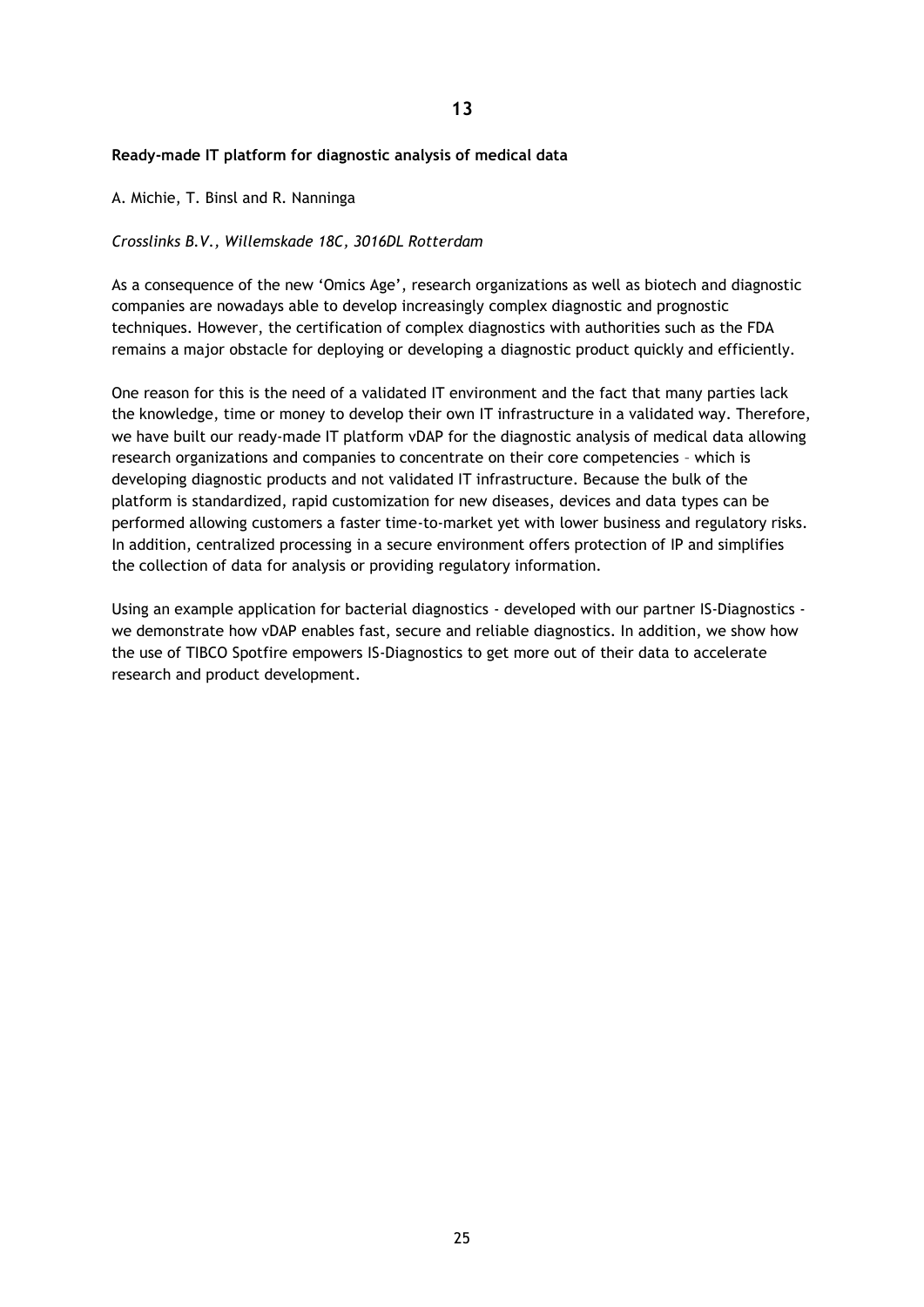**13**

**Ready-made IT platform for diagnostic analysis of medical data**

A. Michie, T. Binsl and R. Nanninga

*Crosslinks B.V., Willemskade 18C, 3016DL Rotterdam*

As a consequence of the new 'Omics Age', research organizations as well as biotech and diagnostic companies are nowadays able to develop increasingly complex diagnostic and prognostic techniques. However, the certification of complex diagnostics with authorities such as the FDA remains a major obstacle for deploying or developing a diagnostic product quickly and efficiently.

One reason for this is the need of a validated IT environment and the fact that many parties lack the knowledge, time or money to develop their own IT infrastructure in a validated way. Therefore, we have built our ready-made IT platform vDAP for the diagnostic analysis of medical data allowing research organizations and companies to concentrate on their core competencies – which is developing diagnostic products and not validated IT infrastructure. Because the bulk of the platform is standardized, rapid customization for new diseases, devices and data types can be performed allowing customers a faster time-to-market yet with lower business and regulatory risks. In addition, centralized processing in a secure environment offers protection of IP and simplifies the collection of data for analysis or providing regulatory information.

Using an example application for bacterial diagnostics - developed with our partner IS-Diagnostics - we demonstrate how vDAP enables fast, secure and reliable diagnostics. In addition, we show how the use of TIBCO Spotfire empowers IS-Diagnostics to get more out of their data to accelerate research and product development.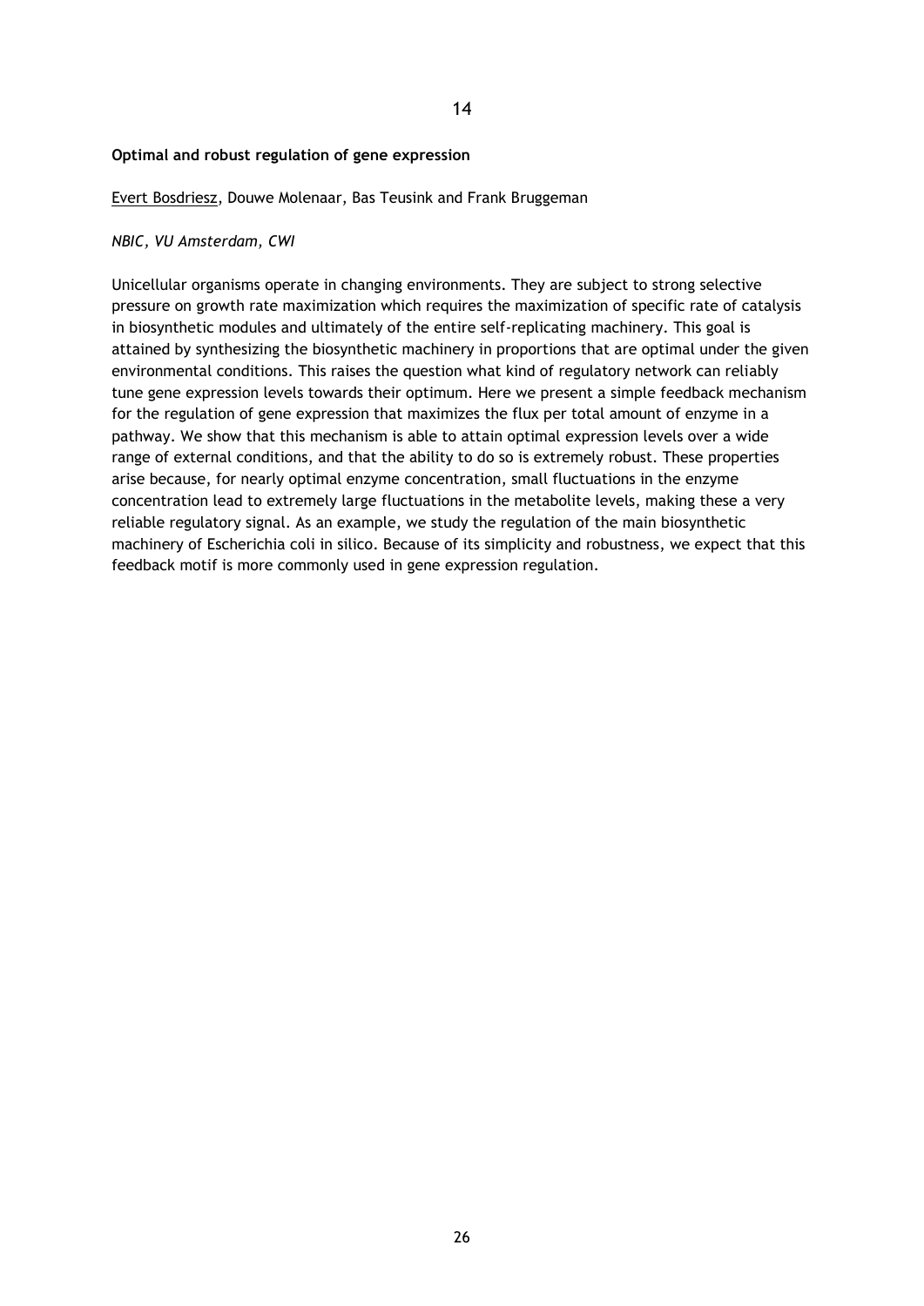14

**Optimal and robust regulation of gene expression**

Evert Bosdriesz, Douwe Molenaar, Bas Teusink and Frank Bruggeman

*NBIC, VU Amsterdam, CWI*

Unicellular organisms operate in changing environments. They are subject to strong selective pressure on growth rate maximization which requires the maximization of specific rate of catalysis in biosynthetic modules and ultimately of the entire self-replicating machinery. This goal is attained by synthesizing the biosynthetic machinery in proportions that are optimal under the given environmental conditions. This raises the question what kind of regulatory network can reliably tune gene expression levels towards their optimum. Here we present a simple feedback mechanism for the regulation of gene expression that maximizes the flux per total amount of enzyme in a pathway. We show that this mechanism is able to attain optimal expression levels over a wide range of external conditions, and that the ability to do so is extremely robust. These properties arise because, for nearly optimal enzyme concentration, small fluctuations in the enzyme concentration lead to extremely large fluctuations in the metabolite levels, making these a very reliable regulatory signal. As an example, we study the regulation of the main biosynthetic machinery of Escherichia coli in silico. Because of its simplicity and robustness, we expect that this feedback motif is more commonly used in gene expression regulation.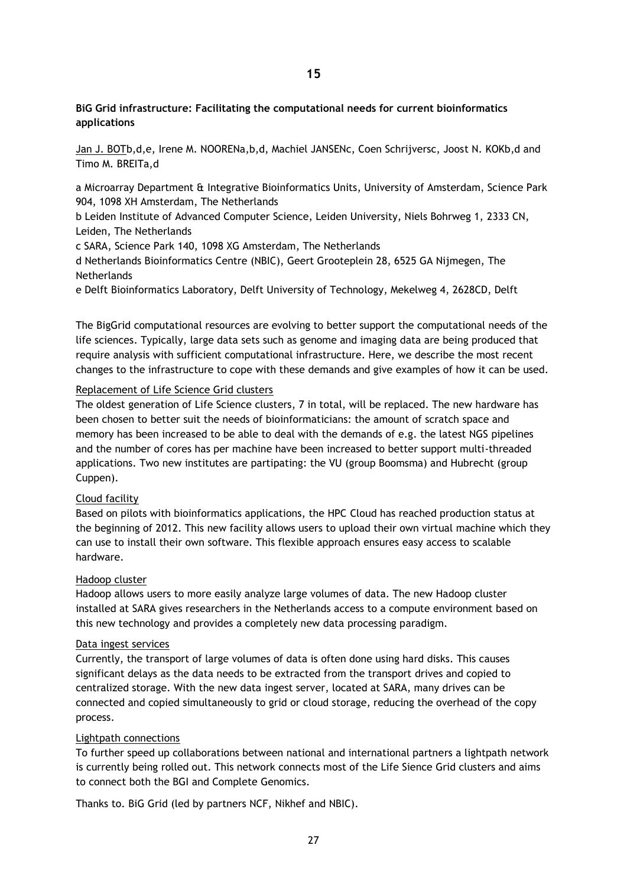**15**

**BiG Grid infrastructure: Facilitating the computational needs for current bioinformatics applications**

Jan J. BOT[b,d,e], Irene M. NOOREN[a,b,d], Machiel JANSEN[c], Coen Schrijvers[c], Joost N. KOK[b,d] and Timo M. BREIT[a,d]

a Microarray Department & Integrative Bioinformatics Units, University of Amsterdam, Science Park 904, 1098 XH Amsterdam, The Netherlands
b Leiden Institute of Advanced Computer Science, Leiden University, Niels Bohrweg 1, 2333 CN, Leiden, The Netherlands
c SARA, Science Park 140, 1098 XG Amsterdam, The Netherlands
d Netherlands Bioinformatics Centre (NBIC), Geert Grooteplein 28, 6525 GA Nijmegen, The Netherlands
e Delft Bioinformatics Laboratory, Delft University of Technology, Mekelweg 4, 2628CD, Delft

The BigGrid computational resources are evolving to better support the computational needs of the life sciences. Typically, large data sets such as genome and imaging data are being produced that require analysis with sufficient computational infrastructure. Here, we describe the most recent changes to the infrastructure to cope with these demands and give examples of how it can be used.

Replacement of Life Science Grid clusters

The oldest generation of Life Science clusters, 7 in total, will be replaced. The new hardware has been chosen to better suit the needs of bioinformaticians: the amount of scratch space and memory has been increased to be able to deal with the demands of e.g. the latest NGS pipelines and the number of cores has per machine have been increased to better support multi-threaded applications. Two new institutes are partipating: the VU (group Boomsma) and Hubrecht (group Cuppen).

Cloud facility

Based on pilots with bioinformatics applications, the HPC Cloud has reached production status at the beginning of 2012. This new facility allows users to upload their own virtual machine which they can use to install their own software. This flexible approach ensures easy access to scalable hardware.

Hadoop cluster

Hadoop allows users to more easily analyze large volumes of data. The new Hadoop cluster installed at SARA gives researchers in the Netherlands access to a compute environment based on this new technology and provides a completely new data processing paradigm.

Data ingest services

Currently, the transport of large volumes of data is often done using hard disks. This causes significant delays as the data needs to be extracted from the transport drives and copied to centralized storage. With the new data ingest server, located at SARA, many drives can be connected and copied simultaneously to grid or cloud storage, reducing the overhead of the copy process.

Lightpath connections

To further speed up collaborations between national and international partners a lightpath network is currently being rolled out. This network connects most of the Life Sience Grid clusters and aims to connect both the BGI and Complete Genomics.

Thanks to. BiG Grid (led by partners NCF, Nikhef and NBIC).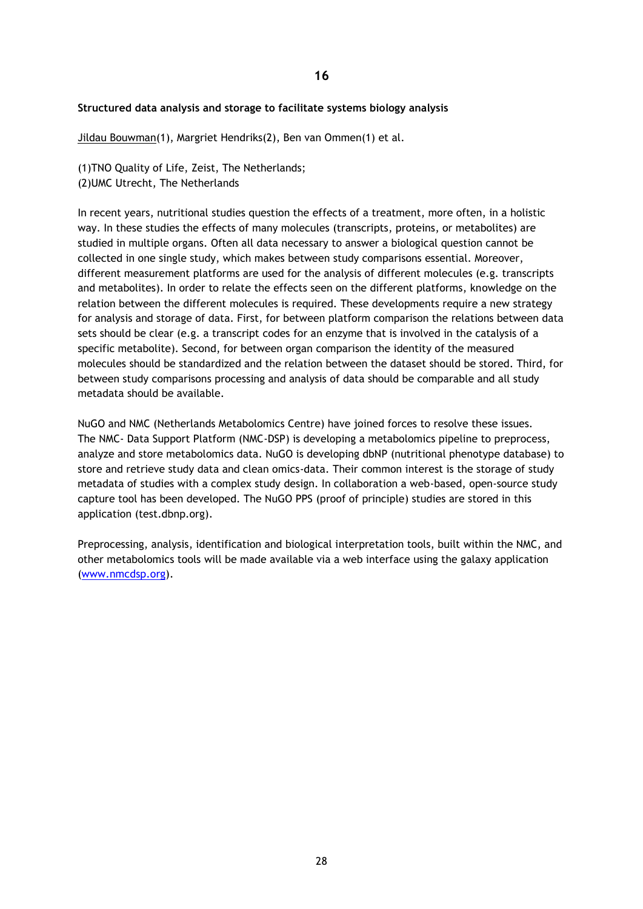**16**

**Structured data analysis and storage to facilitate systems biology analysis**

Jildau Bouwman(1), Margriet Hendriks(2), Ben van Ommen(1) et al.

(1)TNO Quality of Life, Zeist, The Netherlands;
(2)UMC Utrecht, The Netherlands

In recent years, nutritional studies question the effects of a treatment, more often, in a holistic way. In these studies the effects of many molecules (transcripts, proteins, or metabolites) are studied in multiple organs. Often all data necessary to answer a biological question cannot be collected in one single study, which makes between study comparisons essential. Moreover, different measurement platforms are used for the analysis of different molecules (e.g. transcripts and metabolites). In order to relate the effects seen on the different platforms, knowledge on the relation between the different molecules is required. These developments require a new strategy for analysis and storage of data. First, for between platform comparison the relations between data sets should be clear (e.g. a transcript codes for an enzyme that is involved in the catalysis of a specific metabolite). Second, for between organ comparison the identity of the measured molecules should be standardized and the relation between the dataset should be stored. Third, for between study comparisons processing and analysis of data should be comparable and all study metadata should be available.

NuGO and NMC (Netherlands Metabolomics Centre) have joined forces to resolve these issues. The NMC- Data Support Platform (NMC-DSP) is developing a metabolomics pipeline to preprocess, analyze and store metabolomics data. NuGO is developing dbNP (nutritional phenotype database) to store and retrieve study data and clean omics-data. Their common interest is the storage of study metadata of studies with a complex study design. In collaboration a web-based, open-source study capture tool has been developed. The NuGO PPS (proof of principle) studies are stored in this application (test.dbnp.org).

Preprocessing, analysis, identification and biological interpretation tools, built within the NMC, and other metabolomics tools will be made available via a web interface using the galaxy application (www.nmcdsp.org).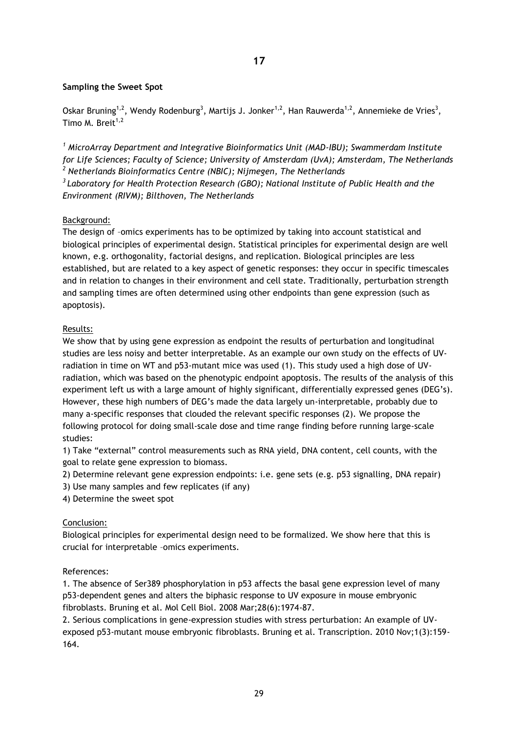**17**

**Sampling the Sweet Spot**

Oskar Bruning[1,2], Wendy Rodenburg[3], Martijs J. Jonker[1,2], Han Rauwerda[1,2], Annemieke de Vries[3], Timo M. Breit[1,2]

*[1] MicroArray Department and Integrative Bioinformatics Unit (MAD-IBU); Swammerdam Institute for Life Sciences; Faculty of Science; University of Amsterdam (UvA); Amsterdam, The Netherlands*
*[2] Netherlands Bioinformatics Centre (NBIC); Nijmegen, The Netherlands*
*[3] Laboratory for Health Protection Research (GBO); National Institute of Public Health and the Environment (RIVM); Bilthoven, The Netherlands*

Background:
The design of –omics experiments has to be optimized by taking into account statistical and biological principles of experimental design. Statistical principles for experimental design are well known, e.g. orthogonality, factorial designs, and replication. Biological principles are less established, but are related to a key aspect of genetic responses: they occur in specific timescales and in relation to changes in their environment and cell state. Traditionally, perturbation strength and sampling times are often determined using other endpoints than gene expression (such as apoptosis).

Results:
We show that by using gene expression as endpoint the results of perturbation and longitudinal studies are less noisy and better interpretable. As an example our own study on the effects of UV-radiation in time on WT and p53-mutant mice was used (1). This study used a high dose of UV-radiation, which was based on the phenotypic endpoint apoptosis. The results of the analysis of this experiment left us with a large amount of highly significant, differentially expressed genes (DEG's). However, these high numbers of DEG's made the data largely un-interpretable, probably due to many a-specific responses that clouded the relevant specific responses (2). We propose the following protocol for doing small-scale dose and time range finding before running large-scale studies:

1) Take "external" control measurements such as RNA yield, DNA content, cell counts, with the goal to relate gene expression to biomass.
2) Determine relevant gene expression endpoints: i.e. gene sets (e.g. p53 signalling, DNA repair)
3) Use many samples and few replicates (if any)
4) Determine the sweet spot

Conclusion:
Biological principles for experimental design need to be formalized. We show here that this is crucial for interpretable –omics experiments.

References:
1. The absence of Ser389 phosphorylation in p53 affects the basal gene expression level of many p53-dependent genes and alters the biphasic response to UV exposure in mouse embryonic fibroblasts. Bruning et al. Mol Cell Biol. 2008 Mar;28(6):1974-87.
2. Serious complications in gene-expression studies with stress perturbation: An example of UV-exposed p53-mutant mouse embryonic fibroblasts. Bruning et al. Transcription. 2010 Nov;1(3):159-164.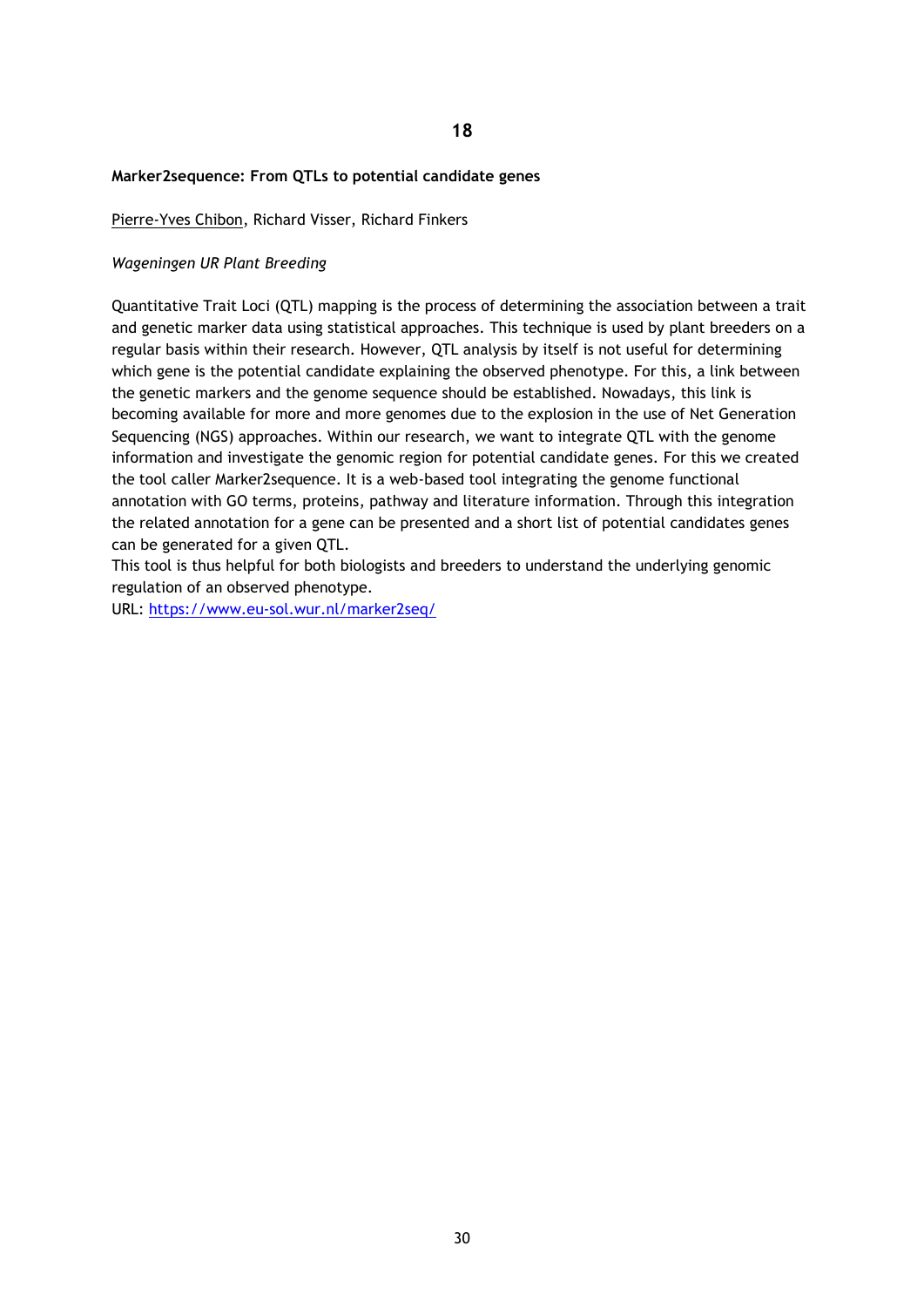**18**

**Marker2sequence: From QTLs to potential candidate genes**

Pierre-Yves Chibon, Richard Visser, Richard Finkers

*Wageningen UR Plant Breeding*

Quantitative Trait Loci (QTL) mapping is the process of determining the association between a trait and genetic marker data using statistical approaches. This technique is used by plant breeders on a regular basis within their research. However, QTL analysis by itself is not useful for determining which gene is the potential candidate explaining the observed phenotype. For this, a link between the genetic markers and the genome sequence should be established. Nowadays, this link is becoming available for more and more genomes due to the explosion in the use of Net Generation Sequencing (NGS) approaches. Within our research, we want to integrate QTL with the genome information and investigate the genomic region for potential candidate genes. For this we created the tool caller Marker2sequence. It is a web-based tool integrating the genome functional annotation with GO terms, proteins, pathway and literature information. Through this integration the related annotation for a gene can be presented and a short list of potential candidates genes can be generated for a given QTL.
This tool is thus helpful for both biologists and breeders to understand the underlying genomic regulation of an observed phenotype.
URL: https://www.eu-sol.wur.nl/marker2seq/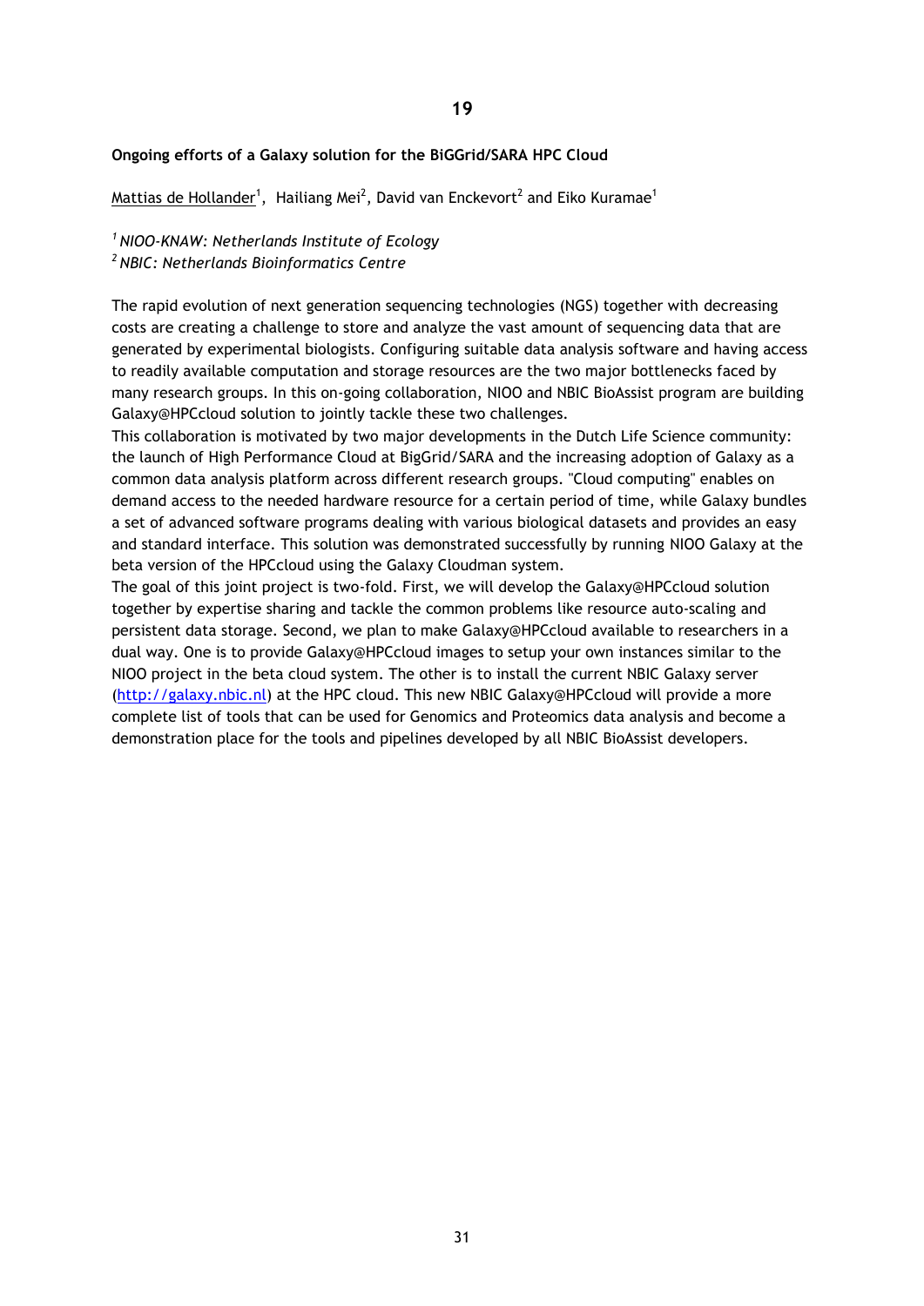**19**

**Ongoing efforts of a Galaxy solution for the BiGGrid/SARA HPC Cloud**

Mattias de Hollander[1], Hailiang Mei[2], David van Enckevort[2] and Eiko Kuramae[1]

[1] *NIOO-KNAW: Netherlands Institute of Ecology*
[2] *NBIC: Netherlands Bioinformatics Centre*

The rapid evolution of next generation sequencing technologies (NGS) together with decreasing costs are creating a challenge to store and analyze the vast amount of sequencing data that are generated by experimental biologists. Configuring suitable data analysis software and having access to readily available computation and storage resources are the two major bottlenecks faced by many research groups. In this on-going collaboration, NIOO and NBIC BioAssist program are building Galaxy@HPCcloud solution to jointly tackle these two challenges.
This collaboration is motivated by two major developments in the Dutch Life Science community: the launch of High Performance Cloud at BigGrid/SARA and the increasing adoption of Galaxy as a common data analysis platform across different research groups. "Cloud computing" enables on demand access to the needed hardware resource for a certain period of time, while Galaxy bundles a set of advanced software programs dealing with various biological datasets and provides an easy and standard interface. This solution was demonstrated successfully by running NIOO Galaxy at the beta version of the HPCcloud using the Galaxy Cloudman system.
The goal of this joint project is two-fold. First, we will develop the Galaxy@HPCcloud solution together by expertise sharing and tackle the common problems like resource auto-scaling and persistent data storage. Second, we plan to make Galaxy@HPCcloud available to researchers in a dual way. One is to provide Galaxy@HPCcloud images to setup your own instances similar to the NIOO project in the beta cloud system. The other is to install the current NBIC Galaxy server (http://galaxy.nbic.nl) at the HPC cloud. This new NBIC Galaxy@HPCcloud will provide a more complete list of tools that can be used for Genomics and Proteomics data analysis and become a demonstration place for the tools and pipelines developed by all NBIC BioAssist developers.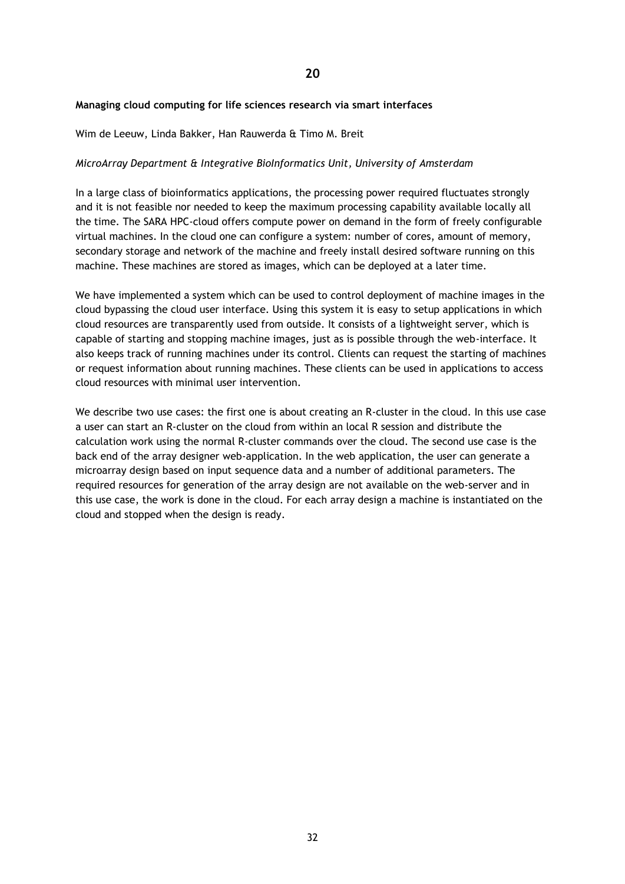# 20

**Managing cloud computing for life sciences research via smart interfaces**

Wim de Leeuw, Linda Bakker, Han Rauwerda & Timo M. Breit

*MicroArray Department & Integrative BioInformatics Unit, University of Amsterdam*

In a large class of bioinformatics applications, the processing power required fluctuates strongly and it is not feasible nor needed to keep the maximum processing capability available locally all the time. The SARA HPC-cloud offers compute power on demand in the form of freely configurable virtual machines. In the cloud one can configure a system: number of cores, amount of memory, secondary storage and network of the machine and freely install desired software running on this machine. These machines are stored as images, which can be deployed at a later time.

We have implemented a system which can be used to control deployment of machine images in the cloud bypassing the cloud user interface. Using this system it is easy to setup applications in which cloud resources are transparently used from outside. It consists of a lightweight server, which is capable of starting and stopping machine images, just as is possible through the web-interface. It also keeps track of running machines under its control. Clients can request the starting of machines or request information about running machines. These clients can be used in applications to access cloud resources with minimal user intervention.

We describe two use cases: the first one is about creating an R-cluster in the cloud. In this use case a user can start an R-cluster on the cloud from within an local R session and distribute the calculation work using the normal R-cluster commands over the cloud. The second use case is the back end of the array designer web-application. In the web application, the user can generate a microarray design based on input sequence data and a number of additional parameters. The required resources for generation of the array design are not available on the web-server and in this use case, the work is done in the cloud. For each array design a machine is instantiated on the cloud and stopped when the design is ready.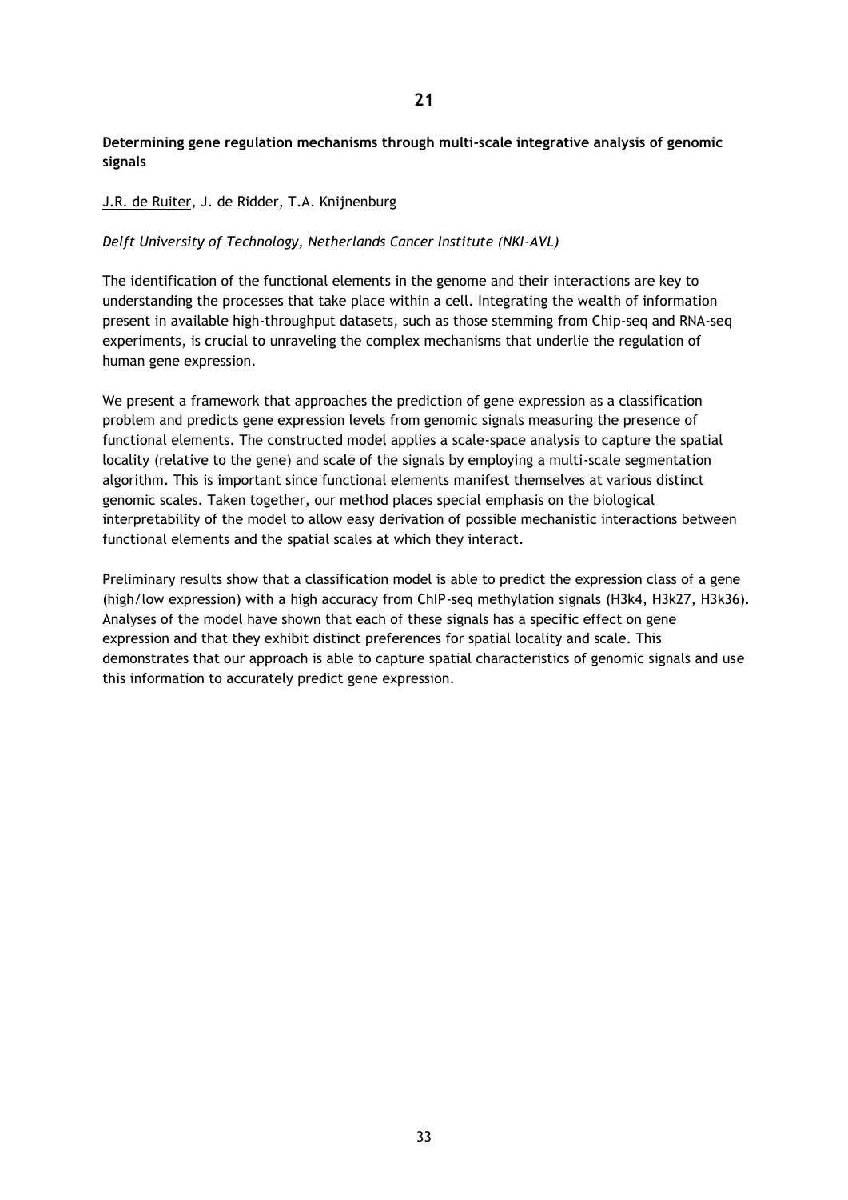## 21

**Determining gene regulation mechanisms through multi-scale integrative analysis of genomic signals**

J.R. de Ruiter, J. de Ridder, T.A. Knijnenburg

*Delft University of Technology, Netherlands Cancer Institute (NKI-AVL)*

The identification of the functional elements in the genome and their interactions are key to understanding the processes that take place within a cell. Integrating the wealth of information present in available high-throughput datasets, such as those stemming from Chip-seq and RNA-seq experiments, is crucial to unraveling the complex mechanisms that underlie the regulation of human gene expression.

We present a framework that approaches the prediction of gene expression as a classification problem and predicts gene expression levels from genomic signals measuring the presence of functional elements. The constructed model applies a scale-space analysis to capture the spatial locality (relative to the gene) and scale of the signals by employing a multi-scale segmentation algorithm. This is important since functional elements manifest themselves at various distinct genomic scales. Taken together, our method places special emphasis on the biological interpretability of the model to allow easy derivation of possible mechanistic interactions between functional elements and the spatial scales at which they interact.

Preliminary results show that a classification model is able to predict the expression class of a gene (high/low expression) with a high accuracy from ChIP-seq methylation signals (H3k4, H3k27, H3k36). Analyses of the model have shown that each of these signals has a specific effect on gene expression and that they exhibit distinct preferences for spatial locality and scale. This demonstrates that our approach is able to capture spatial characteristics of genomic signals and use this information to accurately predict gene expression.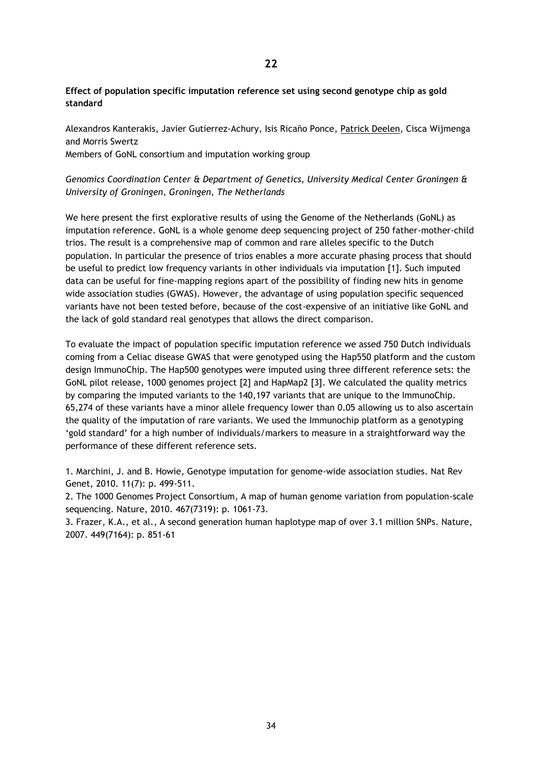**22**

**Effect of population specific imputation reference set using second genotype chip as gold standard**

Alexandros Kanterakis, Javier Gutierrez-Achury, Isis Ricaño Ponce, Patrick Deelen, Cisca Wijmenga and Morris Swertz
Members of GoNL consortium and imputation working group

*Genomics Coordination Center & Department of Genetics, University Medical Center Groningen & University of Groningen, Groningen, The Netherlands*

We here present the first explorative results of using the Genome of the Netherlands (GoNL) as imputation reference. GoNL is a whole genome deep sequencing project of 250 father-mother-child trios. The result is a comprehensive map of common and rare alleles specific to the Dutch population. In particular the presence of trios enables a more accurate phasing process that should be useful to predict low frequency variants in other individuals via imputation [1]. Such imputed data can be useful for fine-mapping regions apart of the possibility of finding new hits in genome wide association studies (GWAS). However, the advantage of using population specific sequenced variants have not been tested before, because of the cost-expensive of an initiative like GoNL and the lack of gold standard real genotypes that allows the direct comparison.

To evaluate the impact of population specific imputation reference we assed 750 Dutch individuals coming from a Celiac disease GWAS that were genotyped using the Hap550 platform and the custom design ImmunoChip. The Hap500 genotypes were imputed using three different reference sets: the GoNL pilot release, 1000 genomes project [2] and HapMap2 [3]. We calculated the quality metrics by comparing the imputed variants to the 140,197 variants that are unique to the ImmunoChip. 65,274 of these variants have a minor allele frequency lower than 0.05 allowing us to also ascertain the quality of the imputation of rare variants. We used the Immunochip platform as a genotyping 'gold standard' for a high number of individuals/markers to measure in a straightforward way the performance of these different reference sets.

1. Marchini, J. and B. Howie, Genotype imputation for genome-wide association studies. Nat Rev Genet, 2010. 11(7): p. 499-511.
2. The 1000 Genomes Project Consortium, A map of human genome variation from population-scale sequencing. Nature, 2010. 467(7319): p. 1061-73.
3. Frazer, K.A., et al., A second generation human haplotype map of over 3.1 million SNPs. Nature, 2007. 449(7164): p. 851-61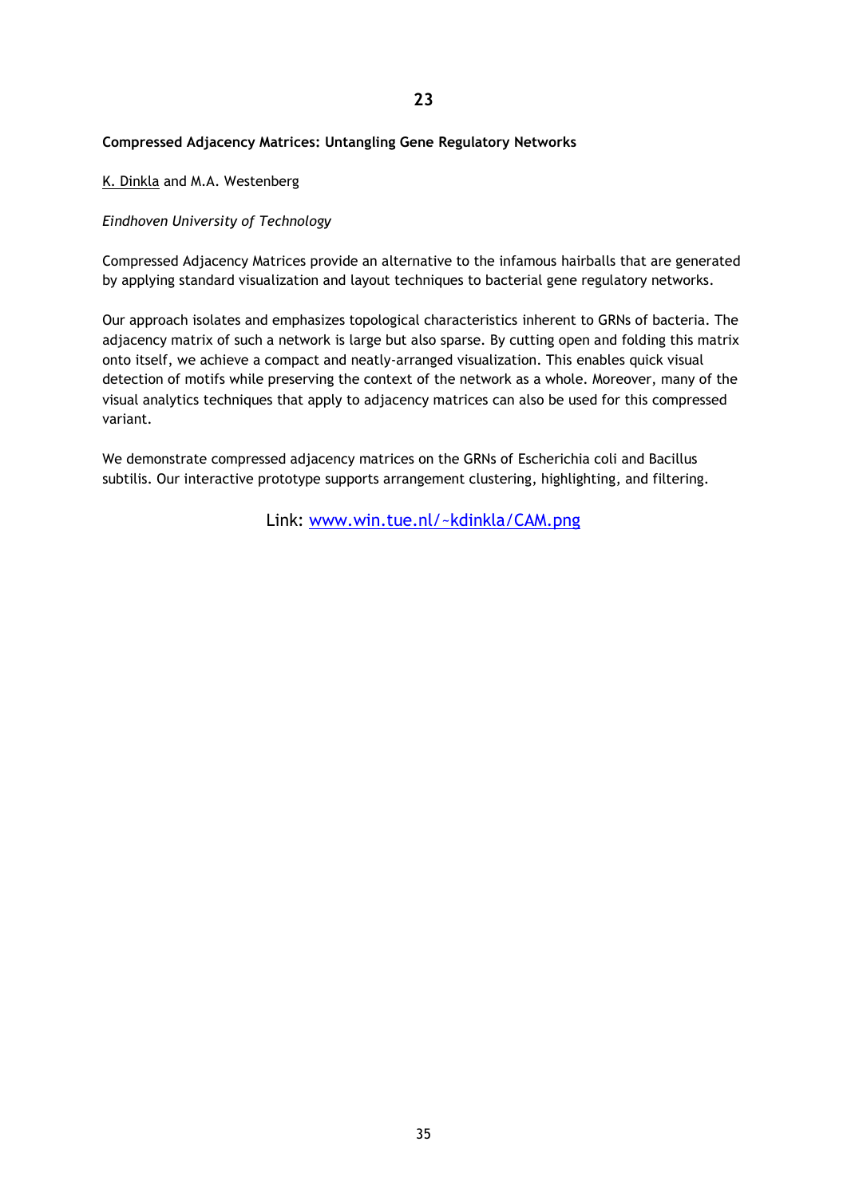## 23

**Compressed Adjacency Matrices: Untangling Gene Regulatory Networks**

K. Dinkla and M.A. Westenberg

*Eindhoven University of Technology*

Compressed Adjacency Matrices provide an alternative to the infamous hairballs that are generated by applying standard visualization and layout techniques to bacterial gene regulatory networks.

Our approach isolates and emphasizes topological characteristics inherent to GRNs of bacteria. The adjacency matrix of such a network is large but also sparse. By cutting open and folding this matrix onto itself, we achieve a compact and neatly-arranged visualization. This enables quick visual detection of motifs while preserving the context of the network as a whole. Moreover, many of the visual analytics techniques that apply to adjacency matrices can also be used for this compressed variant.

We demonstrate compressed adjacency matrices on the GRNs of Escherichia coli and Bacillus subtilis. Our interactive prototype supports arrangement clustering, highlighting, and filtering.

Link: [www.win.tue.nl/~kdinkla/CAM.png](http://www.win.tue.nl/~kdinkla/CAM.png)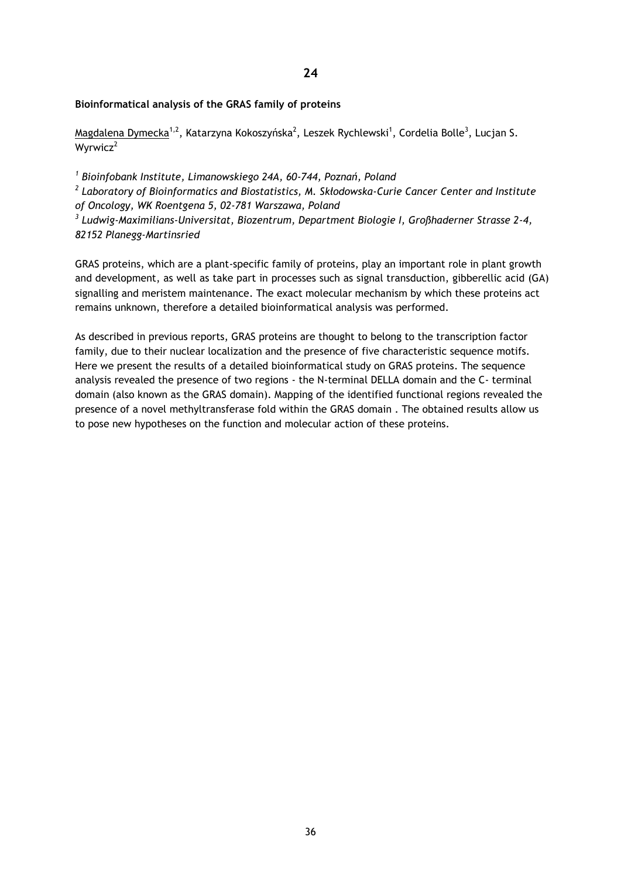## 24

**Bioinformatical analysis of the GRAS family of proteins**

Magdalena Dymecka[1,2], Katarzyna Kokoszyńska[2], Leszek Rychlewski[1], Cordelia Bolle[3], Lucjan S. Wyrwicz[2]

*[1] Bioinfobank Institute, Limanowskiego 24A, 60-744, Poznań, Poland*
*[2] Laboratory of Bioinformatics and Biostatistics, M. Skłodowska-Curie Cancer Center and Institute of Oncology, WK Roentgena 5, 02-781 Warszawa, Poland*
*[3] Ludwig-Maximilians-Universitat, Biozentrum, Department Biologie I, Großhaderner Strasse 2-4, 82152 Planegg-Martinsried*

GRAS proteins, which are a plant-specific family of proteins, play an important role in plant growth and development, as well as take part in processes such as signal transduction, gibberellic acid (GA) signalling and meristem maintenance. The exact molecular mechanism by which these proteins act remains unknown, therefore a detailed bioinformatical analysis was performed.

As described in previous reports, GRAS proteins are thought to belong to the transcription factor family, due to their nuclear localization and the presence of five characteristic sequence motifs. Here we present the results of a detailed bioinformatical study on GRAS proteins. The sequence analysis revealed the presence of two regions - the N-terminal DELLA domain and the C- terminal domain (also known as the GRAS domain). Mapping of the identified functional regions revealed the presence of a novel methyltransferase fold within the GRAS domain . The obtained results allow us to pose new hypotheses on the function and molecular action of these proteins.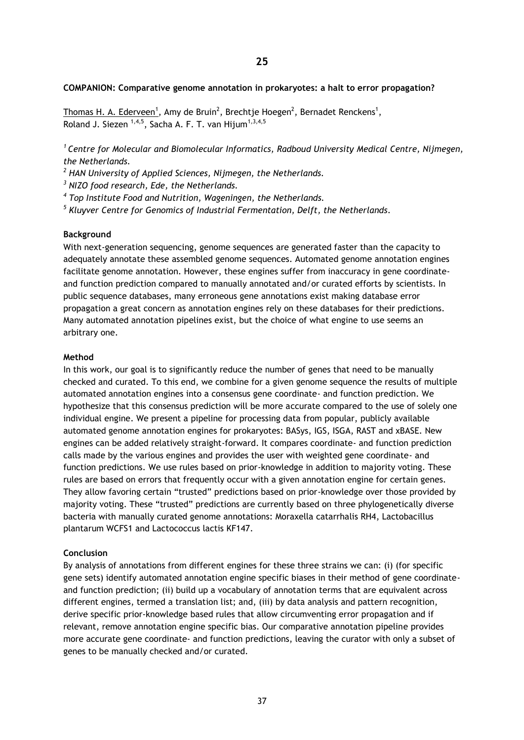# 25

**COMPANION: Comparative genome annotation in prokaryotes: a halt to error propagation?**

Thomas H. A. Ederveen[1], Amy de Bruin[2], Brechtje Hoegen[2], Bernadet Renckens[1], Roland J. Siezen [1,4,5], Sacha A. F. T. van Hijum[1,3,4,5]

[1] *Centre for Molecular and Biomolecular Informatics, Radboud University Medical Centre, Nijmegen, the Netherlands.*

[2] *HAN University of Applied Sciences, Nijmegen, the Netherlands.*

[3] *NIZO food research, Ede, the Netherlands.*

[4] *Top Institute Food and Nutrition, Wageningen, the Netherlands.*

[5] *Kluyver Centre for Genomics of Industrial Fermentation, Delft, the Netherlands.*

**Background**

With next-generation sequencing, genome sequences are generated faster than the capacity to adequately annotate these assembled genome sequences. Automated genome annotation engines facilitate genome annotation. However, these engines suffer from inaccuracy in gene coordinate- and function prediction compared to manually annotated and/or curated efforts by scientists. In public sequence databases, many erroneous gene annotations exist making database error propagation a great concern as annotation engines rely on these databases for their predictions. Many automated annotation pipelines exist, but the choice of what engine to use seems an arbitrary one.

**Method**

In this work, our goal is to significantly reduce the number of genes that need to be manually checked and curated. To this end, we combine for a given genome sequence the results of multiple automated annotation engines into a consensus gene coordinate- and function prediction. We hypothesize that this consensus prediction will be more accurate compared to the use of solely one individual engine. We present a pipeline for processing data from popular, publicly available automated genome annotation engines for prokaryotes: BASys, IGS, ISGA, RAST and xBASE. New engines can be added relatively straight-forward. It compares coordinate- and function prediction calls made by the various engines and provides the user with weighted gene coordinate- and function predictions. We use rules based on prior-knowledge in addition to majority voting. These rules are based on errors that frequently occur with a given annotation engine for certain genes. They allow favoring certain "trusted" predictions based on prior-knowledge over those provided by majority voting. These "trusted" predictions are currently based on three phylogenetically diverse bacteria with manually curated genome annotations: Moraxella catarrhalis RH4, Lactobacillus plantarum WCFS1 and Lactococcus lactis KF147.

**Conclusion**

By analysis of annotations from different engines for these three strains we can: (i) (for specific gene sets) identify automated annotation engine specific biases in their method of gene coordinate- and function prediction; (ii) build up a vocabulary of annotation terms that are equivalent across different engines, termed a translation list; and, (iii) by data analysis and pattern recognition, derive specific prior-knowledge based rules that allow circumventing error propagation and if relevant, remove annotation engine specific bias. Our comparative annotation pipeline provides more accurate gene coordinate- and function predictions, leaving the curator with only a subset of genes to be manually checked and/or curated.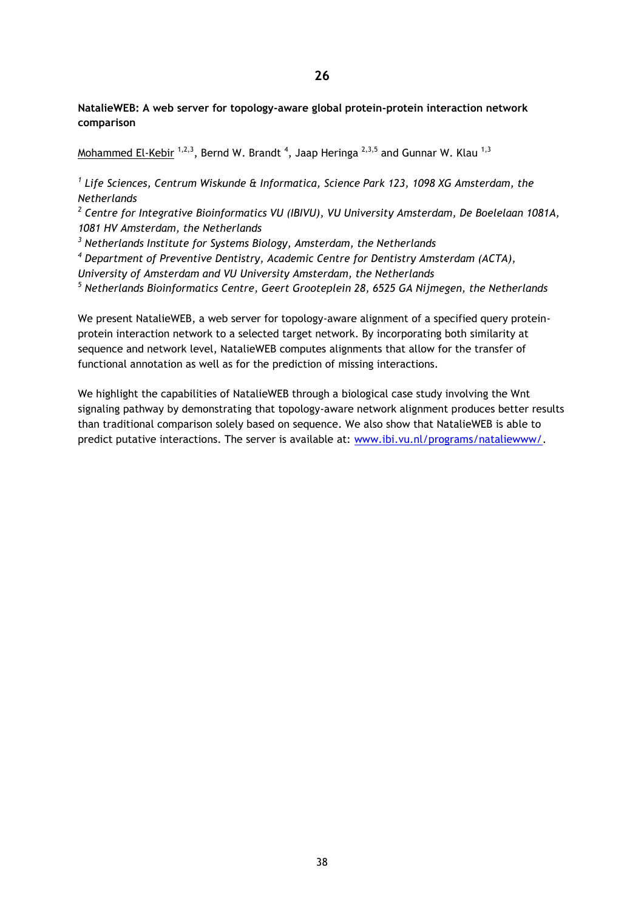## 26

**NatalieWEB: A web server for topology-aware global protein-protein interaction network comparison**

Mohammed El-Kebir [1,2,3], Bernd W. Brandt [4], Jaap Heringa [2,3,5] and Gunnar W. Klau [1,3]

[1] *Life Sciences, Centrum Wiskunde & Informatica, Science Park 123, 1098 XG Amsterdam, the Netherlands*
[2] *Centre for Integrative Bioinformatics VU (IBIVU), VU University Amsterdam, De Boelelaan 1081A, 1081 HV Amsterdam, the Netherlands*
[3] *Netherlands Institute for Systems Biology, Amsterdam, the Netherlands*
[4] *Department of Preventive Dentistry, Academic Centre for Dentistry Amsterdam (ACTA), University of Amsterdam and VU University Amsterdam, the Netherlands*
[5] *Netherlands Bioinformatics Centre, Geert Grooteplein 28, 6525 GA Nijmegen, the Netherlands*

We present NatalieWEB, a web server for topology-aware alignment of a specified query protein-protein interaction network to a selected target network. By incorporating both similarity at sequence and network level, NatalieWEB computes alignments that allow for the transfer of functional annotation as well as for the prediction of missing interactions.

We highlight the capabilities of NatalieWEB through a biological case study involving the Wnt signaling pathway by demonstrating that topology-aware network alignment produces better results than traditional comparison solely based on sequence. We also show that NatalieWEB is able to predict putative interactions. The server is available at: www.ibi.vu.nl/programs/nataliewww/.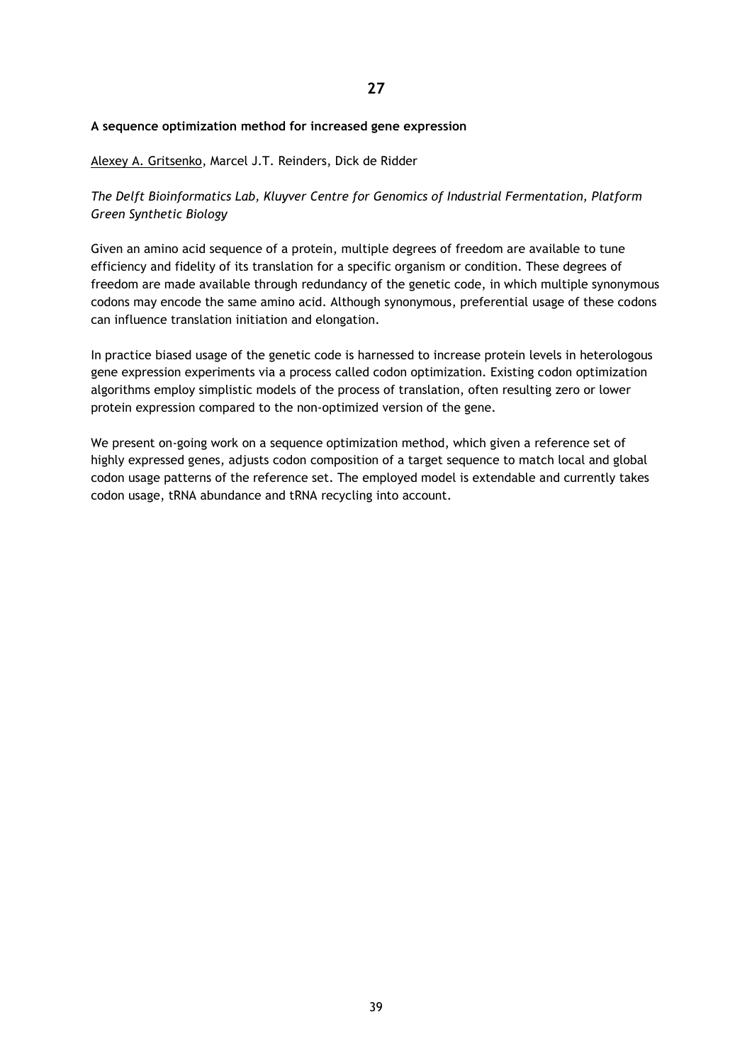## 27

### A sequence optimization method for increased gene expression

Alexey A. Gritsenko, Marcel J.T. Reinders, Dick de Ridder

*The Delft Bioinformatics Lab, Kluyver Centre for Genomics of Industrial Fermentation, Platform Green Synthetic Biology*

Given an amino acid sequence of a protein, multiple degrees of freedom are available to tune efficiency and fidelity of its translation for a specific organism or condition. These degrees of freedom are made available through redundancy of the genetic code, in which multiple synonymous codons may encode the same amino acid. Although synonymous, preferential usage of these codons can influence translation initiation and elongation.

In practice biased usage of the genetic code is harnessed to increase protein levels in heterologous gene expression experiments via a process called codon optimization. Existing codon optimization algorithms employ simplistic models of the process of translation, often resulting zero or lower protein expression compared to the non-optimized version of the gene.

We present on-going work on a sequence optimization method, which given a reference set of highly expressed genes, adjusts codon composition of a target sequence to match local and global codon usage patterns of the reference set. The employed model is extendable and currently takes codon usage, tRNA abundance and tRNA recycling into account.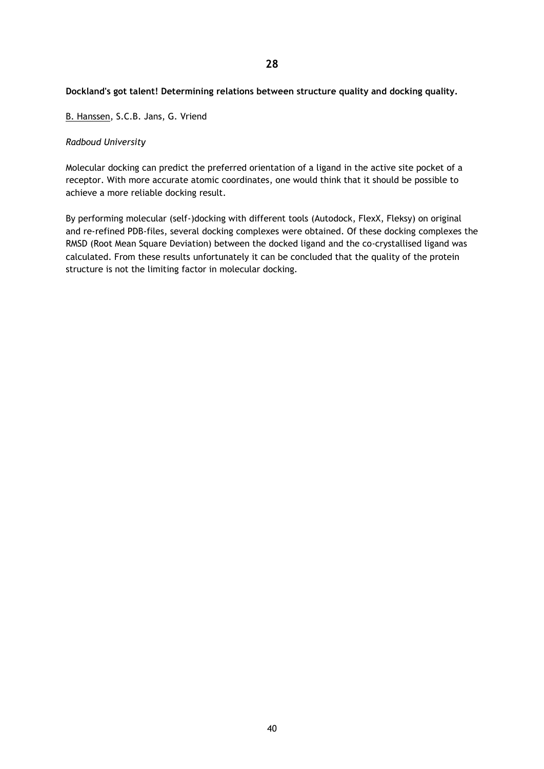**28**

**Dockland's got talent! Determining relations between structure quality and docking quality.**

B. Hanssen, S.C.B. Jans, G. Vriend

*Radboud University*

Molecular docking can predict the preferred orientation of a ligand in the active site pocket of a receptor. With more accurate atomic coordinates, one would think that it should be possible to achieve a more reliable docking result.

By performing molecular (self-)docking with different tools (Autodock, FlexX, Fleksy) on original and re-refined PDB-files, several docking complexes were obtained. Of these docking complexes the RMSD (Root Mean Square Deviation) between the docked ligand and the co-crystallised ligand was calculated. From these results unfortunately it can be concluded that the quality of the protein structure is not the limiting factor in molecular docking.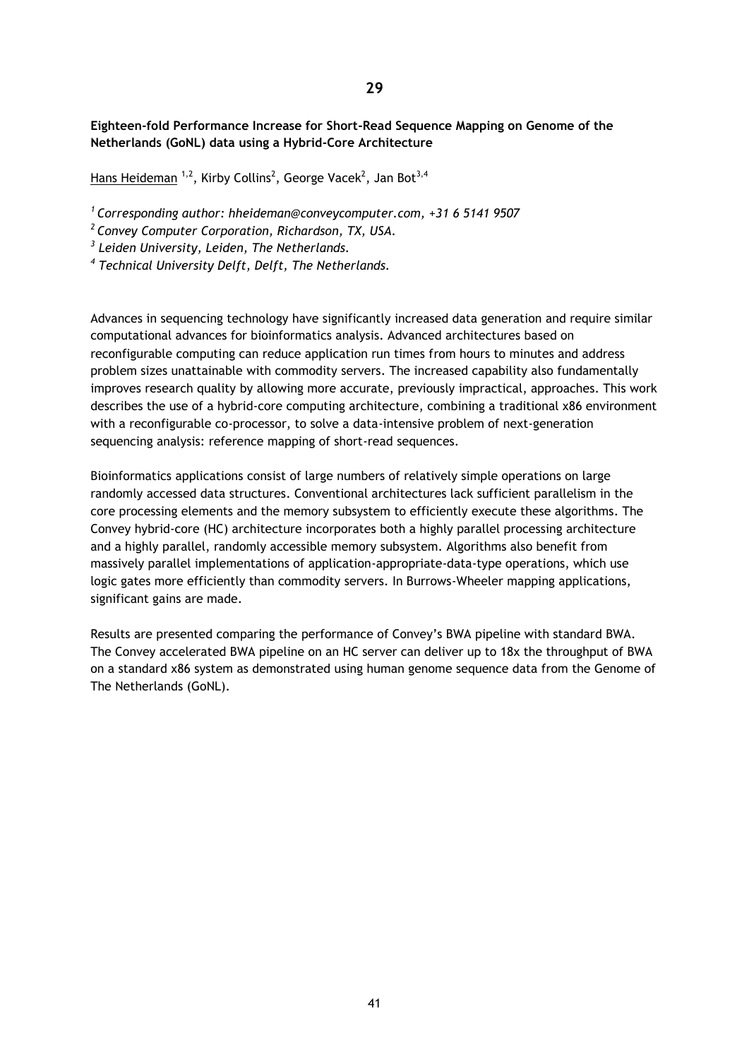**29**

**Eighteen-fold Performance Increase for Short-Read Sequence Mapping on Genome of the Netherlands (GoNL) data using a Hybrid-Core Architecture**

<u>Hans Heideman</u> [1,2], Kirby Collins[2], George Vacek[2], Jan Bot[3,4]

[1] *Corresponding author: hheideman@conveycomputer.com, +31 6 5141 9507*
[2] *Convey Computer Corporation, Richardson, TX, USA.*
[3] *Leiden University, Leiden, The Netherlands.*
[4] *Technical University Delft, Delft, The Netherlands.*

Advances in sequencing technology have significantly increased data generation and require similar computational advances for bioinformatics analysis. Advanced architectures based on reconfigurable computing can reduce application run times from hours to minutes and address problem sizes unattainable with commodity servers. The increased capability also fundamentally improves research quality by allowing more accurate, previously impractical, approaches. This work describes the use of a hybrid-core computing architecture, combining a traditional x86 environment with a reconfigurable co-processor, to solve a data-intensive problem of next-generation sequencing analysis: reference mapping of short-read sequences.

Bioinformatics applications consist of large numbers of relatively simple operations on large randomly accessed data structures. Conventional architectures lack sufficient parallelism in the core processing elements and the memory subsystem to efficiently execute these algorithms. The Convey hybrid-core (HC) architecture incorporates both a highly parallel processing architecture and a highly parallel, randomly accessible memory subsystem. Algorithms also benefit from massively parallel implementations of application-appropriate-data-type operations, which use logic gates more efficiently than commodity servers. In Burrows-Wheeler mapping applications, significant gains are made.

Results are presented comparing the performance of Convey's BWA pipeline with standard BWA. The Convey accelerated BWA pipeline on an HC server can deliver up to 18x the throughput of BWA on a standard x86 system as demonstrated using human genome sequence data from the Genome of The Netherlands (GoNL).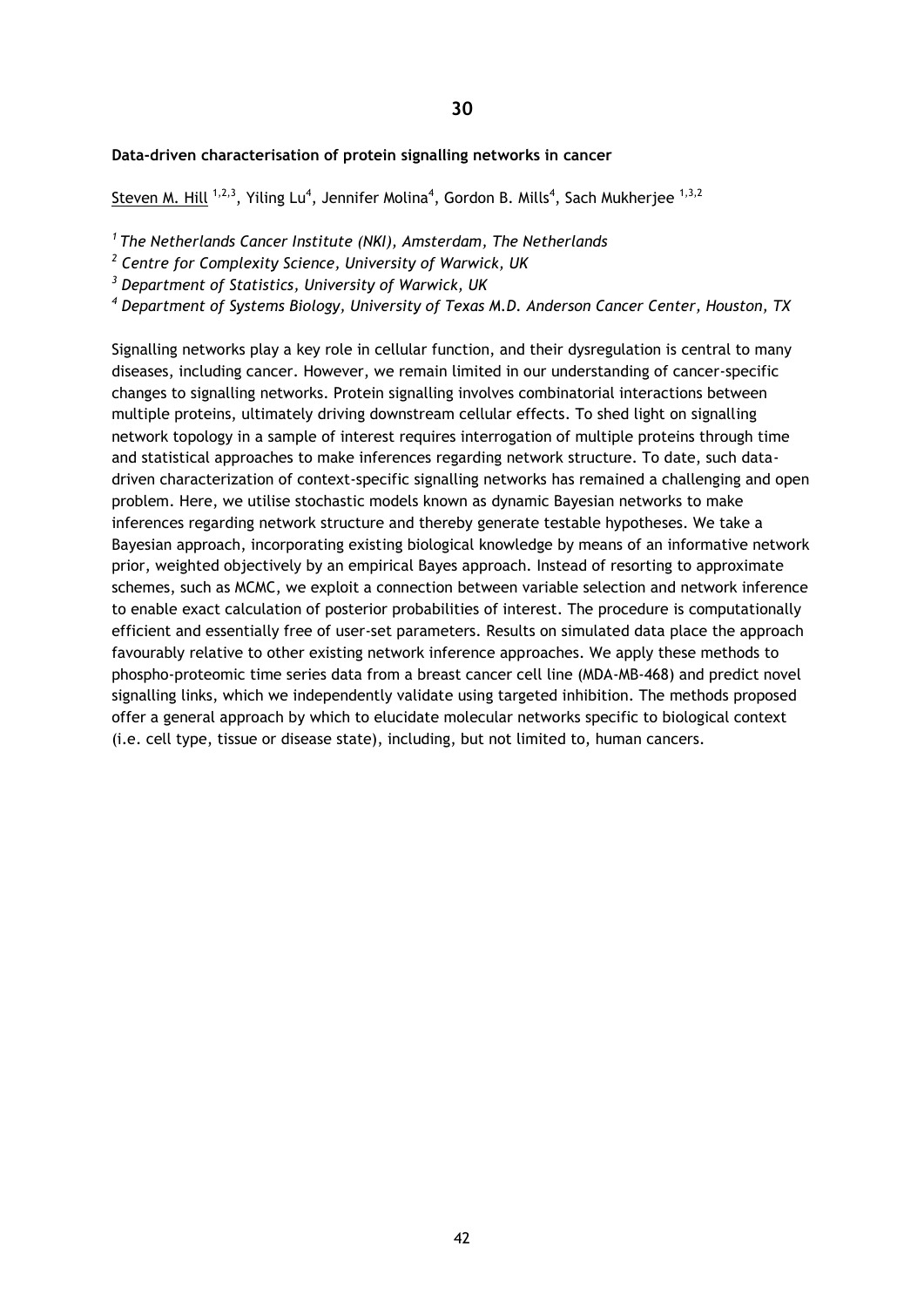## 30

**Data-driven characterisation of protein signalling networks in cancer**

Steven M. Hill [1,2,3], Yiling Lu[4], Jennifer Molina[4], Gordon B. Mills[4], Sach Mukherjee [1,3,2]

[1] *The Netherlands Cancer Institute (NKI), Amsterdam, The Netherlands*

[2] *Centre for Complexity Science, University of Warwick, UK*

[3] *Department of Statistics, University of Warwick, UK*

[4] *Department of Systems Biology, University of Texas M.D. Anderson Cancer Center, Houston, TX*

Signalling networks play a key role in cellular function, and their dysregulation is central to many diseases, including cancer. However, we remain limited in our understanding of cancer-specific changes to signalling networks. Protein signalling involves combinatorial interactions between multiple proteins, ultimately driving downstream cellular effects. To shed light on signalling network topology in a sample of interest requires interrogation of multiple proteins through time and statistical approaches to make inferences regarding network structure. To date, such data-driven characterization of context-specific signalling networks has remained a challenging and open problem. Here, we utilise stochastic models known as dynamic Bayesian networks to make inferences regarding network structure and thereby generate testable hypotheses. We take a Bayesian approach, incorporating existing biological knowledge by means of an informative network prior, weighted objectively by an empirical Bayes approach. Instead of resorting to approximate schemes, such as MCMC, we exploit a connection between variable selection and network inference to enable exact calculation of posterior probabilities of interest. The procedure is computationally efficient and essentially free of user-set parameters. Results on simulated data place the approach favourably relative to other existing network inference approaches. We apply these methods to phospho-proteomic time series data from a breast cancer cell line (MDA-MB-468) and predict novel signalling links, which we independently validate using targeted inhibition. The methods proposed offer a general approach by which to elucidate molecular networks specific to biological context (i.e. cell type, tissue or disease state), including, but not limited to, human cancers.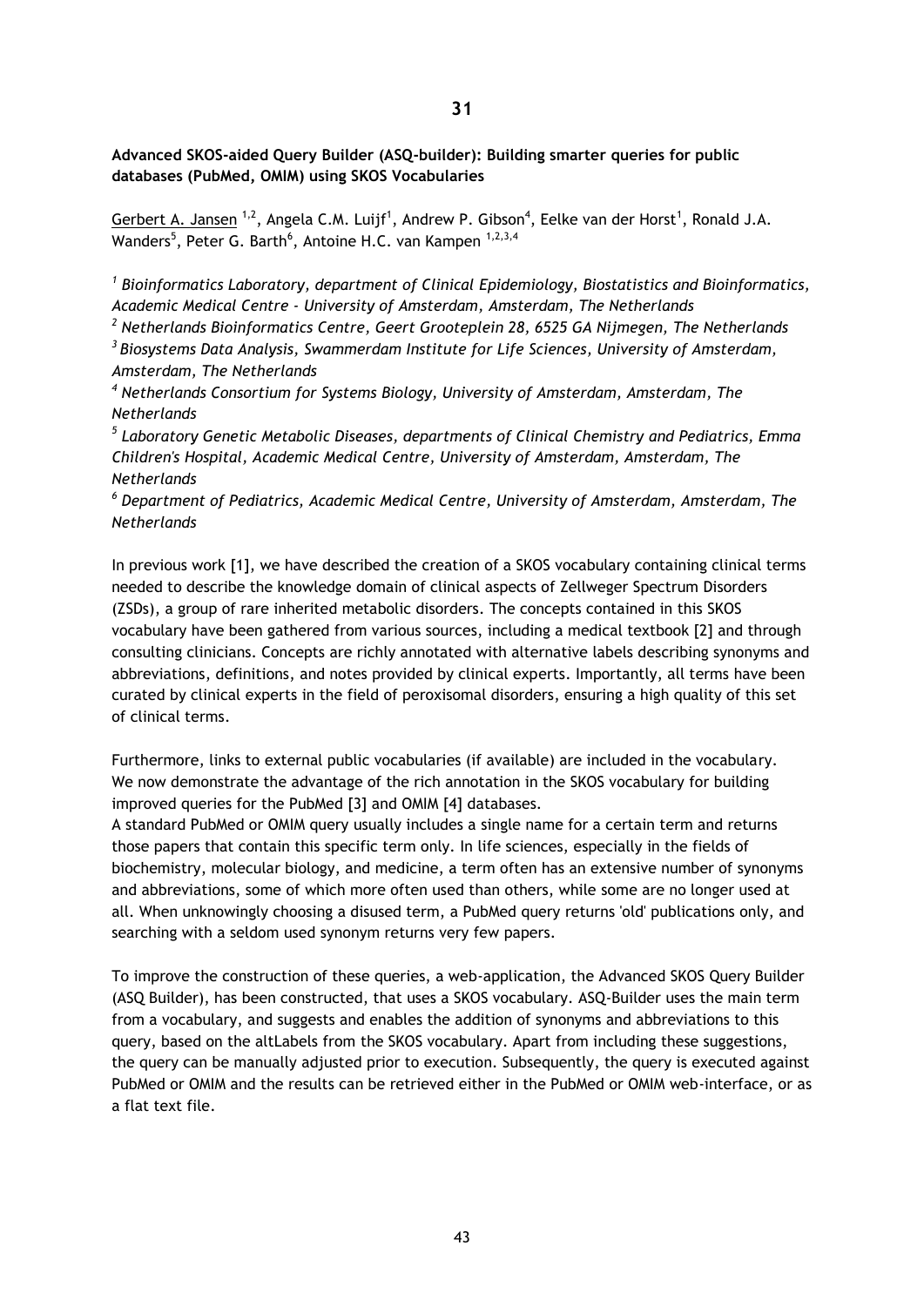## 31

**Advanced SKOS-aided Query Builder (ASQ-builder): Building smarter queries for public databases (PubMed, OMIM) using SKOS Vocabularies**

Gerbert A. Jansen [1,2], Angela C.M. Luijf[1], Andrew P. Gibson[4], Eelke van der Horst[1], Ronald J.A. Wanders[5], Peter G. Barth[6], Antoine H.C. van Kampen [1,2,3,4]

[1] *Bioinformatics Laboratory, department of Clinical Epidemiology, Biostatistics and Bioinformatics, Academic Medical Centre - University of Amsterdam, Amsterdam, The Netherlands*

[2] *Netherlands Bioinformatics Centre, Geert Grooteplein 28, 6525 GA Nijmegen, The Netherlands*

[3] *Biosystems Data Analysis, Swammerdam Institute for Life Sciences, University of Amsterdam, Amsterdam, The Netherlands*

[4] *Netherlands Consortium for Systems Biology, University of Amsterdam, Amsterdam, The Netherlands*

[5] *Laboratory Genetic Metabolic Diseases, departments of Clinical Chemistry and Pediatrics, Emma Children's Hospital, Academic Medical Centre, University of Amsterdam, Amsterdam, The Netherlands*

[6] *Department of Pediatrics, Academic Medical Centre, University of Amsterdam, Amsterdam, The Netherlands*

In previous work [1], we have described the creation of a SKOS vocabulary containing clinical terms needed to describe the knowledge domain of clinical aspects of Zellweger Spectrum Disorders (ZSDs), a group of rare inherited metabolic disorders. The concepts contained in this SKOS vocabulary have been gathered from various sources, including a medical textbook [2] and through consulting clinicians. Concepts are richly annotated with alternative labels describing synonyms and abbreviations, definitions, and notes provided by clinical experts. Importantly, all terms have been curated by clinical experts in the field of peroxisomal disorders, ensuring a high quality of this set of clinical terms.

Furthermore, links to external public vocabularies (if available) are included in the vocabulary. We now demonstrate the advantage of the rich annotation in the SKOS vocabulary for building improved queries for the PubMed [3] and OMIM [4] databases.

A standard PubMed or OMIM query usually includes a single name for a certain term and returns those papers that contain this specific term only. In life sciences, especially in the fields of biochemistry, molecular biology, and medicine, a term often has an extensive number of synonyms and abbreviations, some of which more often used than others, while some are no longer used at all. When unknowingly choosing a disused term, a PubMed query returns 'old' publications only, and searching with a seldom used synonym returns very few papers.

To improve the construction of these queries, a web-application, the Advanced SKOS Query Builder (ASQ Builder), has been constructed, that uses a SKOS vocabulary. ASQ-Builder uses the main term from a vocabulary, and suggests and enables the addition of synonyms and abbreviations to this query, based on the altLabels from the SKOS vocabulary. Apart from including these suggestions, the query can be manually adjusted prior to execution. Subsequently, the query is executed against PubMed or OMIM and the results can be retrieved either in the PubMed or OMIM web-interface, or as a flat text file.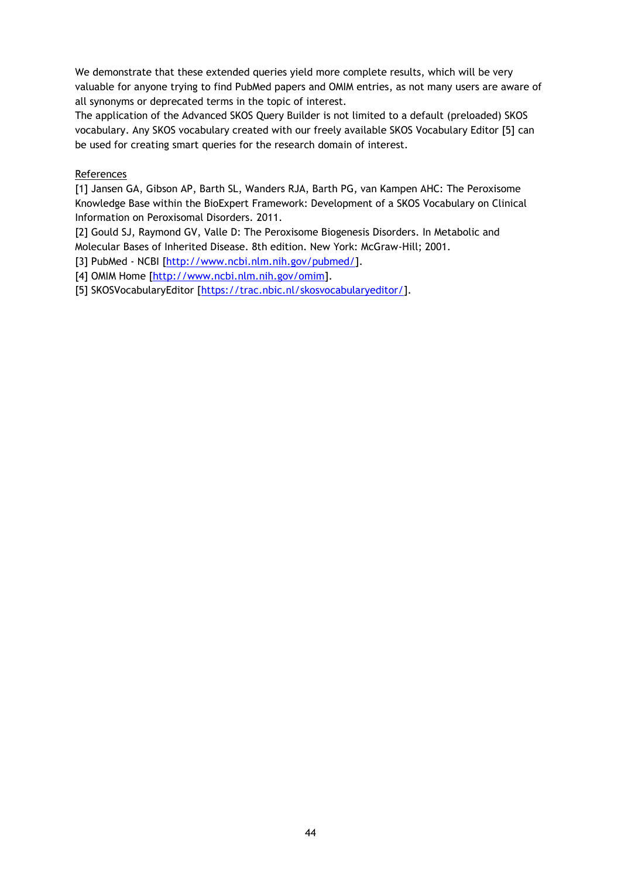We demonstrate that these extended queries yield more complete results, which will be very valuable for anyone trying to find PubMed papers and OMIM entries, as not many users are aware of all synonyms or deprecated terms in the topic of interest.
The application of the Advanced SKOS Query Builder is not limited to a default (preloaded) SKOS vocabulary. Any SKOS vocabulary created with our freely available SKOS Vocabulary Editor [5] can be used for creating smart queries for the research domain of interest.

References

[1] Jansen GA, Gibson AP, Barth SL, Wanders RJA, Barth PG, van Kampen AHC: The Peroxisome Knowledge Base within the BioExpert Framework: Development of a SKOS Vocabulary on Clinical Information on Peroxisomal Disorders. 2011.
[2] Gould SJ, Raymond GV, Valle D: The Peroxisome Biogenesis Disorders. In Metabolic and Molecular Bases of Inherited Disease. 8th edition. New York: McGraw-Hill; 2001.
[3] PubMed - NCBI [http://www.ncbi.nlm.nih.gov/pubmed/].
[4] OMIM Home [http://www.ncbi.nlm.nih.gov/omim].
[5] SKOSVocabularyEditor [https://trac.nbic.nl/skosvocabularyeditor/].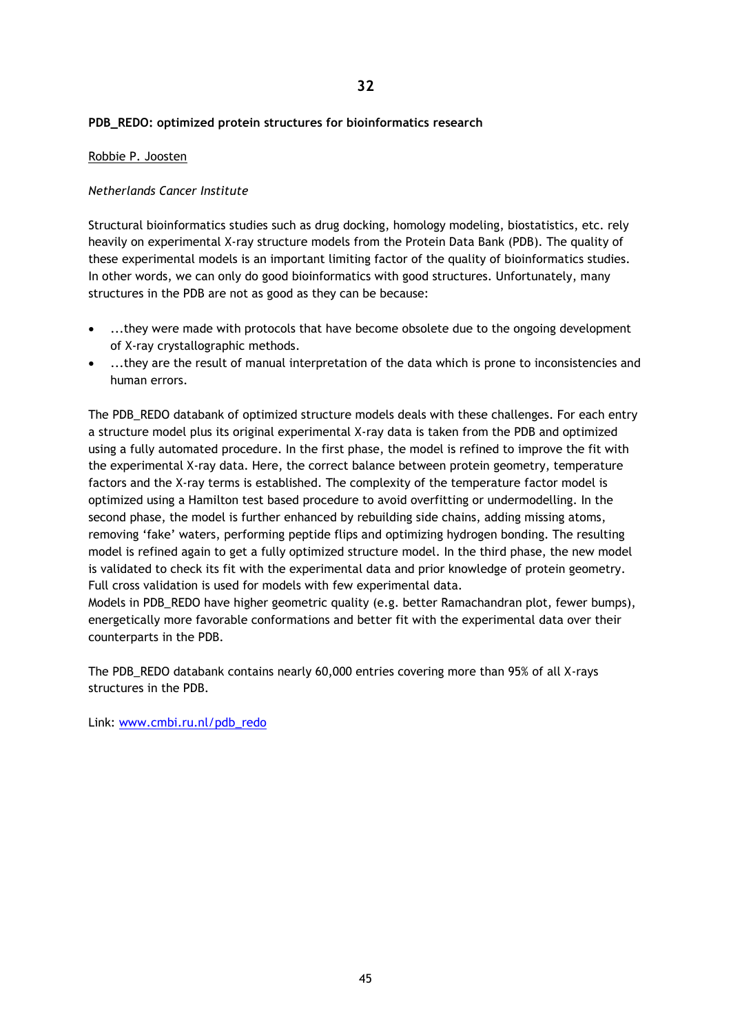**32**

**PDB_REDO: optimized protein structures for bioinformatics research**

Robbie P. Joosten

*Netherlands Cancer Institute*

Structural bioinformatics studies such as drug docking, homology modeling, biostatistics, etc. rely heavily on experimental X-ray structure models from the Protein Data Bank (PDB). The quality of these experimental models is an important limiting factor of the quality of bioinformatics studies. In other words, we can only do good bioinformatics with good structures. Unfortunately, many structures in the PDB are not as good as they can be because:

- ...they were made with protocols that have become obsolete due to the ongoing development of X-ray crystallographic methods.
- ...they are the result of manual interpretation of the data which is prone to inconsistencies and human errors.

The PDB_REDO databank of optimized structure models deals with these challenges. For each entry a structure model plus its original experimental X-ray data is taken from the PDB and optimized using a fully automated procedure. In the first phase, the model is refined to improve the fit with the experimental X-ray data. Here, the correct balance between protein geometry, temperature factors and the X-ray terms is established. The complexity of the temperature factor model is optimized using a Hamilton test based procedure to avoid overfitting or undermodelling. In the second phase, the model is further enhanced by rebuilding side chains, adding missing atoms, removing 'fake' waters, performing peptide flips and optimizing hydrogen bonding. The resulting model is refined again to get a fully optimized structure model. In the third phase, the new model is validated to check its fit with the experimental data and prior knowledge of protein geometry. Full cross validation is used for models with few experimental data.
Models in PDB_REDO have higher geometric quality (e.g. better Ramachandran plot, fewer bumps), energetically more favorable conformations and better fit with the experimental data over their counterparts in the PDB.

The PDB_REDO databank contains nearly 60,000 entries covering more than 95% of all X-rays structures in the PDB.

Link: [www.cmbi.ru.nl/pdb_redo](www.cmbi.ru.nl/pdb_redo)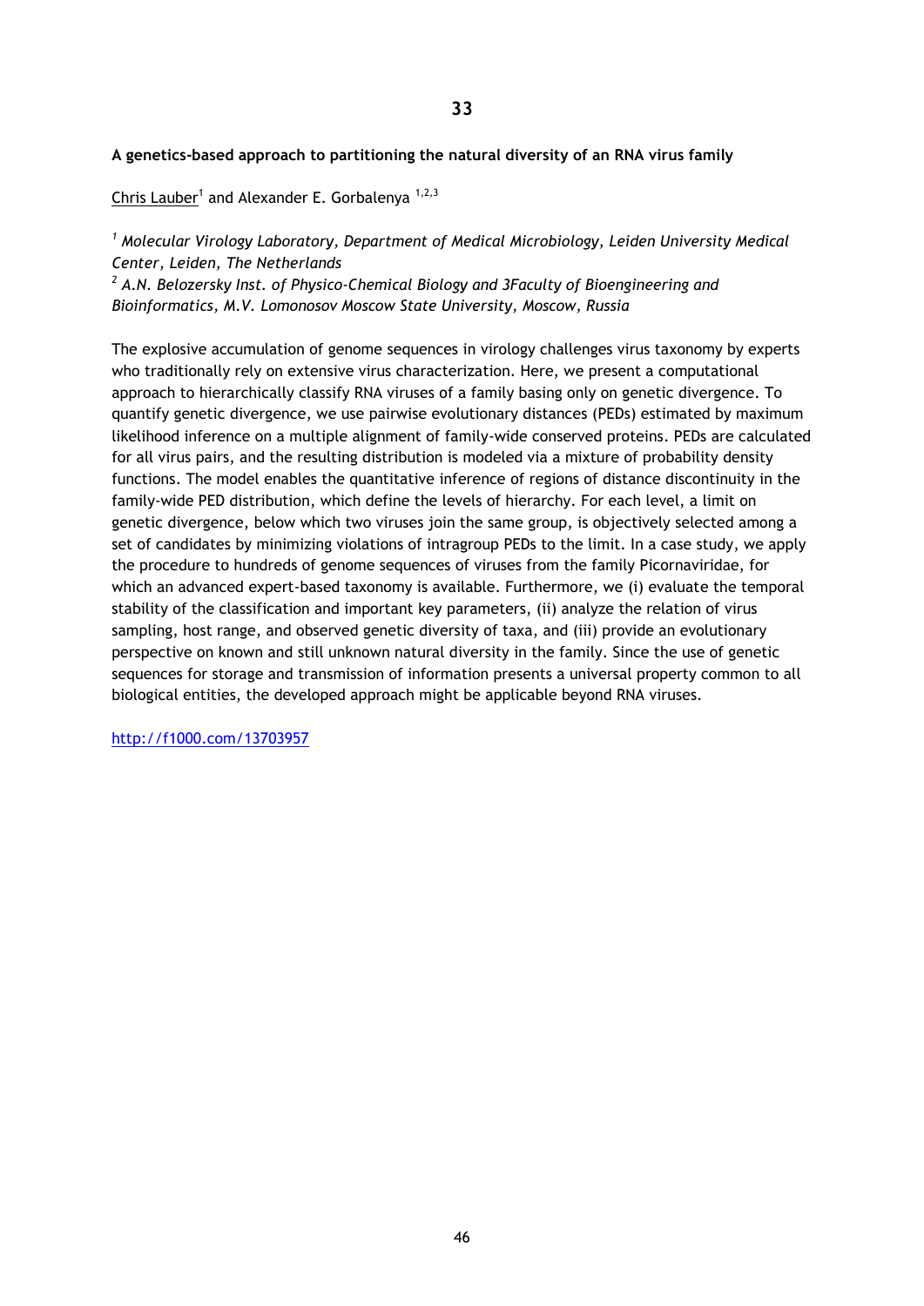**33**

**A genetics-based approach to partitioning the natural diversity of an RNA virus family**

Chris Lauber[1] and Alexander E. Gorbalenya [1,2,3]

[1] *Molecular Virology Laboratory, Department of Medical Microbiology, Leiden University Medical Center, Leiden, The Netherlands*
[2] *A.N. Belozersky Inst. of Physico-Chemical Biology and 3Faculty of Bioengineering and Bioinformatics, M.V. Lomonosov Moscow State University, Moscow, Russia*

The explosive accumulation of genome sequences in virology challenges virus taxonomy by experts who traditionally rely on extensive virus characterization. Here, we present a computational approach to hierarchically classify RNA viruses of a family basing only on genetic divergence. To quantify genetic divergence, we use pairwise evolutionary distances (PEDs) estimated by maximum likelihood inference on a multiple alignment of family-wide conserved proteins. PEDs are calculated for all virus pairs, and the resulting distribution is modeled via a mixture of probability density functions. The model enables the quantitative inference of regions of distance discontinuity in the family-wide PED distribution, which define the levels of hierarchy. For each level, a limit on genetic divergence, below which two viruses join the same group, is objectively selected among a set of candidates by minimizing violations of intragroup PEDs to the limit. In a case study, we apply the procedure to hundreds of genome sequences of viruses from the family Picornaviridae, for which an advanced expert-based taxonomy is available. Furthermore, we (i) evaluate the temporal stability of the classification and important key parameters, (ii) analyze the relation of virus sampling, host range, and observed genetic diversity of taxa, and (iii) provide an evolutionary perspective on known and still unknown natural diversity in the family. Since the use of genetic sequences for storage and transmission of information presents a universal property common to all biological entities, the developed approach might be applicable beyond RNA viruses.

http://f1000.com/13703957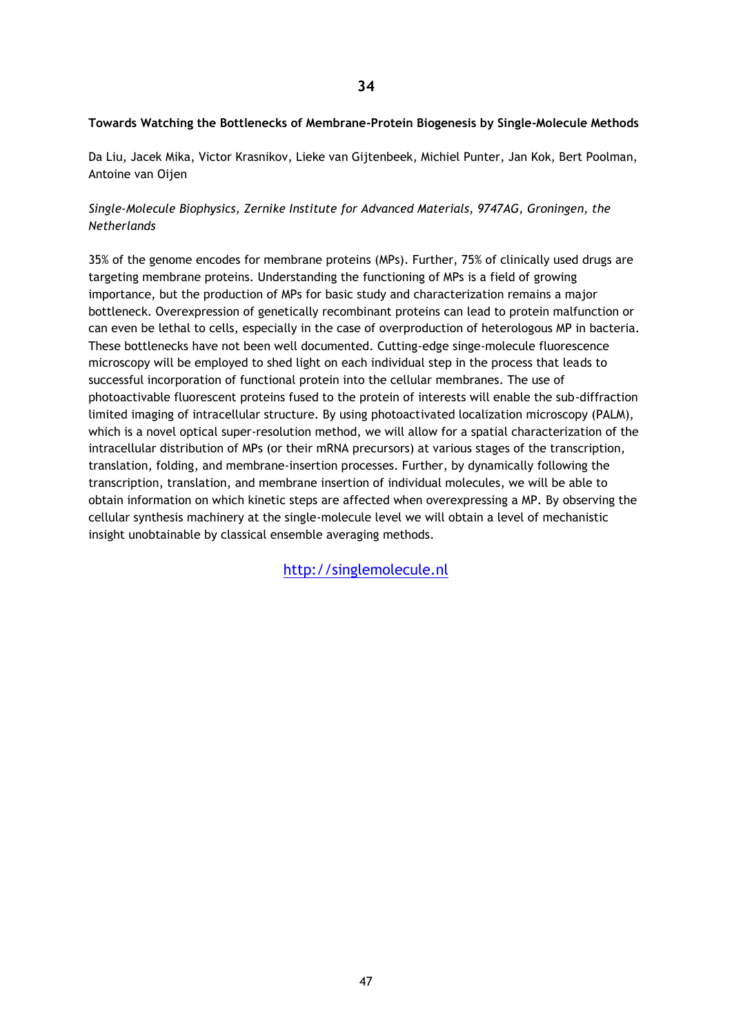## 34

### Towards Watching the Bottlenecks of Membrane-Protein Biogenesis by Single-Molecule Methods

Da Liu, Jacek Mika, Victor Krasnikov, Lieke van Gijtenbeek, Michiel Punter, Jan Kok, Bert Poolman, Antoine van Oijen

*Single-Molecule Biophysics, Zernike Institute for Advanced Materials, 9747AG, Groningen, the Netherlands*

35% of the genome encodes for membrane proteins (MPs). Further, 75% of clinically used drugs are targeting membrane proteins. Understanding the functioning of MPs is a field of growing importance, but the production of MPs for basic study and characterization remains a major bottleneck. Overexpression of genetically recombinant proteins can lead to protein malfunction or can even be lethal to cells, especially in the case of overproduction of heterologous MP in bacteria. These bottlenecks have not been well documented. Cutting-edge singe-molecule fluorescence microscopy will be employed to shed light on each individual step in the process that leads to successful incorporation of functional protein into the cellular membranes. The use of photoactivable fluorescent proteins fused to the protein of interests will enable the sub-diffraction limited imaging of intracellular structure. By using photoactivated localization microscopy (PALM), which is a novel optical super-resolution method, we will allow for a spatial characterization of the intracellular distribution of MPs (or their mRNA precursors) at various stages of the transcription, translation, folding, and membrane-insertion processes. Further, by dynamically following the transcription, translation, and membrane insertion of individual molecules, we will be able to obtain information on which kinetic steps are affected when overexpressing a MP. By observing the cellular synthesis machinery at the single-molecule level we will obtain a level of mechanistic insight unobtainable by classical ensemble averaging methods.

http://singlemolecule.nl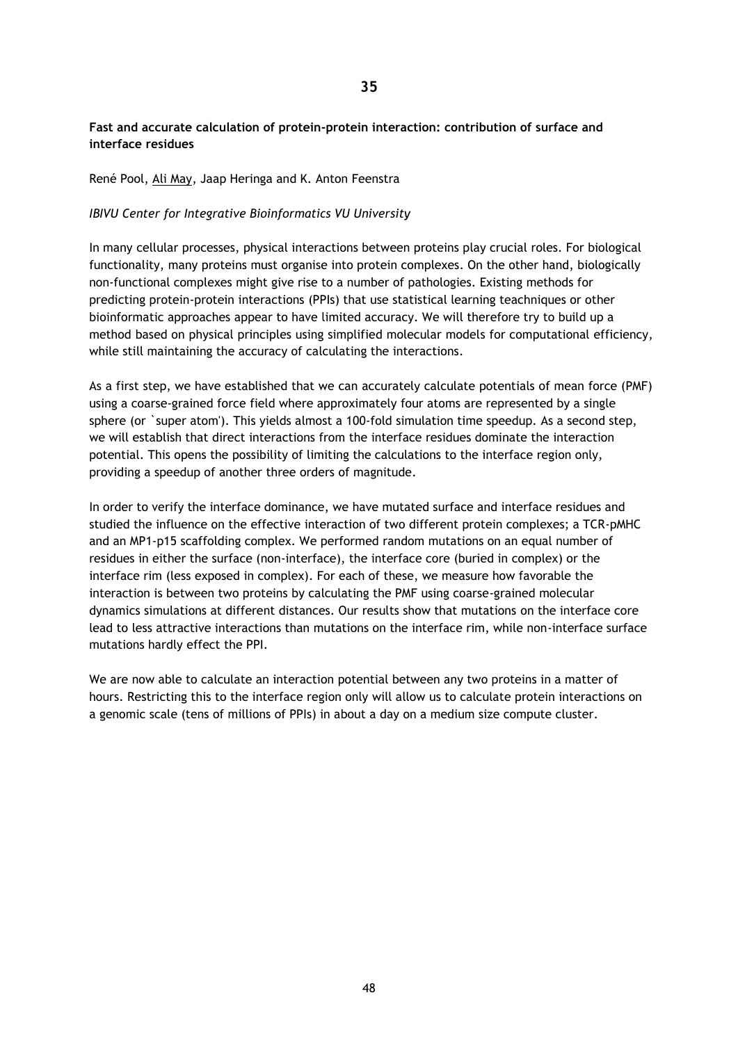**35**

**Fast and accurate calculation of protein-protein interaction: contribution of surface and interface residues**

René Pool, <u>Ali May</u>, Jaap Heringa and K. Anton Feenstra

*IBIVU Center for Integrative Bioinformatics VU University*

In many cellular processes, physical interactions between proteins play crucial roles. For biological functionality, many proteins must organise into protein complexes. On the other hand, biologically non-functional complexes might give rise to a number of pathologies. Existing methods for predicting protein-protein interactions (PPIs) that use statistical learning teachniques or other bioinformatic approaches appear to have limited accuracy. We will therefore try to build up a method based on physical principles using simplified molecular models for computational efficiency, while still maintaining the accuracy of calculating the interactions.

As a first step, we have established that we can accurately calculate potentials of mean force (PMF) using a coarse-grained force field where approximately four atoms are represented by a single sphere (or `super atom'). This yields almost a 100-fold simulation time speedup. As a second step, we will establish that direct interactions from the interface residues dominate the interaction potential. This opens the possibility of limiting the calculations to the interface region only, providing a speedup of another three orders of magnitude.

In order to verify the interface dominance, we have mutated surface and interface residues and studied the influence on the effective interaction of two different protein complexes; a TCR-pMHC and an MP1-p15 scaffolding complex. We performed random mutations on an equal number of residues in either the surface (non-interface), the interface core (buried in complex) or the interface rim (less exposed in complex). For each of these, we measure how favorable the interaction is between two proteins by calculating the PMF using coarse-grained molecular dynamics simulations at different distances. Our results show that mutations on the interface core lead to less attractive interactions than mutations on the interface rim, while non-interface surface mutations hardly effect the PPI.

We are now able to calculate an interaction potential between any two proteins in a matter of hours. Restricting this to the interface region only will allow us to calculate protein interactions on a genomic scale (tens of millions of PPIs) in about a day on a medium size compute cluster.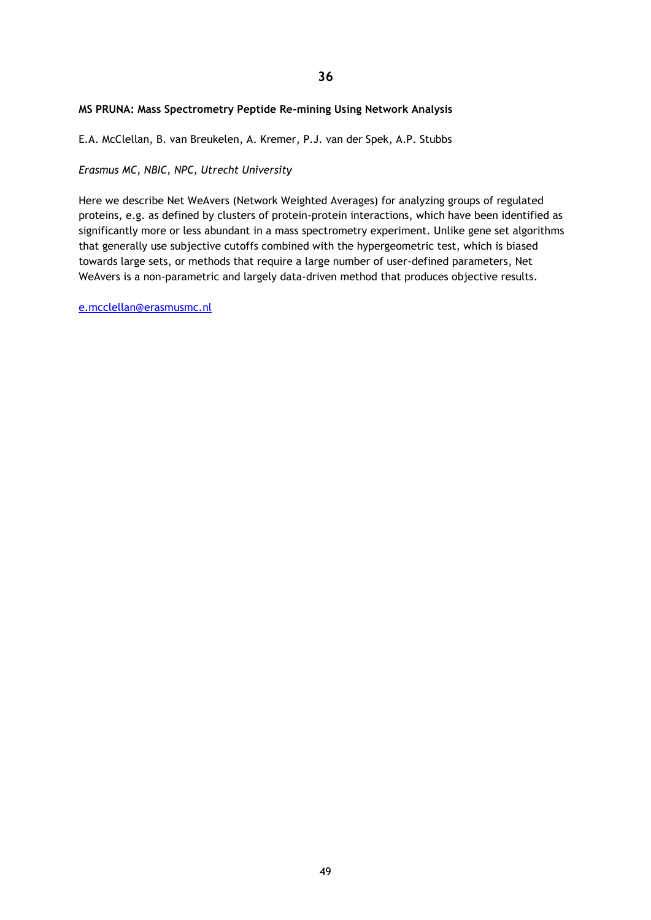**36**

**MS PRUNA: Mass Spectrometry Peptide Re-mining Using Network Analysis**

E.A. McClellan, B. van Breukelen, A. Kremer, P.J. van der Spek, A.P. Stubbs

*Erasmus MC, NBIC, NPC, Utrecht University*

Here we describe Net WeAvers (Network Weighted Averages) for analyzing groups of regulated proteins, e.g. as defined by clusters of protein-protein interactions, which have been identified as significantly more or less abundant in a mass spectrometry experiment. Unlike gene set algorithms that generally use subjective cutoffs combined with the hypergeometric test, which is biased towards large sets, or methods that require a large number of user-defined parameters, Net WeAvers is a non-parametric and largely data-driven method that produces objective results.

e.mcclellan@erasmusmc.nl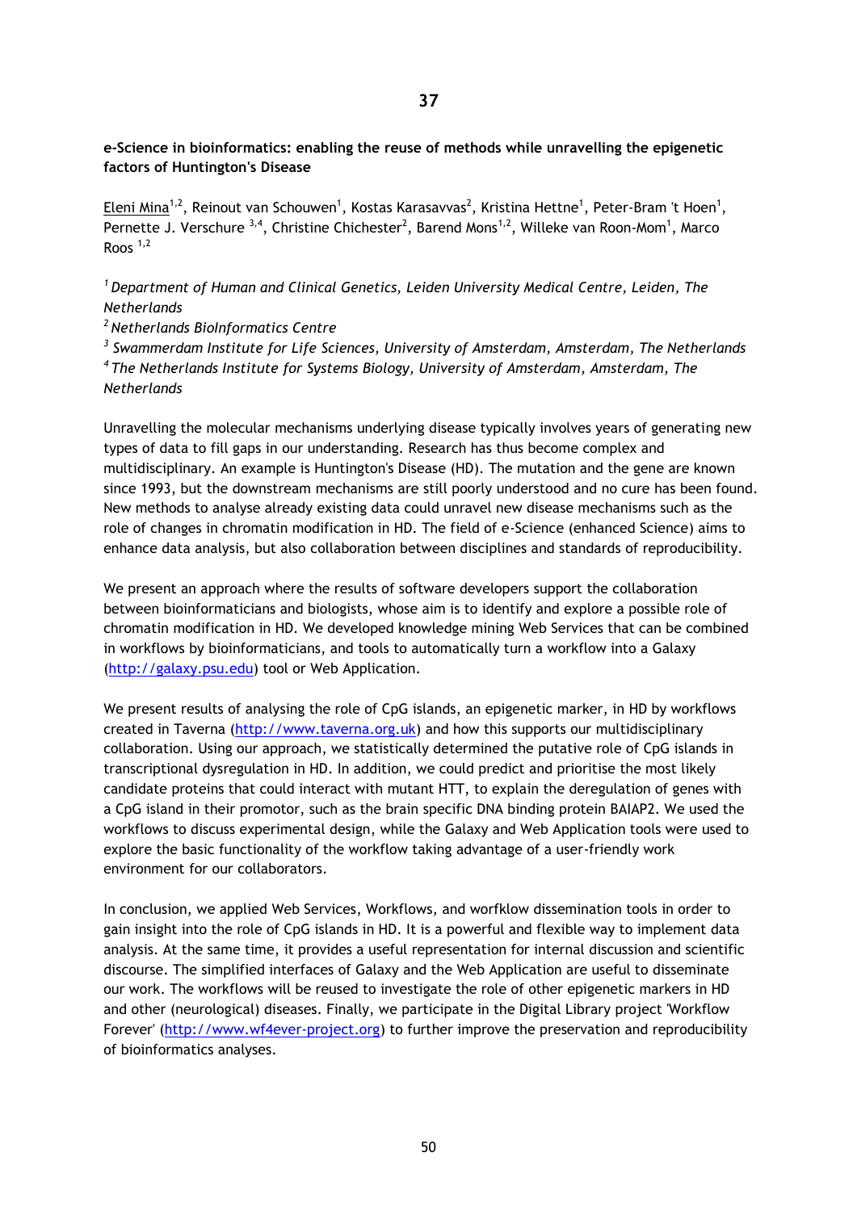**37**

**e-Science in bioinformatics: enabling the reuse of methods while unravelling the epigenetic factors of Huntington's Disease**

Eleni Mina[1,2], Reinout van Schouwen[1], Kostas Karasavvas[2], Kristina Hettne[1], Peter-Bram 't Hoen[1], Pernette J. Verschure [3,4], Christine Chichester[2], Barend Mons[1,2], Willeke van Roon-Mom[1], Marco Roos [1,2]

*[1] Department of Human and Clinical Genetics, Leiden University Medical Centre, Leiden, The Netherlands*
*[2] Netherlands BioInformatics Centre*
*[3] Swammerdam Institute for Life Sciences, University of Amsterdam, Amsterdam, The Netherlands*
*[4] The Netherlands Institute for Systems Biology, University of Amsterdam, Amsterdam, The Netherlands*

Unravelling the molecular mechanisms underlying disease typically involves years of generating new types of data to fill gaps in our understanding. Research has thus become complex and multidisciplinary. An example is Huntington's Disease (HD). The mutation and the gene are known since 1993, but the downstream mechanisms are still poorly understood and no cure has been found. New methods to analyse already existing data could unravel new disease mechanisms such as the role of changes in chromatin modification in HD. The field of e-Science (enhanced Science) aims to enhance data analysis, but also collaboration between disciplines and standards of reproducibility.

We present an approach where the results of software developers support the collaboration between bioinformaticians and biologists, whose aim is to identify and explore a possible role of chromatin modification in HD. We developed knowledge mining Web Services that can be combined in workflows by bioinformaticians, and tools to automatically turn a workflow into a Galaxy (http://galaxy.psu.edu) tool or Web Application.

We present results of analysing the role of CpG islands, an epigenetic marker, in HD by workflows created in Taverna (http://www.taverna.org.uk) and how this supports our multidisciplinary collaboration. Using our approach, we statistically determined the putative role of CpG islands in transcriptional dysregulation in HD. In addition, we could predict and prioritise the most likely candidate proteins that could interact with mutant HTT, to explain the deregulation of genes with a CpG island in their promotor, such as the brain specific DNA binding protein BAIAP2. We used the workflows to discuss experimental design, while the Galaxy and Web Application tools were used to explore the basic functionality of the workflow taking advantage of a user-friendly work environment for our collaborators.

In conclusion, we applied Web Services, Workflows, and worfklow dissemination tools in order to gain insight into the role of CpG islands in HD. It is a powerful and flexible way to implement data analysis. At the same time, it provides a useful representation for internal discussion and scientific discourse. The simplified interfaces of Galaxy and the Web Application are useful to disseminate our work. The workflows will be reused to investigate the role of other epigenetic markers in HD and other (neurological) diseases. Finally, we participate in the Digital Library project 'Workflow Forever' (http://www.wf4ever-project.org) to further improve the preservation and reproducibility of bioinformatics analyses.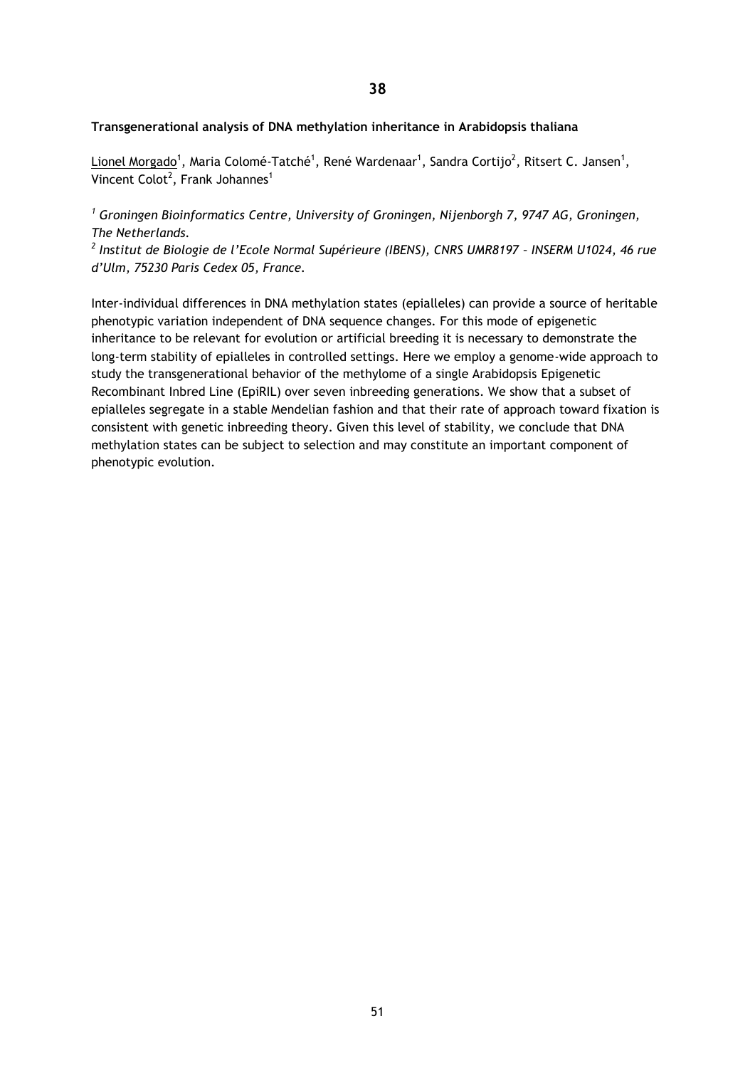## 38

**Transgenerational analysis of DNA methylation inheritance in Arabidopsis thaliana**

Lionel Morgado[1], Maria Colomé-Tatché[1], René Wardenaar[1], Sandra Cortijo[2], Ritsert C. Jansen[1], Vincent Colot[2], Frank Johannes[1]

*[1] Groningen Bioinformatics Centre, University of Groningen, Nijenborgh 7, 9747 AG, Groningen, The Netherlands.*
*[2] Institut de Biologie de l'Ecole Normal Supérieure (IBENS), CNRS UMR8197 – INSERM U1024, 46 rue d'Ulm, 75230 Paris Cedex 05, France.*

Inter-individual differences in DNA methylation states (epialleles) can provide a source of heritable phenotypic variation independent of DNA sequence changes. For this mode of epigenetic inheritance to be relevant for evolution or artificial breeding it is necessary to demonstrate the long-term stability of epialleles in controlled settings. Here we employ a genome-wide approach to study the transgenerational behavior of the methylome of a single Arabidopsis Epigenetic Recombinant Inbred Line (EpiRIL) over seven inbreeding generations. We show that a subset of epialleles segregate in a stable Mendelian fashion and that their rate of approach toward fixation is consistent with genetic inbreeding theory. Given this level of stability, we conclude that DNA methylation states can be subject to selection and may constitute an important component of phenotypic evolution.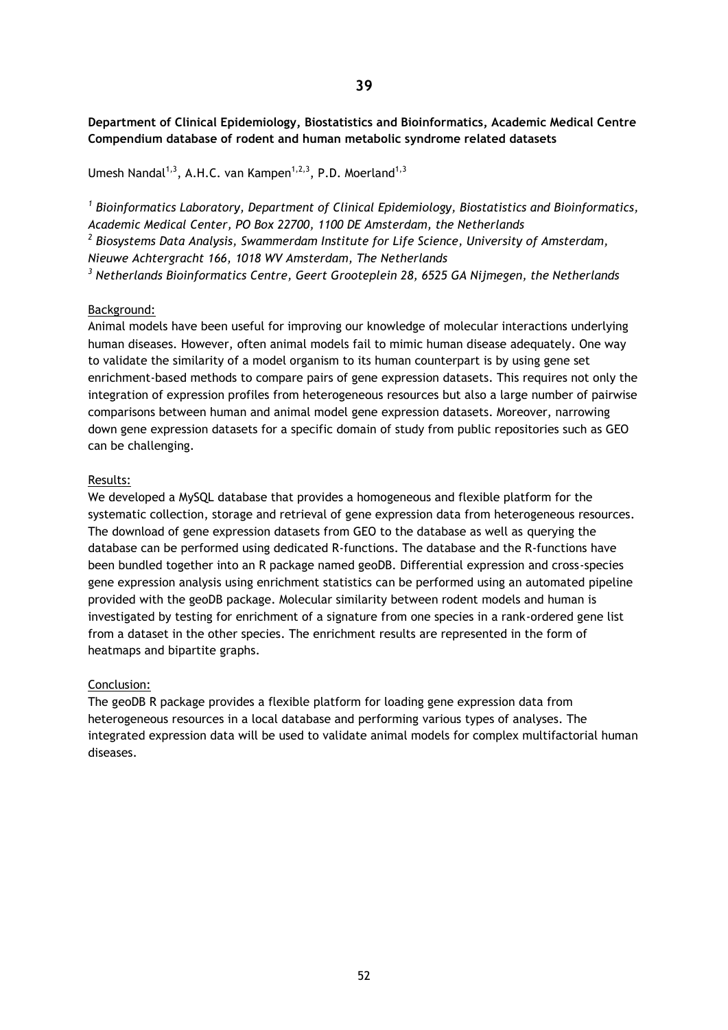## 39

**Department of Clinical Epidemiology, Biostatistics and Bioinformatics, Academic Medical Centre Compendium database of rodent and human metabolic syndrome related datasets**

Umesh Nandal[1,3], A.H.C. van Kampen[1,2,3], P.D. Moerland[1,3]

[1] *Bioinformatics Laboratory, Department of Clinical Epidemiology, Biostatistics and Bioinformatics, Academic Medical Center, PO Box 22700, 1100 DE Amsterdam, the Netherlands*
[2] *Biosystems Data Analysis, Swammerdam Institute for Life Science, University of Amsterdam, Nieuwe Achtergracht 166, 1018 WV Amsterdam, The Netherlands*
[3] *Netherlands Bioinformatics Centre, Geert Grooteplein 28, 6525 GA Nijmegen, the Netherlands*

Background:
Animal models have been useful for improving our knowledge of molecular interactions underlying human diseases. However, often animal models fail to mimic human disease adequately. One way to validate the similarity of a model organism to its human counterpart is by using gene set enrichment-based methods to compare pairs of gene expression datasets. This requires not only the integration of expression profiles from heterogeneous resources but also a large number of pairwise comparisons between human and animal model gene expression datasets. Moreover, narrowing down gene expression datasets for a specific domain of study from public repositories such as GEO can be challenging.

Results:
We developed a MySQL database that provides a homogeneous and flexible platform for the systematic collection, storage and retrieval of gene expression data from heterogeneous resources. The download of gene expression datasets from GEO to the database as well as querying the database can be performed using dedicated R-functions. The database and the R-functions have been bundled together into an R package named geoDB. Differential expression and cross-species gene expression analysis using enrichment statistics can be performed using an automated pipeline provided with the geoDB package. Molecular similarity between rodent models and human is investigated by testing for enrichment of a signature from one species in a rank-ordered gene list from a dataset in the other species. The enrichment results are represented in the form of heatmaps and bipartite graphs.

Conclusion:
The geoDB R package provides a flexible platform for loading gene expression data from heterogeneous resources in a local database and performing various types of analyses. The integrated expression data will be used to validate animal models for complex multifactorial human diseases.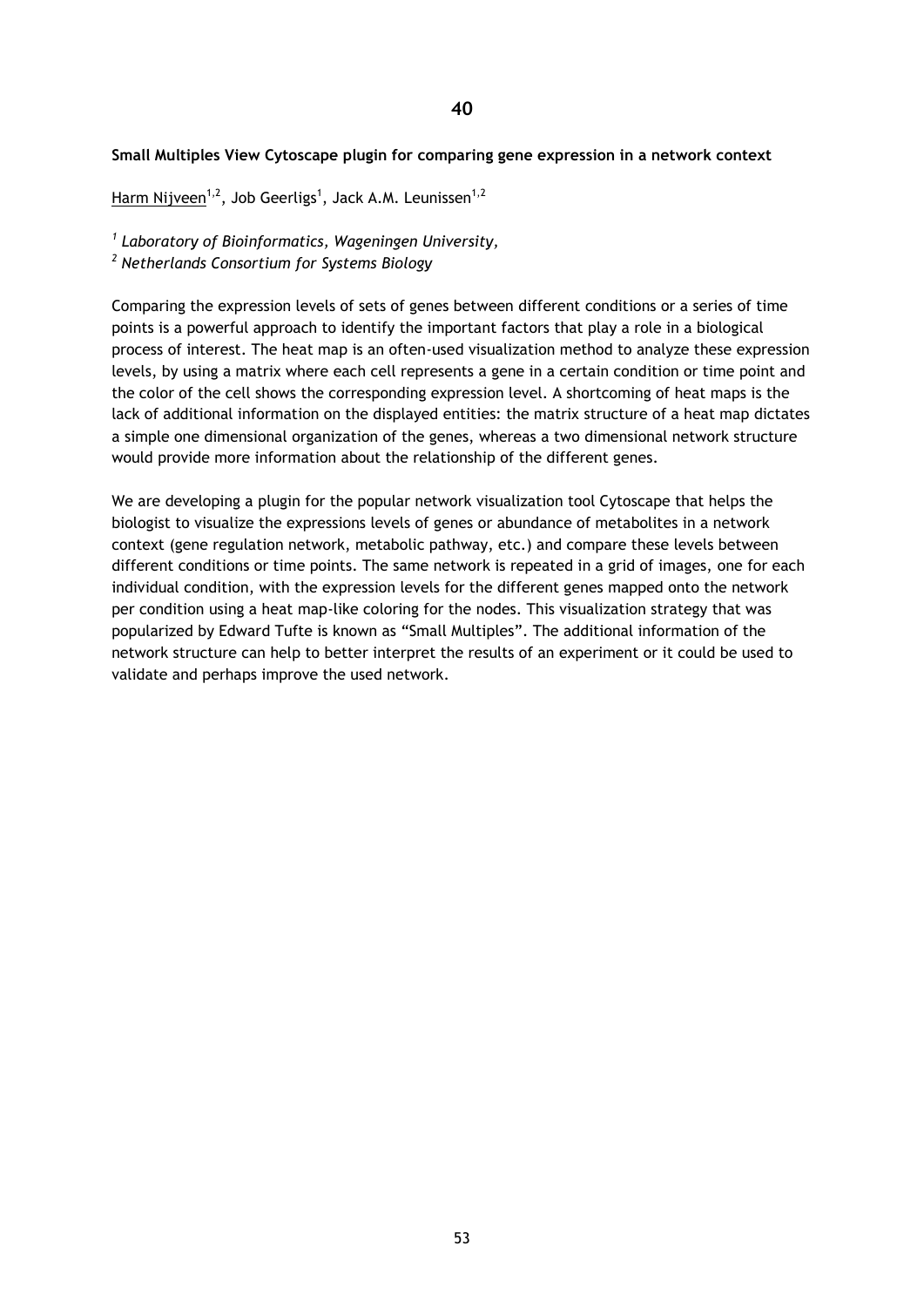## 40

**Small Multiples View Cytoscape plugin for comparing gene expression in a network context**

<u>Harm Nijveen</u>[1,2], Job Geerligs[1], Jack A.M. Leunissen[1,2]

[1] *Laboratory of Bioinformatics, Wageningen University,*
[2] *Netherlands Consortium for Systems Biology*

Comparing the expression levels of sets of genes between different conditions or a series of time points is a powerful approach to identify the important factors that play a role in a biological process of interest. The heat map is an often-used visualization method to analyze these expression levels, by using a matrix where each cell represents a gene in a certain condition or time point and the color of the cell shows the corresponding expression level. A shortcoming of heat maps is the lack of additional information on the displayed entities: the matrix structure of a heat map dictates a simple one dimensional organization of the genes, whereas a two dimensional network structure would provide more information about the relationship of the different genes.

We are developing a plugin for the popular network visualization tool Cytoscape that helps the biologist to visualize the expressions levels of genes or abundance of metabolites in a network context (gene regulation network, metabolic pathway, etc.) and compare these levels between different conditions or time points. The same network is repeated in a grid of images, one for each individual condition, with the expression levels for the different genes mapped onto the network per condition using a heat map-like coloring for the nodes. This visualization strategy that was popularized by Edward Tufte is known as "Small Multiples". The additional information of the network structure can help to better interpret the results of an experiment or it could be used to validate and perhaps improve the used network.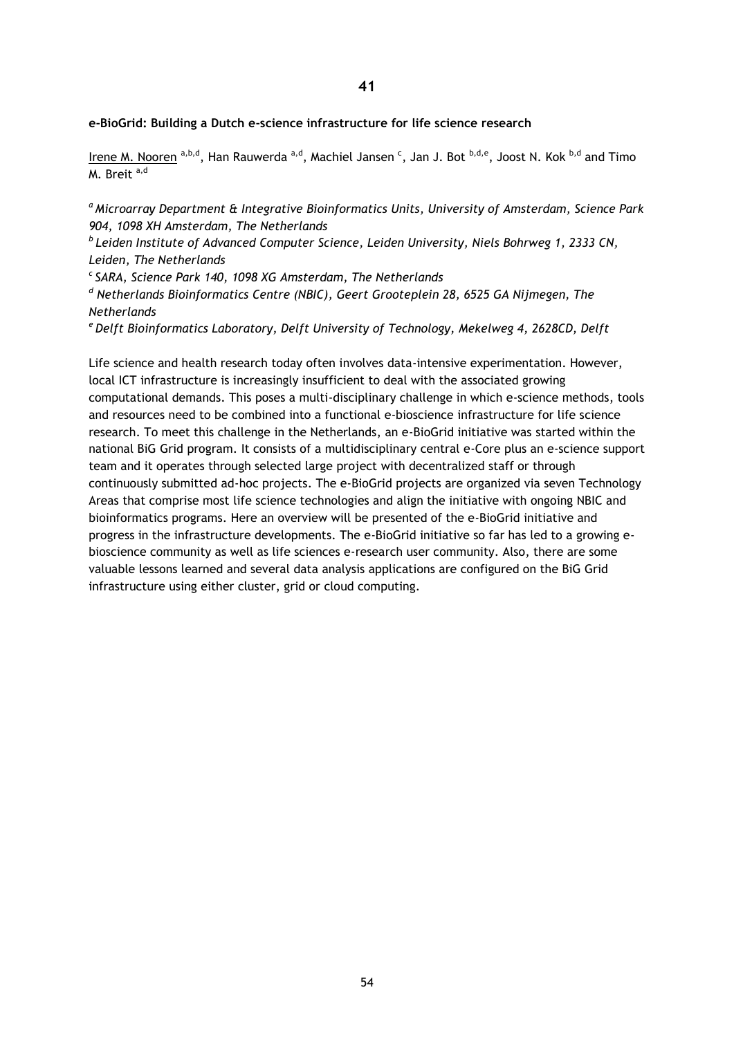## 41

**e-BioGrid: Building a Dutch e-science infrastructure for life science research**

Irene M. Nooren [a,b,d], Han Rauwerda [a,d], Machiel Jansen [c], Jan J. Bot [b,d,e], Joost N. Kok [b,d] and Timo M. Breit [a,d]

*[a] Microarray Department & Integrative Bioinformatics Units, University of Amsterdam, Science Park 904, 1098 XH Amsterdam, The Netherlands*

*[b] Leiden Institute of Advanced Computer Science, Leiden University, Niels Bohrweg 1, 2333 CN, Leiden, The Netherlands*

*[c] SARA, Science Park 140, 1098 XG Amsterdam, The Netherlands*

*[d] Netherlands Bioinformatics Centre (NBIC), Geert Grooteplein 28, 6525 GA Nijmegen, The Netherlands*

*[e] Delft Bioinformatics Laboratory, Delft University of Technology, Mekelweg 4, 2628CD, Delft*

Life science and health research today often involves data-intensive experimentation. However, local ICT infrastructure is increasingly insufficient to deal with the associated growing computational demands. This poses a multi-disciplinary challenge in which e-science methods, tools and resources need to be combined into a functional e-bioscience infrastructure for life science research. To meet this challenge in the Netherlands, an e-BioGrid initiative was started within the national BiG Grid program. It consists of a multidisciplinary central e-Core plus an e-science support team and it operates through selected large project with decentralized staff or through continuously submitted ad-hoc projects. The e-BioGrid projects are organized via seven Technology Areas that comprise most life science technologies and align the initiative with ongoing NBIC and bioinformatics programs. Here an overview will be presented of the e-BioGrid initiative and progress in the infrastructure developments. The e-BioGrid initiative so far has led to a growing e-bioscience community as well as life sciences e-research user community. Also, there are some valuable lessons learned and several data analysis applications are configured on the BiG Grid infrastructure using either cluster, grid or cloud computing.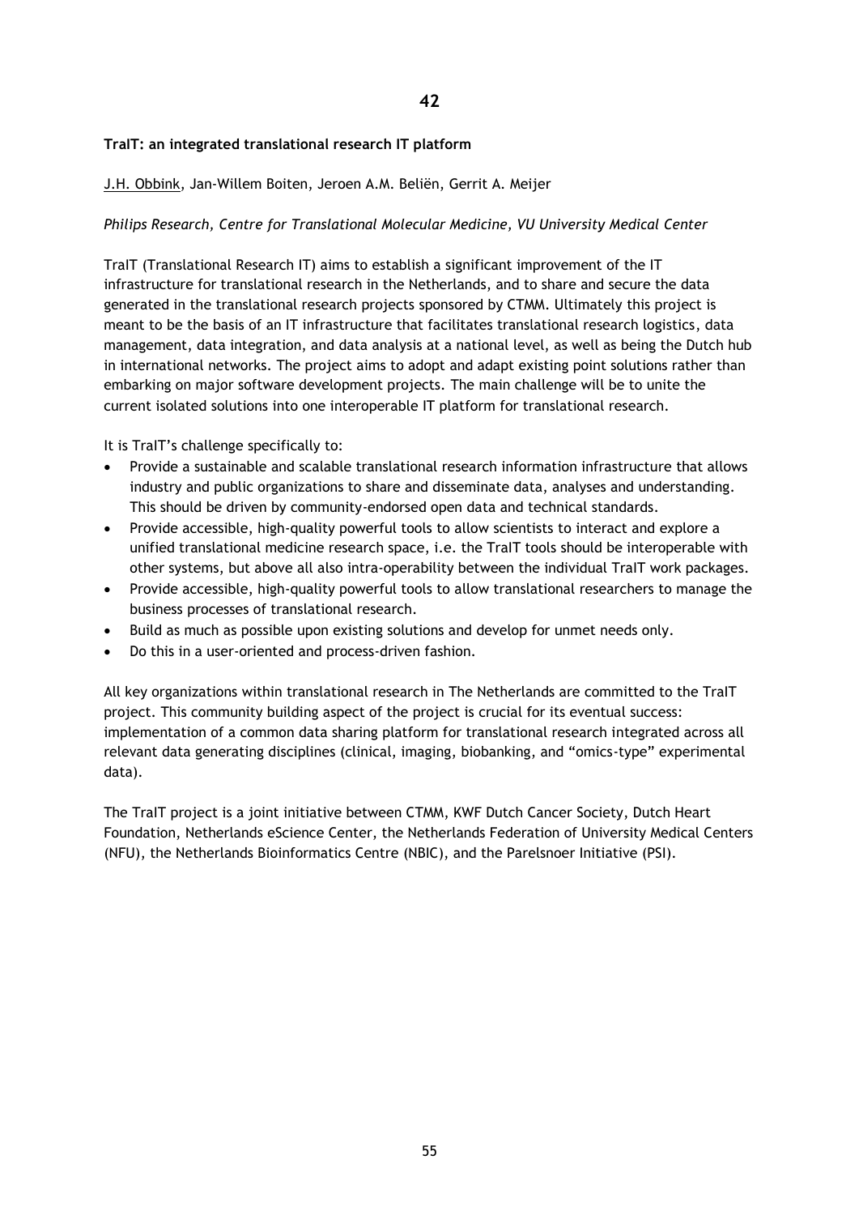## 42

**TraIT: an integrated translational research IT platform**

J.H. Obbink, Jan-Willem Boiten, Jeroen A.M. Beliën, Gerrit A. Meijer

*Philips Research, Centre for Translational Molecular Medicine, VU University Medical Center*

TraIT (Translational Research IT) aims to establish a significant improvement of the IT infrastructure for translational research in the Netherlands, and to share and secure the data generated in the translational research projects sponsored by CTMM. Ultimately this project is meant to be the basis of an IT infrastructure that facilitates translational research logistics, data management, data integration, and data analysis at a national level, as well as being the Dutch hub in international networks. The project aims to adopt and adapt existing point solutions rather than embarking on major software development projects. The main challenge will be to unite the current isolated solutions into one interoperable IT platform for translational research.

It is TraIT's challenge specifically to:

- Provide a sustainable and scalable translational research information infrastructure that allows industry and public organizations to share and disseminate data, analyses and understanding. This should be driven by community-endorsed open data and technical standards.
- Provide accessible, high-quality powerful tools to allow scientists to interact and explore a unified translational medicine research space, i.e. the TraIT tools should be interoperable with other systems, but above all also intra-operability between the individual TraIT work packages.
- Provide accessible, high-quality powerful tools to allow translational researchers to manage the business processes of translational research.
- Build as much as possible upon existing solutions and develop for unmet needs only.
- Do this in a user-oriented and process-driven fashion.

All key organizations within translational research in The Netherlands are committed to the TraIT project. This community building aspect of the project is crucial for its eventual success: implementation of a common data sharing platform for translational research integrated across all relevant data generating disciplines (clinical, imaging, biobanking, and "omics-type" experimental data).

The TraIT project is a joint initiative between CTMM, KWF Dutch Cancer Society, Dutch Heart Foundation, Netherlands eScience Center, the Netherlands Federation of University Medical Centers (NFU), the Netherlands Bioinformatics Centre (NBIC), and the Parelsnoer Initiative (PSI).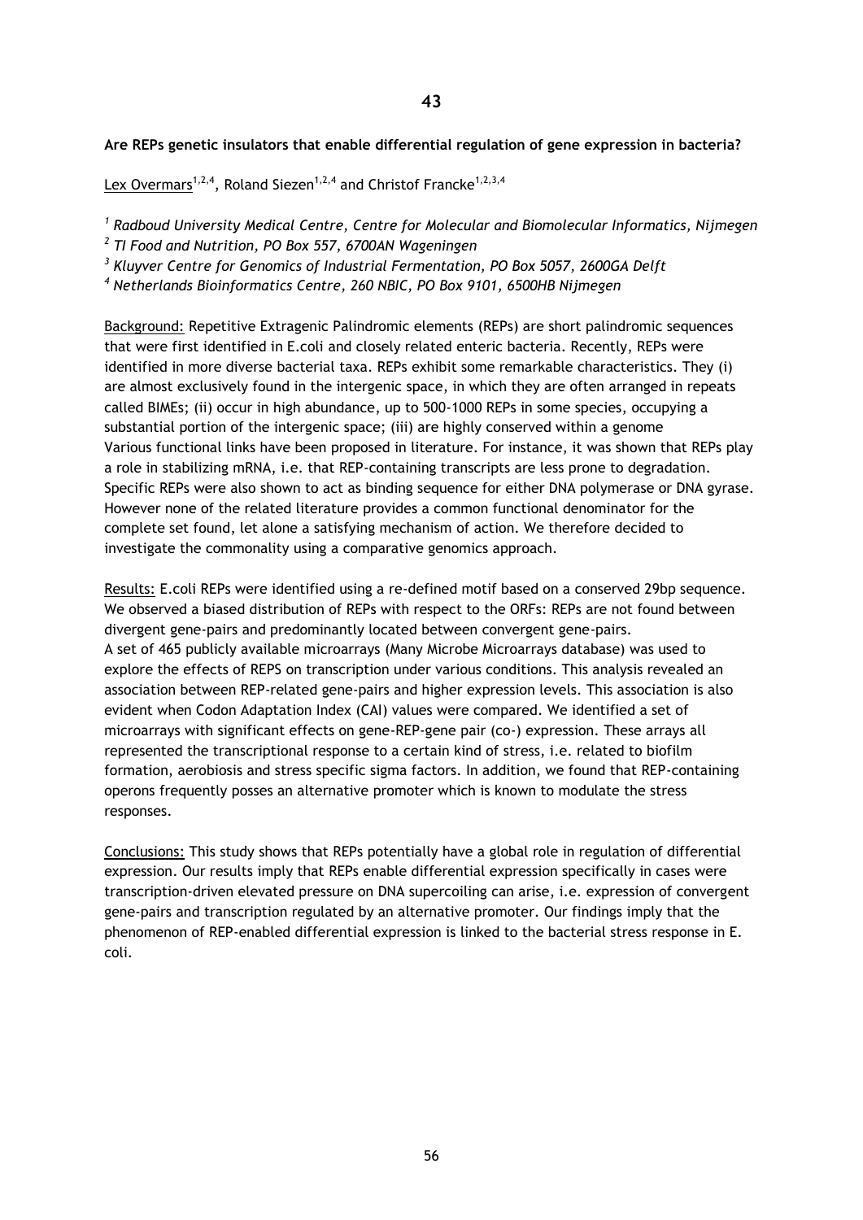## 43

**Are REPs genetic insulators that enable differential regulation of gene expression in bacteria?**

<u>Lex Overmars</u>[1,2,4], Roland Siezen[1,2,4] and Christof Francke[1,2,3,4]

[1] *Radboud University Medical Centre, Centre for Molecular and Biomolecular Informatics, Nijmegen*
[2] *TI Food and Nutrition, PO Box 557, 6700AN Wageningen*
[3] *Kluyver Centre for Genomics of Industrial Fermentation, PO Box 5057, 2600GA Delft*
[4] *Netherlands Bioinformatics Centre, 260 NBIC, PO Box 9101, 6500HB Nijmegen*

<u>Background:</u> Repetitive Extragenic Palindromic elements (REPs) are short palindromic sequences that were first identified in E.coli and closely related enteric bacteria. Recently, REPs were identified in more diverse bacterial taxa. REPs exhibit some remarkable characteristics. They (i) are almost exclusively found in the intergenic space, in which they are often arranged in repeats called BIMEs; (ii) occur in high abundance, up to 500-1000 REPs in some species, occupying a substantial portion of the intergenic space; (iii) are highly conserved within a genome
Various functional links have been proposed in literature. For instance, it was shown that REPs play a role in stabilizing mRNA, i.e. that REP-containing transcripts are less prone to degradation. Specific REPs were also shown to act as binding sequence for either DNA polymerase or DNA gyrase. However none of the related literature provides a common functional denominator for the complete set found, let alone a satisfying mechanism of action. We therefore decided to investigate the commonality using a comparative genomics approach.

<u>Results:</u> E.coli REPs were identified using a re-defined motif based on a conserved 29bp sequence. We observed a biased distribution of REPs with respect to the ORFs: REPs are not found between divergent gene-pairs and predominantly located between convergent gene-pairs.
A set of 465 publicly available microarrays (Many Microbe Microarrays database) was used to explore the effects of REPS on transcription under various conditions. This analysis revealed an association between REP-related gene-pairs and higher expression levels. This association is also evident when Codon Adaptation Index (CAI) values were compared. We identified a set of microarrays with significant effects on gene-REP-gene pair (co-) expression. These arrays all represented the transcriptional response to a certain kind of stress, i.e. related to biofilm formation, aerobiosis and stress specific sigma factors. In addition, we found that REP-containing operons frequently posses an alternative promoter which is known to modulate the stress responses.

<u>Conclusions:</u> This study shows that REPs potentially have a global role in regulation of differential expression. Our results imply that REPs enable differential expression specifically in cases were transcription-driven elevated pressure on DNA supercoiling can arise, i.e. expression of convergent gene-pairs and transcription regulated by an alternative promoter. Our findings imply that the phenomenon of REP-enabled differential expression is linked to the bacterial stress response in E. coli.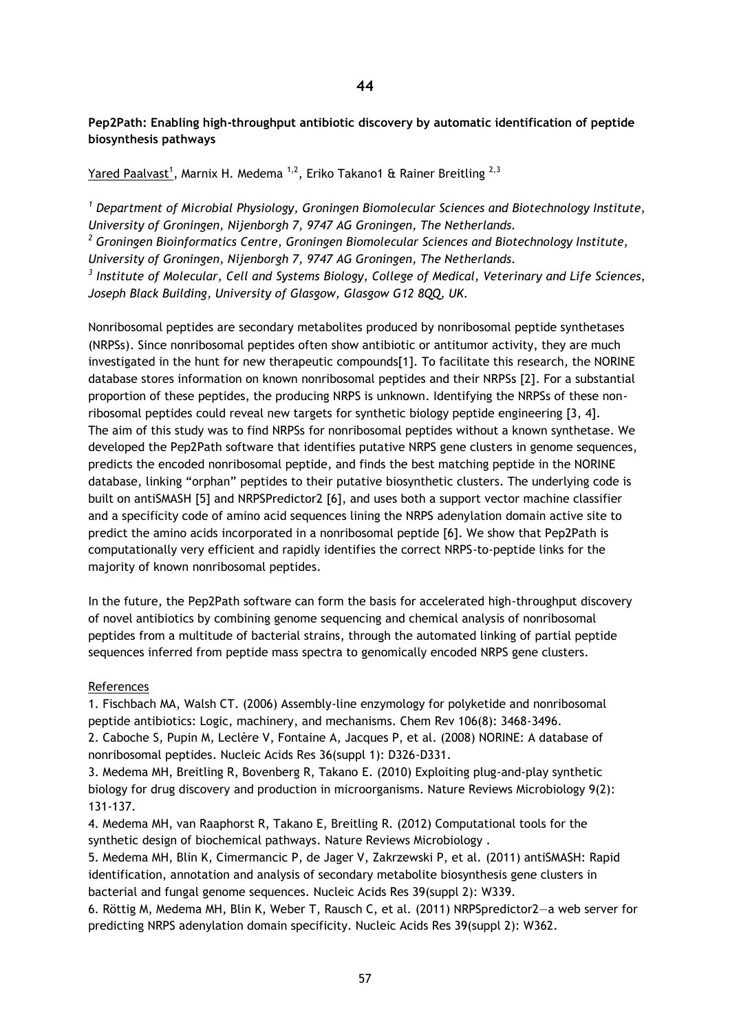44

**Pep2Path: Enabling high-throughput antibiotic discovery by automatic identification of peptide biosynthesis pathways**

Yared Paalvast[1], Marnix H. Medema [1,2], Eriko Takano1 & Rainer Breitling [2,3]

*[1] Department of Microbial Physiology, Groningen Biomolecular Sciences and Biotechnology Institute, University of Groningen, Nijenborgh 7, 9747 AG Groningen, The Netherlands.*
*[2] Groningen Bioinformatics Centre, Groningen Biomolecular Sciences and Biotechnology Institute, University of Groningen, Nijenborgh 7, 9747 AG Groningen, The Netherlands.*
*[3] Institute of Molecular, Cell and Systems Biology, College of Medical, Veterinary and Life Sciences, Joseph Black Building, University of Glasgow, Glasgow G12 8QQ, UK.*

Nonribosomal peptides are secondary metabolites produced by nonribosomal peptide synthetases (NRPSs). Since nonribosomal peptides often show antibiotic or antitumor activity, they are much investigated in the hunt for new therapeutic compounds[1]. To facilitate this research, the NORINE database stores information on known nonribosomal peptides and their NRPSs [2]. For a substantial proportion of these peptides, the producing NRPS is unknown. Identifying the NRPSs of these non-ribosomal peptides could reveal new targets for synthetic biology peptide engineering [3, 4].
The aim of this study was to find NRPSs for nonribosomal peptides without a known synthetase. We developed the Pep2Path software that identifies putative NRPS gene clusters in genome sequences, predicts the encoded nonribosomal peptide, and finds the best matching peptide in the NORINE database, linking "orphan" peptides to their putative biosynthetic clusters. The underlying code is built on antiSMASH [5] and NRPSPredictor2 [6], and uses both a support vector machine classifier and a specificity code of amino acid sequences lining the NRPS adenylation domain active site to predict the amino acids incorporated in a nonribosomal peptide [6]. We show that Pep2Path is computationally very efficient and rapidly identifies the correct NRPS-to-peptide links for the majority of known nonribosomal peptides.

In the future, the Pep2Path software can form the basis for accelerated high-throughput discovery of novel antibiotics by combining genome sequencing and chemical analysis of nonribosomal peptides from a multitude of bacterial strains, through the automated linking of partial peptide sequences inferred from peptide mass spectra to genomically encoded NRPS gene clusters.

References

1. Fischbach MA, Walsh CT. (2006) Assembly-line enzymology for polyketide and nonribosomal peptide antibiotics: Logic, machinery, and mechanisms. Chem Rev 106(8): 3468-3496.
2. Caboche S, Pupin M, Leclère V, Fontaine A, Jacques P, et al. (2008) NORINE: A database of nonribosomal peptides. Nucleic Acids Res 36(suppl 1): D326-D331.
3. Medema MH, Breitling R, Bovenberg R, Takano E. (2010) Exploiting plug-and-play synthetic biology for drug discovery and production in microorganisms. Nature Reviews Microbiology 9(2): 131-137.
4. Medema MH, van Raaphorst R, Takano E, Breitling R. (2012) Computational tools for the synthetic design of biochemical pathways. Nature Reviews Microbiology .
5. Medema MH, Blin K, Cimermancic P, de Jager V, Zakrzewski P, et al. (2011) antiSMASH: Rapid identification, annotation and analysis of secondary metabolite biosynthesis gene clusters in bacterial and fungal genome sequences. Nucleic Acids Res 39(suppl 2): W339.
6. Röttig M, Medema MH, Blin K, Weber T, Rausch C, et al. (2011) NRPSpredictor2—a web server for predicting NRPS adenylation domain specificity. Nucleic Acids Res 39(suppl 2): W362.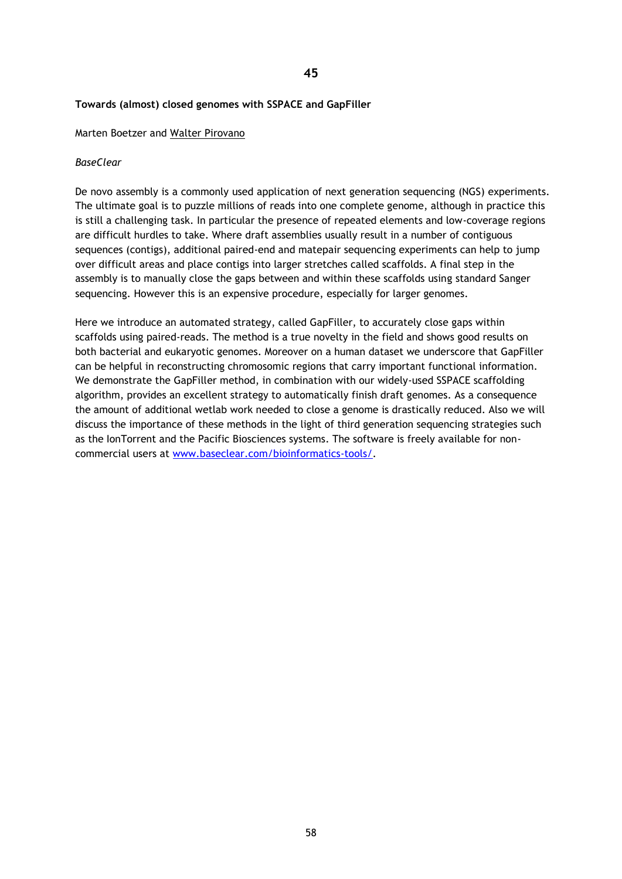**45**

**Towards (almost) closed genomes with SSPACE and GapFiller**

Marten Boetzer and Walter Pirovano

*BaseClear*

De novo assembly is a commonly used application of next generation sequencing (NGS) experiments. The ultimate goal is to puzzle millions of reads into one complete genome, although in practice this is still a challenging task. In particular the presence of repeated elements and low-coverage regions are difficult hurdles to take. Where draft assemblies usually result in a number of contiguous sequences (contigs), additional paired-end and matepair sequencing experiments can help to jump over difficult areas and place contigs into larger stretches called scaffolds. A final step in the assembly is to manually close the gaps between and within these scaffolds using standard Sanger sequencing. However this is an expensive procedure, especially for larger genomes.

Here we introduce an automated strategy, called GapFiller, to accurately close gaps within scaffolds using paired-reads. The method is a true novelty in the field and shows good results on both bacterial and eukaryotic genomes. Moreover on a human dataset we underscore that GapFiller can be helpful in reconstructing chromosomic regions that carry important functional information. We demonstrate the GapFiller method, in combination with our widely-used SSPACE scaffolding algorithm, provides an excellent strategy to automatically finish draft genomes. As a consequence the amount of additional wetlab work needed to close a genome is drastically reduced. Also we will discuss the importance of these methods in the light of third generation sequencing strategies such as the IonTorrent and the Pacific Biosciences systems. The software is freely available for non-commercial users at www.baseclear.com/bioinformatics-tools/.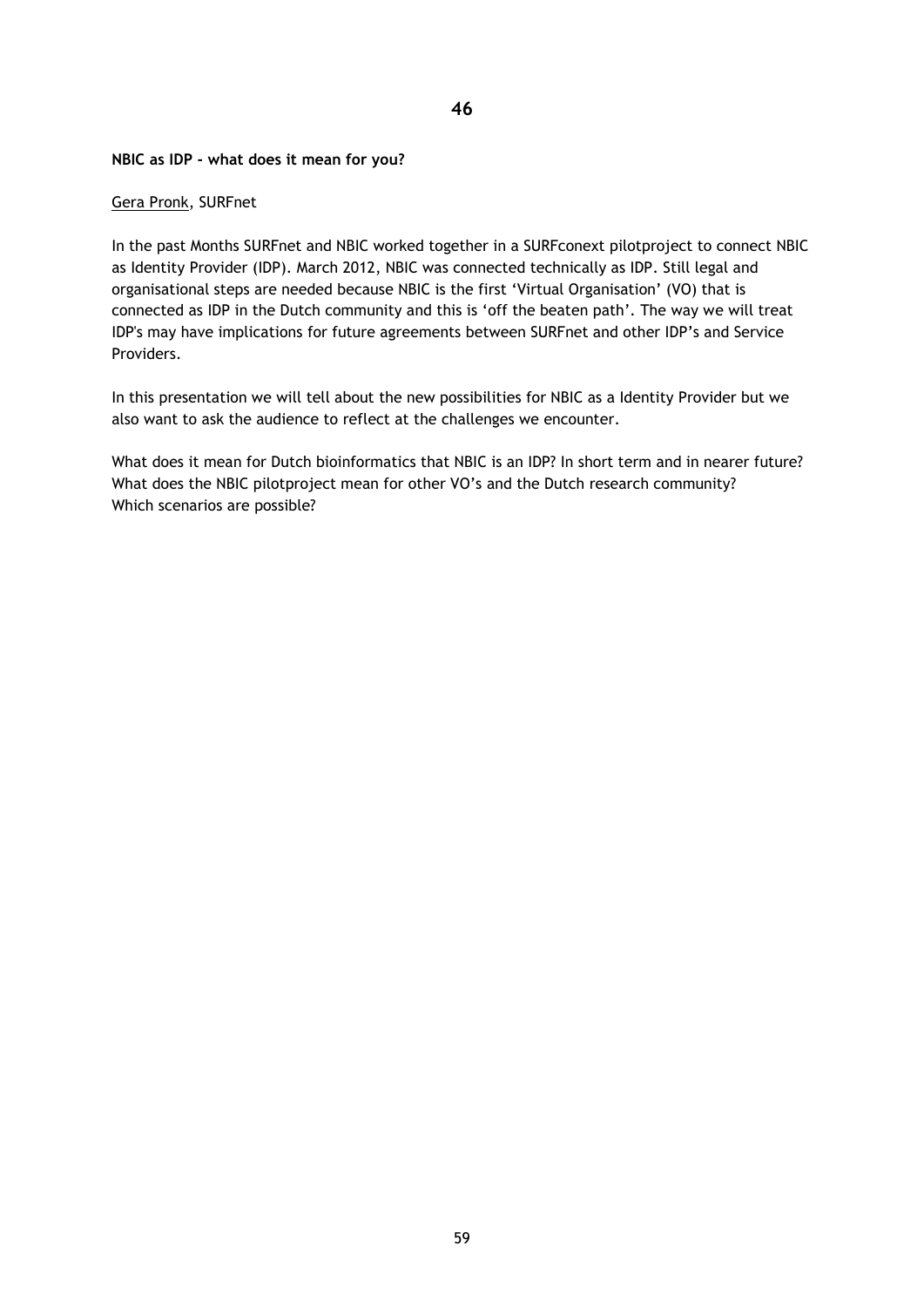**46**

**NBIC as IDP - what does it mean for you?**

Gera Pronk, SURFnet

In the past Months SURFnet and NBIC worked together in a SURFconext pilotproject to connect NBIC as Identity Provider (IDP). March 2012, NBIC was connected technically as IDP. Still legal and organisational steps are needed because NBIC is the first 'Virtual Organisation' (VO) that is connected as IDP in the Dutch community and this is 'off the beaten path'. The way we will treat IDP's may have implications for future agreements between SURFnet and other IDP's and Service Providers.

In this presentation we will tell about the new possibilities for NBIC as a Identity Provider but we also want to ask the audience to reflect at the challenges we encounter.

What does it mean for Dutch bioinformatics that NBIC is an IDP? In short term and in nearer future?
What does the NBIC pilotproject mean for other VO's and the Dutch research community?
Which scenarios are possible?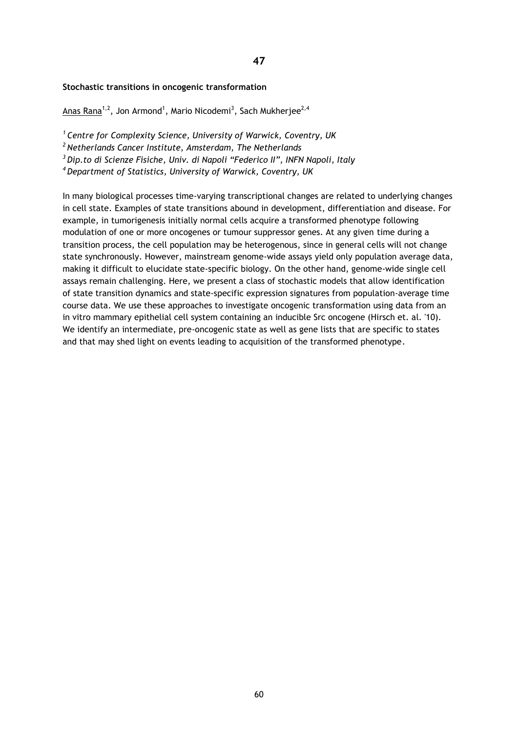**47**

**Stochastic transitions in oncogenic transformation**

Anas Rana[1,2], Jon Armond[1], Mario Nicodemi[3], Sach Mukherjee[2,4]

*[1] Centre for Complexity Science, University of Warwick, Coventry, UK*
*[2] Netherlands Cancer Institute, Amsterdam, The Netherlands*
*[3] Dip.to di Scienze Fisiche, Univ. di Napoli "Federico II", INFN Napoli, Italy*
*[4] Department of Statistics, University of Warwick, Coventry, UK*

In many biological processes time-varying transcriptional changes are related to underlying changes in cell state. Examples of state transitions abound in development, differentiation and disease. For example, in tumorigenesis initially normal cells acquire a transformed phenotype following modulation of one or more oncogenes or tumour suppressor genes. At any given time during a transition process, the cell population may be heterogenous, since in general cells will not change state synchronously. However, mainstream genome-wide assays yield only population average data, making it difficult to elucidate state-specific biology. On the other hand, genome-wide single cell assays remain challenging. Here, we present a class of stochastic models that allow identification of state transition dynamics and state-specific expression signatures from population-average time course data. We use these approaches to investigate oncogenic transformation using data from an in vitro mammary epithelial cell system containing an inducible Src oncogene (Hirsch et. al. '10). We identify an intermediate, pre-oncogenic state as well as gene lists that are specific to states and that may shed light on events leading to acquisition of the transformed phenotype.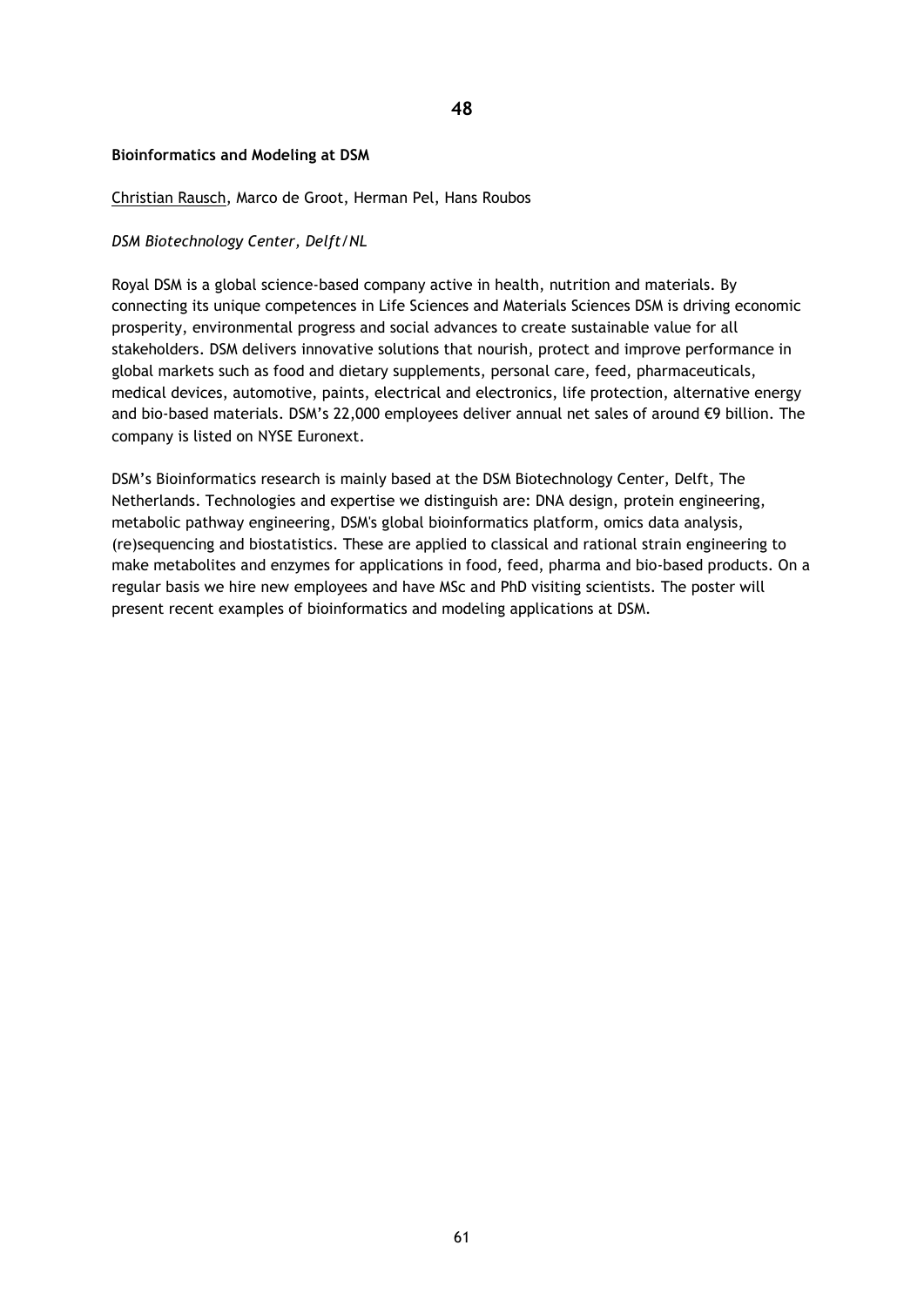**48**

**Bioinformatics and Modeling at DSM**

Christian Rausch, Marco de Groot, Herman Pel, Hans Roubos

*DSM Biotechnology Center, Delft/NL*

Royal DSM is a global science-based company active in health, nutrition and materials. By connecting its unique competences in Life Sciences and Materials Sciences DSM is driving economic prosperity, environmental progress and social advances to create sustainable value for all stakeholders. DSM delivers innovative solutions that nourish, protect and improve performance in global markets such as food and dietary supplements, personal care, feed, pharmaceuticals, medical devices, automotive, paints, electrical and electronics, life protection, alternative energy and bio-based materials. DSM's 22,000 employees deliver annual net sales of around €9 billion. The company is listed on NYSE Euronext.

DSM's Bioinformatics research is mainly based at the DSM Biotechnology Center, Delft, The Netherlands. Technologies and expertise we distinguish are: DNA design, protein engineering, metabolic pathway engineering, DSM's global bioinformatics platform, omics data analysis, (re)sequencing and biostatistics. These are applied to classical and rational strain engineering to make metabolites and enzymes for applications in food, feed, pharma and bio-based products. On a regular basis we hire new employees and have MSc and PhD visiting scientists. The poster will present recent examples of bioinformatics and modeling applications at DSM.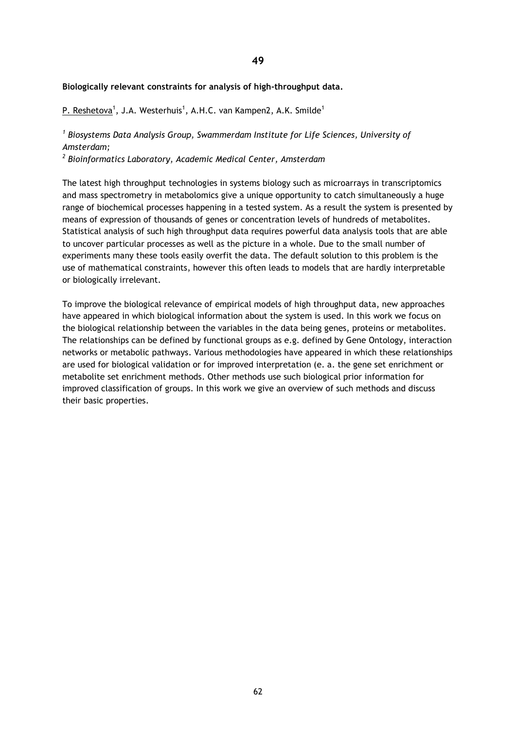**49**

**Biologically relevant constraints for analysis of high-throughput data.**

P. Reshetova[1], J.A. Westerhuis[1], A.H.C. van Kampen2, A.K. Smilde[1]

[1] *Biosystems Data Analysis Group, Swammerdam Institute for Life Sciences, University of Amsterdam;*

[2] *Bioinformatics Laboratory, Academic Medical Center, Amsterdam*

The latest high throughput technologies in systems biology such as microarrays in transcriptomics and mass spectrometry in metabolomics give a unique opportunity to catch simultaneously a huge range of biochemical processes happening in a tested system. As a result the system is presented by means of expression of thousands of genes or concentration levels of hundreds of metabolites. Statistical analysis of such high throughput data requires powerful data analysis tools that are able to uncover particular processes as well as the picture in a whole. Due to the small number of experiments many these tools easily overfit the data. The default solution to this problem is the use of mathematical constraints, however this often leads to models that are hardly interpretable or biologically irrelevant.

To improve the biological relevance of empirical models of high throughput data, new approaches have appeared in which biological information about the system is used. In this work we focus on the biological relationship between the variables in the data being genes, proteins or metabolites. The relationships can be defined by functional groups as e.g. defined by Gene Ontology, interaction networks or metabolic pathways. Various methodologies have appeared in which these relationships are used for biological validation or for improved interpretation (e. a. the gene set enrichment or metabolite set enrichment methods. Other methods use such biological prior information for improved classification of groups. In this work we give an overview of such methods and discuss their basic properties.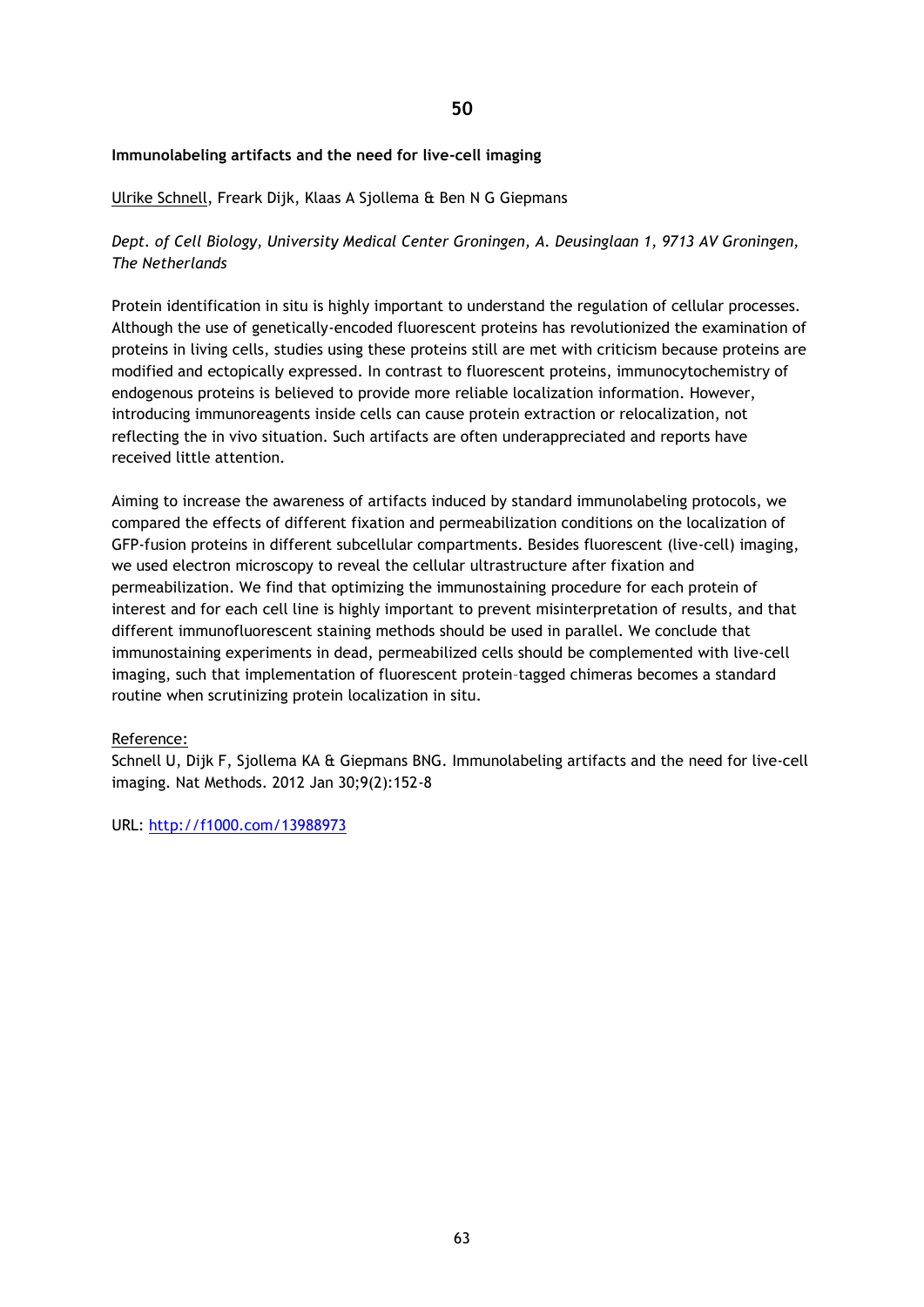**50**

**Immunolabeling artifacts and the need for live-cell imaging**

Ulrike Schnell, Freark Dijk, Klaas A Sjollema & Ben N G Giepmans

*Dept. of Cell Biology, University Medical Center Groningen, A. Deusinglaan 1, 9713 AV Groningen, The Netherlands*

Protein identification in situ is highly important to understand the regulation of cellular processes. Although the use of genetically-encoded fluorescent proteins has revolutionized the examination of proteins in living cells, studies using these proteins still are met with criticism because proteins are modified and ectopically expressed. In contrast to fluorescent proteins, immunocytochemistry of endogenous proteins is believed to provide more reliable localization information. However, introducing immunoreagents inside cells can cause protein extraction or relocalization, not reflecting the in vivo situation. Such artifacts are often underappreciated and reports have received little attention.

Aiming to increase the awareness of artifacts induced by standard immunolabeling protocols, we compared the effects of different fixation and permeabilization conditions on the localization of GFP-fusion proteins in different subcellular compartments. Besides fluorescent (live-cell) imaging, we used electron microscopy to reveal the cellular ultrastructure after fixation and permeabilization. We find that optimizing the immunostaining procedure for each protein of interest and for each cell line is highly important to prevent misinterpretation of results, and that different immunofluorescent staining methods should be used in parallel. We conclude that immunostaining experiments in dead, permeabilized cells should be complemented with live-cell imaging, such that implementation of fluorescent protein–tagged chimeras becomes a standard routine when scrutinizing protein localization in situ.

Reference:
Schnell U, Dijk F, Sjollema KA & Giepmans BNG. Immunolabeling artifacts and the need for live-cell imaging. Nat Methods. 2012 Jan 30;9(2):152-8

URL: http://f1000.com/13988973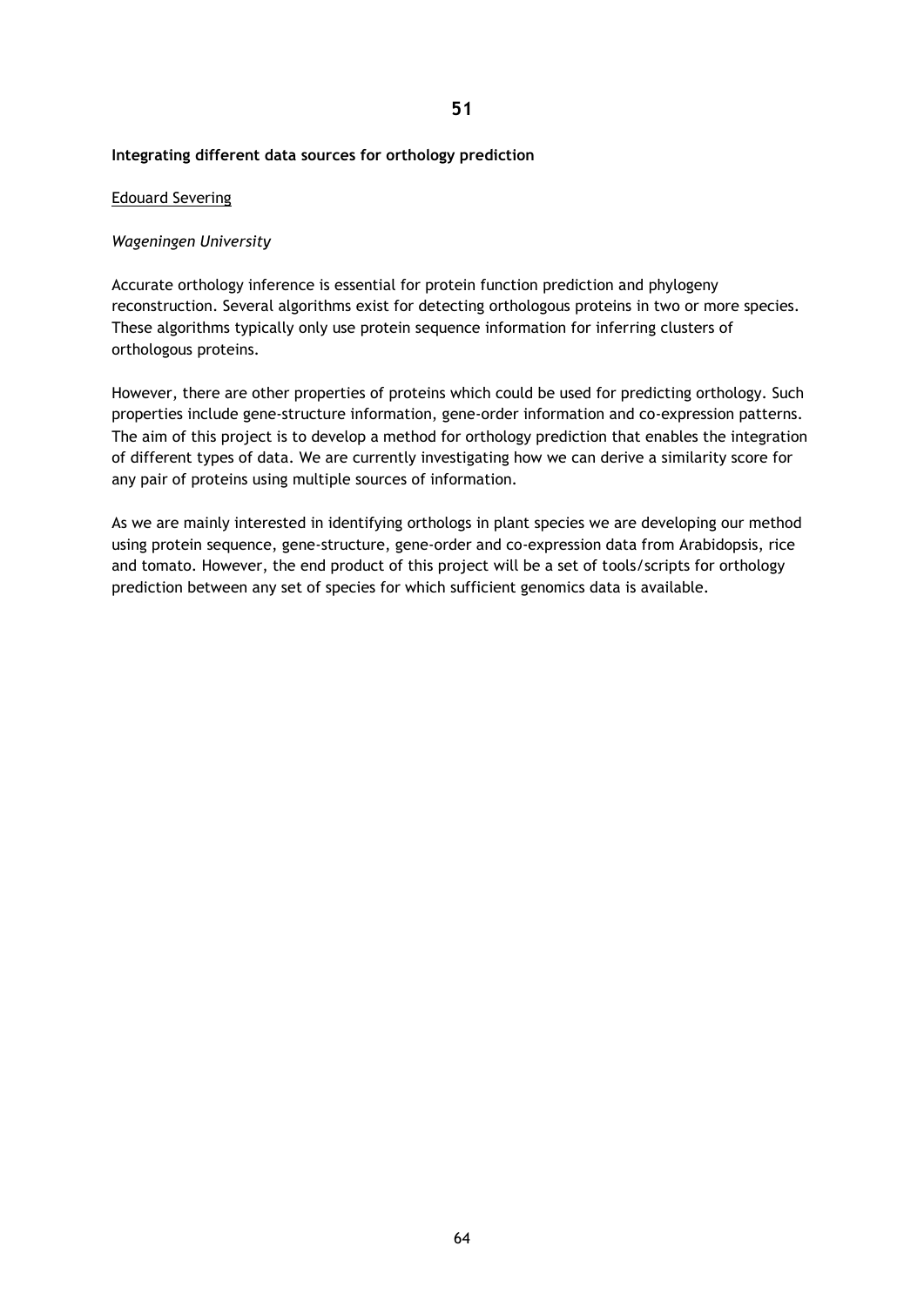## 51

**Integrating different data sources for orthology prediction**

<u>Edouard Severing</u>

*Wageningen University*

Accurate orthology inference is essential for protein function prediction and phylogeny reconstruction. Several algorithms exist for detecting orthologous proteins in two or more species. These algorithms typically only use protein sequence information for inferring clusters of orthologous proteins.

However, there are other properties of proteins which could be used for predicting orthology. Such properties include gene-structure information, gene-order information and co-expression patterns. The aim of this project is to develop a method for orthology prediction that enables the integration of different types of data. We are currently investigating how we can derive a similarity score for any pair of proteins using multiple sources of information.

As we are mainly interested in identifying orthologs in plant species we are developing our method using protein sequence, gene-structure, gene-order and co-expression data from Arabidopsis, rice and tomato. However, the end product of this project will be a set of tools/scripts for orthology prediction between any set of species for which sufficient genomics data is available.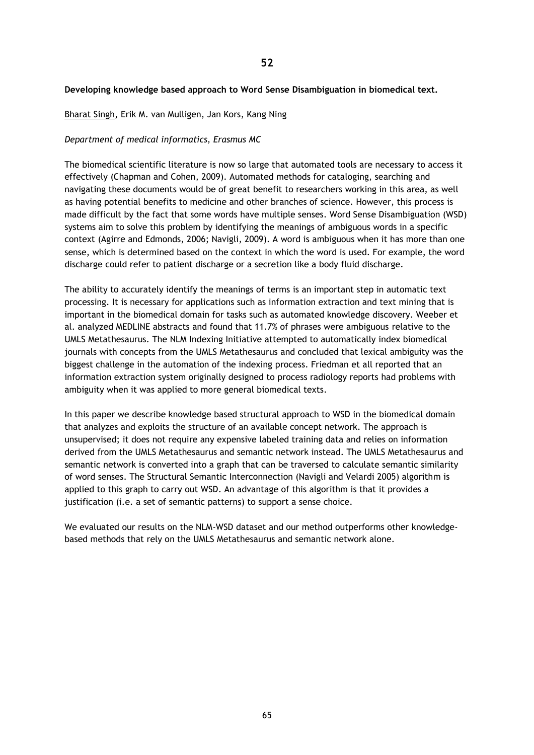## 52

**Developing knowledge based approach to Word Sense Disambiguation in biomedical text.**

<u>Bharat Singh</u>, Erik M. van Mulligen, Jan Kors, Kang Ning

*Department of medical informatics, Erasmus MC*

The biomedical scientific literature is now so large that automated tools are necessary to access it effectively (Chapman and Cohen, 2009). Automated methods for cataloging, searching and navigating these documents would be of great benefit to researchers working in this area, as well as having potential benefits to medicine and other branches of science. However, this process is made difficult by the fact that some words have multiple senses. Word Sense Disambiguation (WSD) systems aim to solve this problem by identifying the meanings of ambiguous words in a specific context (Agirre and Edmonds, 2006; Navigli, 2009). A word is ambiguous when it has more than one sense, which is determined based on the context in which the word is used. For example, the word discharge could refer to patient discharge or a secretion like a body fluid discharge.

The ability to accurately identify the meanings of terms is an important step in automatic text processing. It is necessary for applications such as information extraction and text mining that is important in the biomedical domain for tasks such as automated knowledge discovery. Weeber et al. analyzed MEDLINE abstracts and found that 11.7% of phrases were ambiguous relative to the UMLS Metathesaurus. The NLM Indexing Initiative attempted to automatically index biomedical journals with concepts from the UMLS Metathesaurus and concluded that lexical ambiguity was the biggest challenge in the automation of the indexing process. Friedman et all reported that an information extraction system originally designed to process radiology reports had problems with ambiguity when it was applied to more general biomedical texts.

In this paper we describe knowledge based structural approach to WSD in the biomedical domain that analyzes and exploits the structure of an available concept network. The approach is unsupervised; it does not require any expensive labeled training data and relies on information derived from the UMLS Metathesaurus and semantic network instead. The UMLS Metathesaurus and semantic network is converted into a graph that can be traversed to calculate semantic similarity of word senses. The Structural Semantic Interconnection (Navigli and Velardi 2005) algorithm is applied to this graph to carry out WSD. An advantage of this algorithm is that it provides a justification (i.e. a set of semantic patterns) to support a sense choice.

We evaluated our results on the NLM-WSD dataset and our method outperforms other knowledge-based methods that rely on the UMLS Metathesaurus and semantic network alone.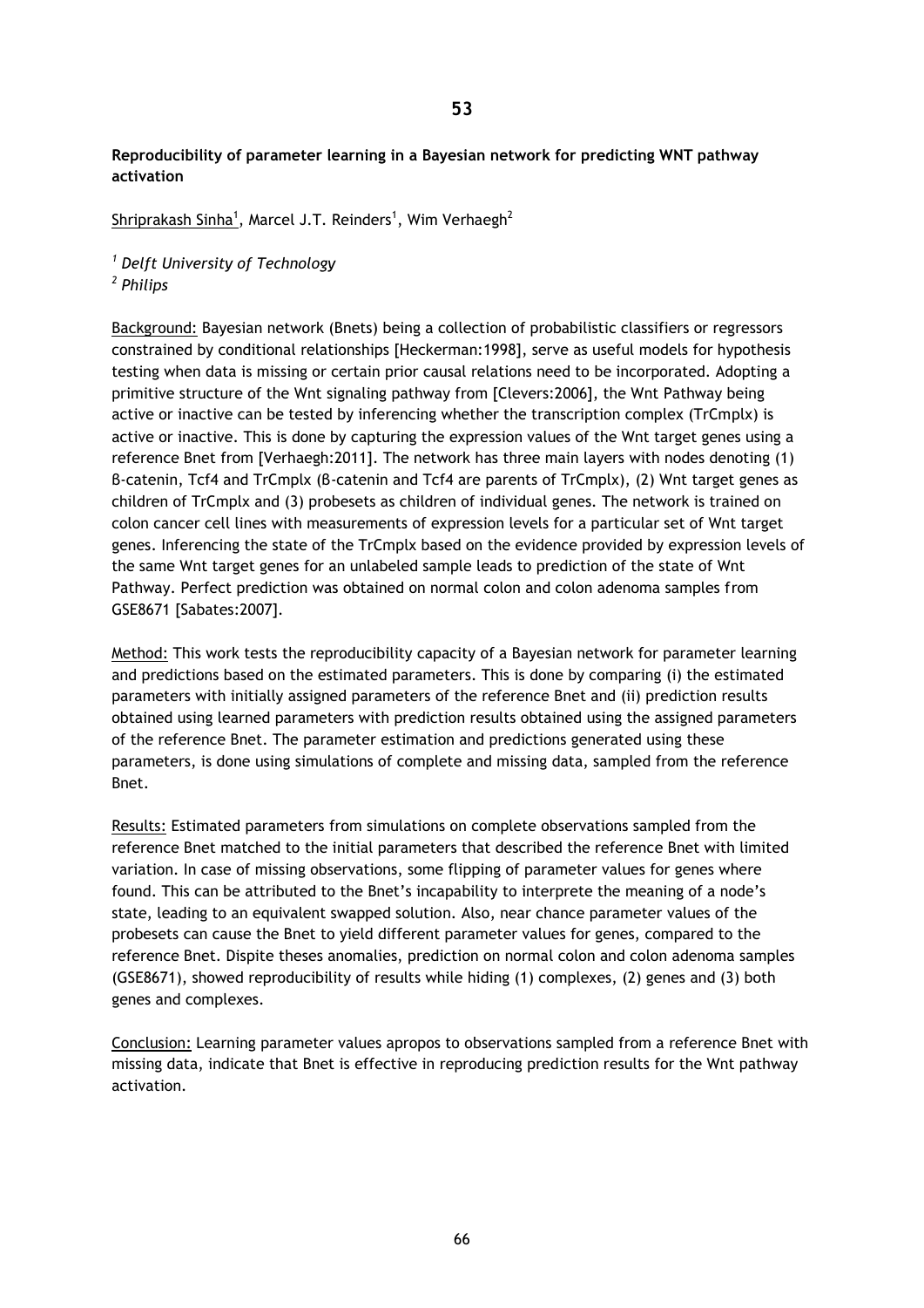# 53

**Reproducibility of parameter learning in a Bayesian network for predicting WNT pathway activation**

Shriprakash Sinha[1], Marcel J.T. Reinders[1], Wim Verhaegh[2]

*[1] Delft University of Technology*
*[2] Philips*

Background: Bayesian network (Bnets) being a collection of probabilistic classifiers or regressors constrained by conditional relationships [Heckerman:1998], serve as useful models for hypothesis testing when data is missing or certain prior causal relations need to be incorporated. Adopting a primitive structure of the Wnt signaling pathway from [Clevers:2006], the Wnt Pathway being active or inactive can be tested by inferencing whether the transcription complex (TrCmplx) is active or inactive. This is done by capturing the expression values of the Wnt target genes using a reference Bnet from [Verhaegh:2011]. The network has three main layers with nodes denoting (1) β-catenin, Tcf4 and TrCmplx (β-catenin and Tcf4 are parents of TrCmplx), (2) Wnt target genes as children of TrCmplx and (3) probesets as children of individual genes. The network is trained on colon cancer cell lines with measurements of expression levels for a particular set of Wnt target genes. Inferencing the state of the TrCmplx based on the evidence provided by expression levels of the same Wnt target genes for an unlabeled sample leads to prediction of the state of Wnt Pathway. Perfect prediction was obtained on normal colon and colon adenoma samples from GSE8671 [Sabates:2007].

Method: This work tests the reproducibility capacity of a Bayesian network for parameter learning and predictions based on the estimated parameters. This is done by comparing (i) the estimated parameters with initially assigned parameters of the reference Bnet and (ii) prediction results obtained using learned parameters with prediction results obtained using the assigned parameters of the reference Bnet. The parameter estimation and predictions generated using these parameters, is done using simulations of complete and missing data, sampled from the reference Bnet.

Results: Estimated parameters from simulations on complete observations sampled from the reference Bnet matched to the initial parameters that described the reference Bnet with limited variation. In case of missing observations, some flipping of parameter values for genes where found. This can be attributed to the Bnet's incapability to interprete the meaning of a node's state, leading to an equivalent swapped solution. Also, near chance parameter values of the probesets can cause the Bnet to yield different parameter values for genes, compared to the reference Bnet. Dispite theses anomalies, prediction on normal colon and colon adenoma samples (GSE8671), showed reproducibility of results while hiding (1) complexes, (2) genes and (3) both genes and complexes.

Conclusion: Learning parameter values apropos to observations sampled from a reference Bnet with missing data, indicate that Bnet is effective in reproducing prediction results for the Wnt pathway activation.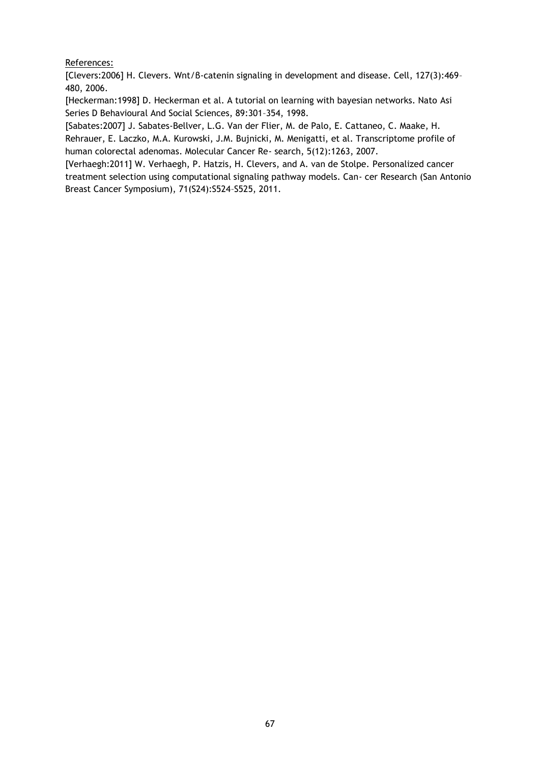References:

[Clevers:2006] H. Clevers. Wnt/β-catenin signaling in development and disease. Cell, 127(3):469–480, 2006.

[Heckerman:1998] D. Heckerman et al. A tutorial on learning with bayesian networks. Nato Asi Series D Behavioural And Social Sciences, 89:301–354, 1998.

[Sabates:2007] J. Sabates-Bellver, L.G. Van der Flier, M. de Palo, E. Cattaneo, C. Maake, H. Rehrauer, E. Laczko, M.A. Kurowski, J.M. Bujnicki, M. Menigatti, et al. Transcriptome profile of human colorectal adenomas. Molecular Cancer Re- search, 5(12):1263, 2007.

[Verhaegh:2011] W. Verhaegh, P. Hatzis, H. Clevers, and A. van de Stolpe. Personalized cancer treatment selection using computational signaling pathway models. Can- cer Research (San Antonio Breast Cancer Symposium), 71(S24):S524–S525, 2011.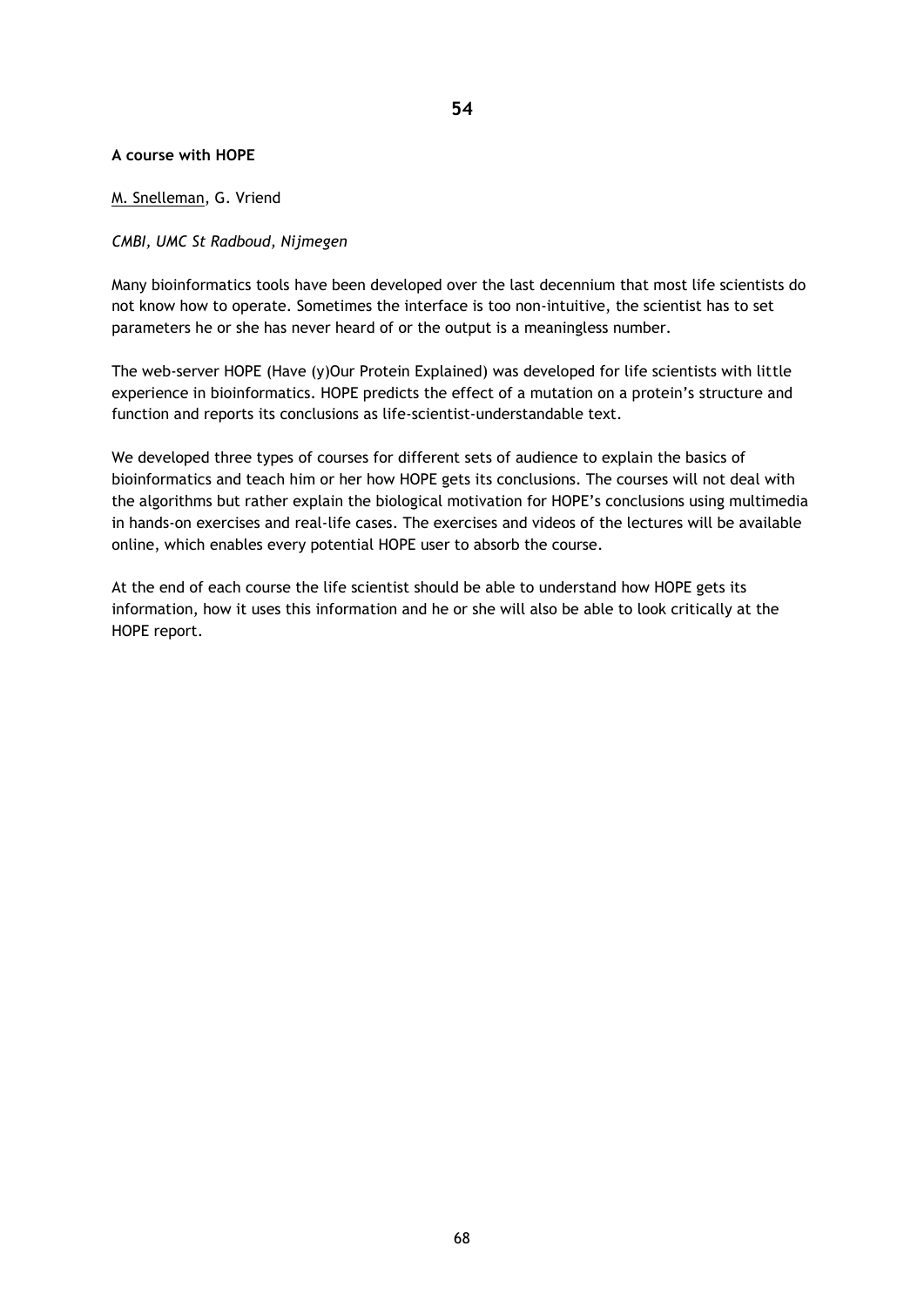**54**

**A course with HOPE**

M. Snelleman, G. Vriend

*CMBI, UMC St Radboud, Nijmegen*

Many bioinformatics tools have been developed over the last decennium that most life scientists do not know how to operate. Sometimes the interface is too non-intuitive, the scientist has to set parameters he or she has never heard of or the output is a meaningless number.

The web-server HOPE (Have (y)Our Protein Explained) was developed for life scientists with little experience in bioinformatics. HOPE predicts the effect of a mutation on a protein's structure and function and reports its conclusions as life-scientist-understandable text.

We developed three types of courses for different sets of audience to explain the basics of bioinformatics and teach him or her how HOPE gets its conclusions. The courses will not deal with the algorithms but rather explain the biological motivation for HOPE's conclusions using multimedia in hands-on exercises and real-life cases. The exercises and videos of the lectures will be available online, which enables every potential HOPE user to absorb the course.

At the end of each course the life scientist should be able to understand how HOPE gets its information, how it uses this information and he or she will also be able to look critically at the HOPE report.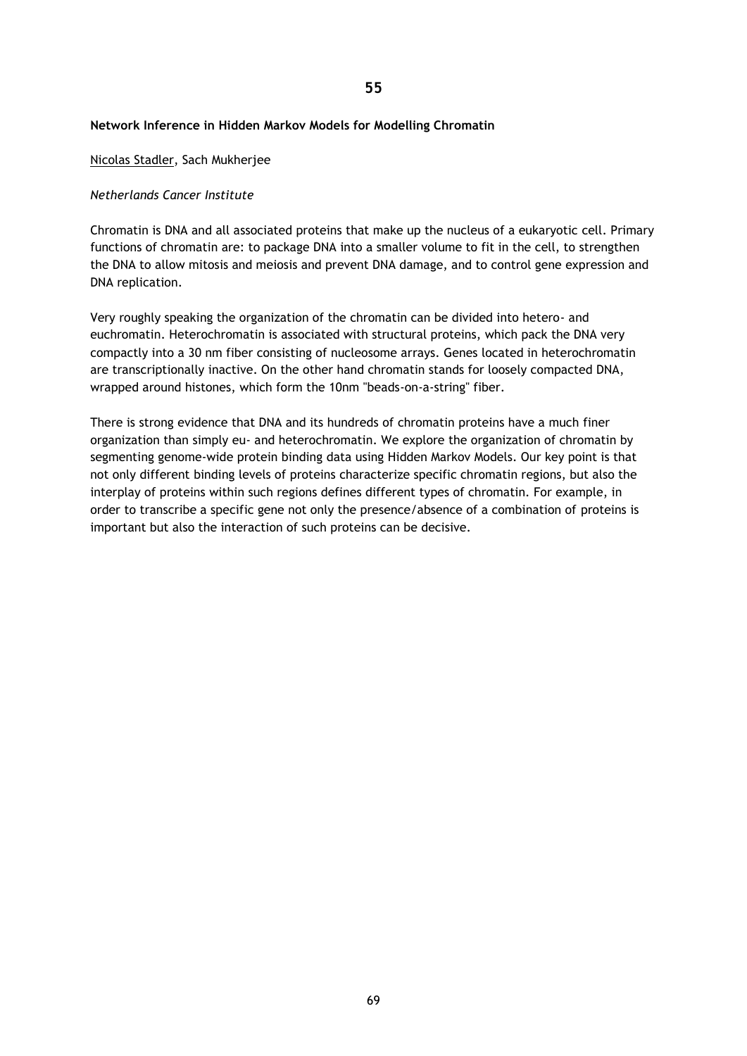**55**

**Network Inference in Hidden Markov Models for Modelling Chromatin**

Nicolas Stadler, Sach Mukherjee

*Netherlands Cancer Institute*

Chromatin is DNA and all associated proteins that make up the nucleus of a eukaryotic cell. Primary functions of chromatin are: to package DNA into a smaller volume to fit in the cell, to strengthen the DNA to allow mitosis and meiosis and prevent DNA damage, and to control gene expression and DNA replication.

Very roughly speaking the organization of the chromatin can be divided into hetero- and euchromatin. Heterochromatin is associated with structural proteins, which pack the DNA very compactly into a 30 nm fiber consisting of nucleosome arrays. Genes located in heterochromatin are transcriptionally inactive. On the other hand chromatin stands for loosely compacted DNA, wrapped around histones, which form the 10nm "beads-on-a-string" fiber.

There is strong evidence that DNA and its hundreds of chromatin proteins have a much finer organization than simply eu- and heterochromatin. We explore the organization of chromatin by segmenting genome-wide protein binding data using Hidden Markov Models. Our key point is that not only different binding levels of proteins characterize specific chromatin regions, but also the interplay of proteins within such regions defines different types of chromatin. For example, in order to transcribe a specific gene not only the presence/absence of a combination of proteins is important but also the interaction of such proteins can be decisive.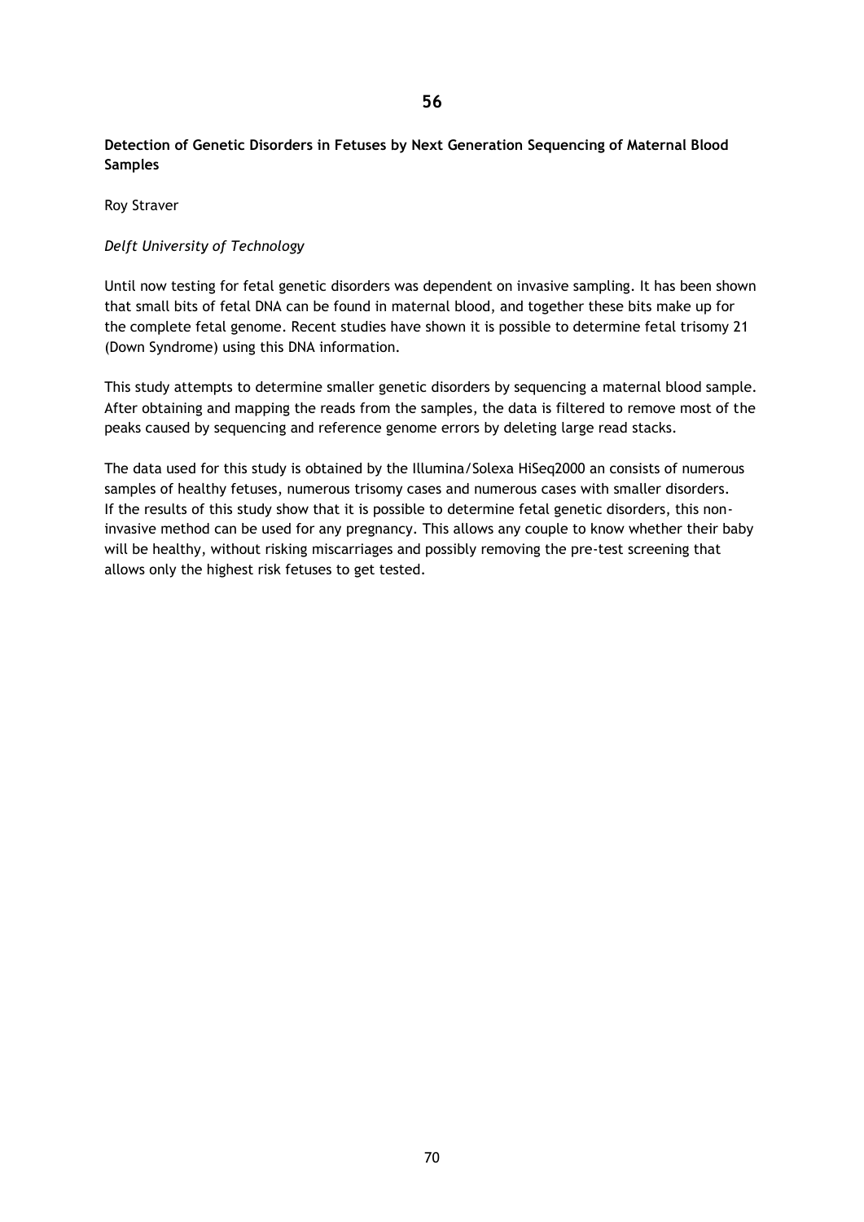## 56

**Detection of Genetic Disorders in Fetuses by Next Generation Sequencing of Maternal Blood Samples**

Roy Straver

*Delft University of Technology*

Until now testing for fetal genetic disorders was dependent on invasive sampling. It has been shown that small bits of fetal DNA can be found in maternal blood, and together these bits make up for the complete fetal genome. Recent studies have shown it is possible to determine fetal trisomy 21 (Down Syndrome) using this DNA information.

This study attempts to determine smaller genetic disorders by sequencing a maternal blood sample. After obtaining and mapping the reads from the samples, the data is filtered to remove most of the peaks caused by sequencing and reference genome errors by deleting large read stacks.

The data used for this study is obtained by the Illumina/Solexa HiSeq2000 an consists of numerous samples of healthy fetuses, numerous trisomy cases and numerous cases with smaller disorders. If the results of this study show that it is possible to determine fetal genetic disorders, this non-invasive method can be used for any pregnancy. This allows any couple to know whether their baby will be healthy, without risking miscarriages and possibly removing the pre-test screening that allows only the highest risk fetuses to get tested.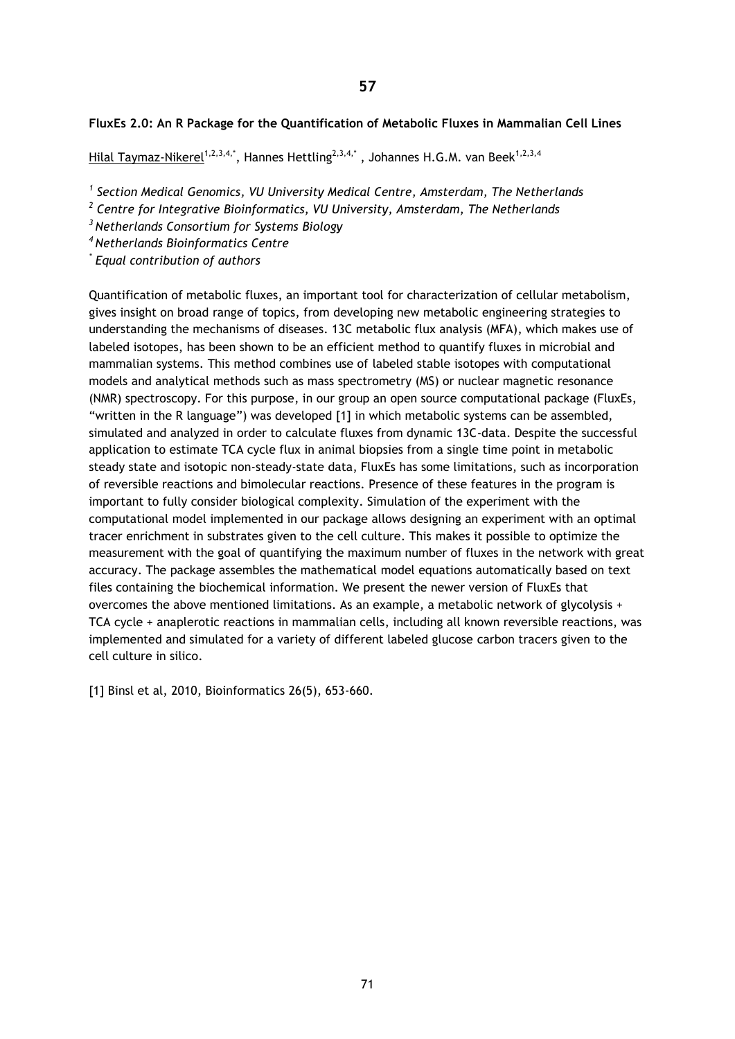**57**

**FluxEs 2.0: An R Package for the Quantification of Metabolic Fluxes in Mammalian Cell Lines**

Hilal Taymaz-Nikerel[1,2,3,4,*], Hannes Hettling[2,3,4,*] , Johannes H.G.M. van Beek[1,2,3,4]

*[1] Section Medical Genomics, VU University Medical Centre, Amsterdam, The Netherlands*
*[2] Centre for Integrative Bioinformatics, VU University, Amsterdam, The Netherlands*
*[3] Netherlands Consortium for Systems Biology*
*[4] Netherlands Bioinformatics Centre*
*[*] Equal contribution of authors*

Quantification of metabolic fluxes, an important tool for characterization of cellular metabolism, gives insight on broad range of topics, from developing new metabolic engineering strategies to understanding the mechanisms of diseases. 13C metabolic flux analysis (MFA), which makes use of labeled isotopes, has been shown to be an efficient method to quantify fluxes in microbial and mammalian systems. This method combines use of labeled stable isotopes with computational models and analytical methods such as mass spectrometry (MS) or nuclear magnetic resonance (NMR) spectroscopy. For this purpose, in our group an open source computational package (FluxEs, "written in the R language") was developed [1] in which metabolic systems can be assembled, simulated and analyzed in order to calculate fluxes from dynamic 13C-data. Despite the successful application to estimate TCA cycle flux in animal biopsies from a single time point in metabolic steady state and isotopic non-steady-state data, FluxEs has some limitations, such as incorporation of reversible reactions and bimolecular reactions. Presence of these features in the program is important to fully consider biological complexity. Simulation of the experiment with the computational model implemented in our package allows designing an experiment with an optimal tracer enrichment in substrates given to the cell culture. This makes it possible to optimize the measurement with the goal of quantifying the maximum number of fluxes in the network with great accuracy. The package assembles the mathematical model equations automatically based on text files containing the biochemical information. We present the newer version of FluxEs that overcomes the above mentioned limitations. As an example, a metabolic network of glycolysis + TCA cycle + anaplerotic reactions in mammalian cells, including all known reversible reactions, was implemented and simulated for a variety of different labeled glucose carbon tracers given to the cell culture in silico.

[1] Binsl et al, 2010, Bioinformatics 26(5), 653-660.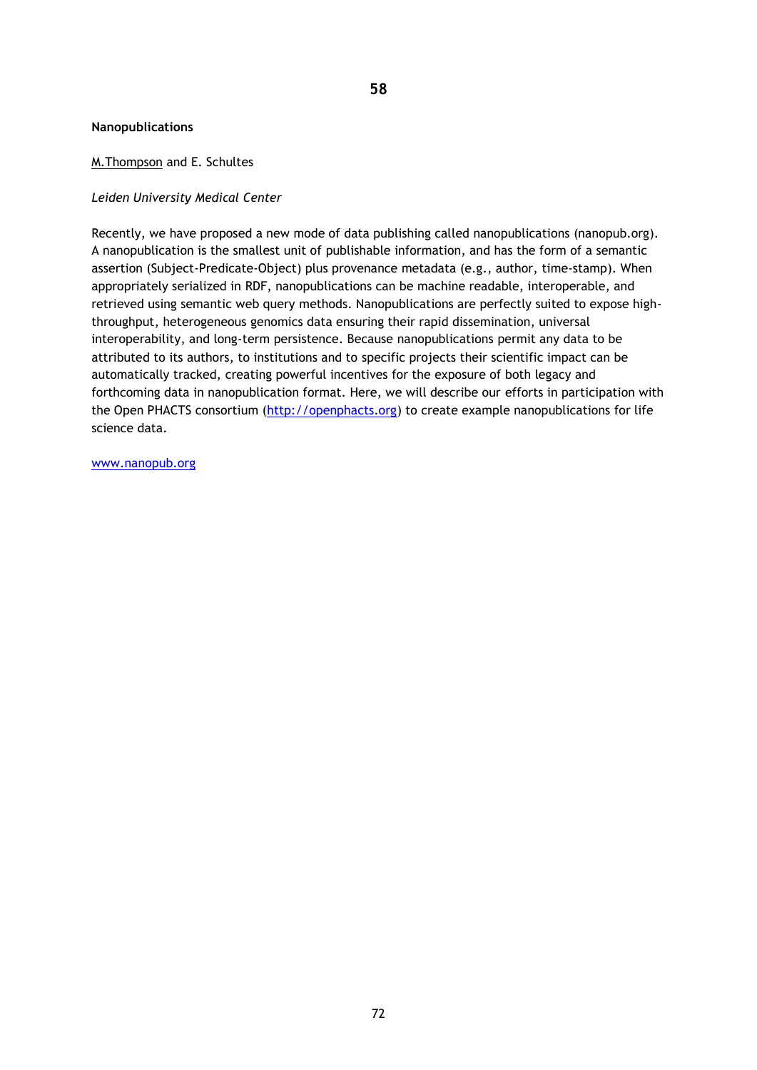**58**

**Nanopublications**

M.Thompson and E. Schultes

*Leiden University Medical Center*

Recently, we have proposed a new mode of data publishing called nanopublications (nanopub.org). A nanopublication is the smallest unit of publishable information, and has the form of a semantic assertion (Subject-Predicate-Object) plus provenance metadata (e.g., author, time-stamp). When appropriately serialized in RDF, nanopublications can be machine readable, interoperable, and retrieved using semantic web query methods. Nanopublications are perfectly suited to expose high-throughput, heterogeneous genomics data ensuring their rapid dissemination, universal interoperability, and long-term persistence. Because nanopublications permit any data to be attributed to its authors, to institutions and to specific projects their scientific impact can be automatically tracked, creating powerful incentives for the exposure of both legacy and forthcoming data in nanopublication format. Here, we will describe our efforts in participation with the Open PHACTS consortium (http://openphacts.org) to create example nanopublications for life science data.

www.nanopub.org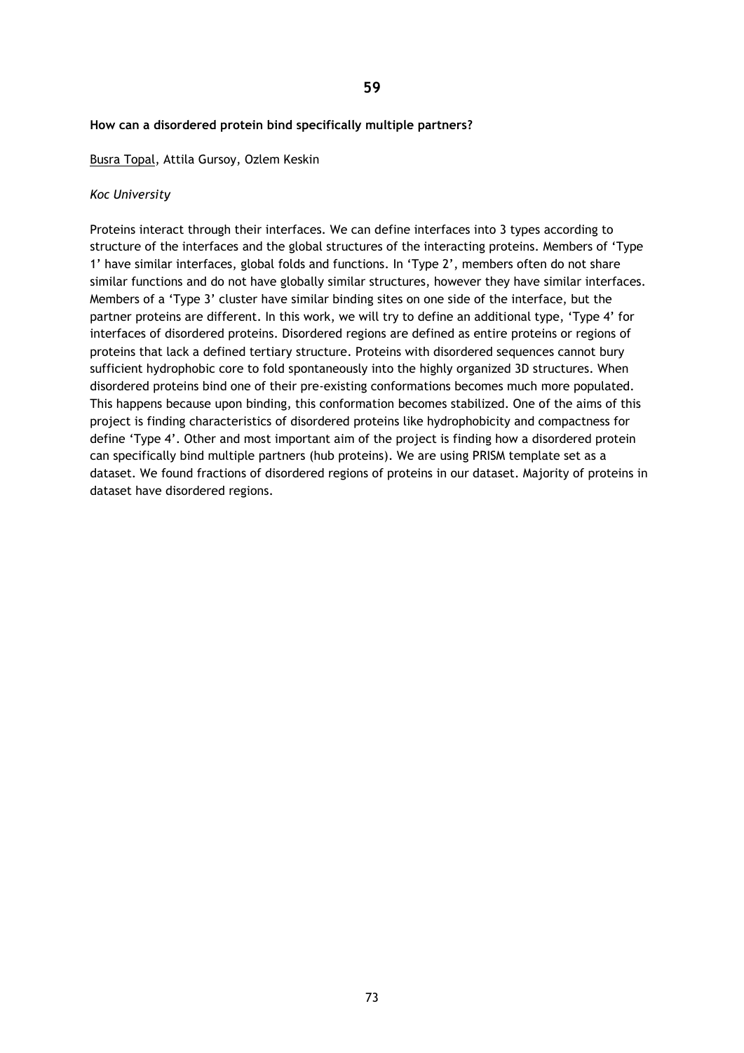59

**How can a disordered protein bind specifically multiple partners?**

Busra Topal, Attila Gursoy, Ozlem Keskin

*Koc University*

Proteins interact through their interfaces. We can define interfaces into 3 types according to structure of the interfaces and the global structures of the interacting proteins. Members of 'Type 1' have similar interfaces, global folds and functions. In 'Type 2', members often do not share similar functions and do not have globally similar structures, however they have similar interfaces. Members of a 'Type 3' cluster have similar binding sites on one side of the interface, but the partner proteins are different. In this work, we will try to define an additional type, 'Type 4' for interfaces of disordered proteins. Disordered regions are defined as entire proteins or regions of proteins that lack a defined tertiary structure. Proteins with disordered sequences cannot bury sufficient hydrophobic core to fold spontaneously into the highly organized 3D structures. When disordered proteins bind one of their pre-existing conformations becomes much more populated. This happens because upon binding, this conformation becomes stabilized. One of the aims of this project is finding characteristics of disordered proteins like hydrophobicity and compactness for define 'Type 4'. Other and most important aim of the project is finding how a disordered protein can specifically bind multiple partners (hub proteins). We are using PRISM template set as a dataset. We found fractions of disordered regions of proteins in our dataset. Majority of proteins in dataset have disordered regions.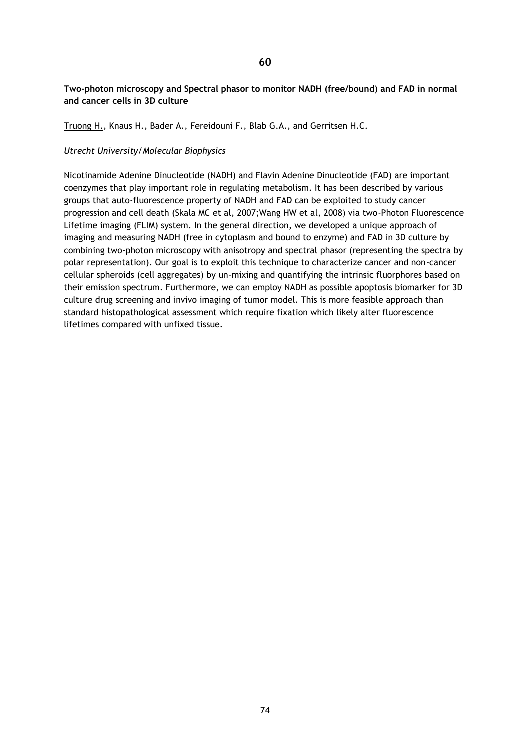**60**

**Two-photon microscopy and Spectral phasor to monitor NADH (free/bound) and FAD in normal and cancer cells in 3D culture**

Truong H., Knaus H., Bader A., Fereidouni F., Blab G.A., and Gerritsen H.C.

*Utrecht University/Molecular Biophysics*

Nicotinamide Adenine Dinucleotide (NADH) and Flavin Adenine Dinucleotide (FAD) are important coenzymes that play important role in regulating metabolism. It has been described by various groups that auto-fluorescence property of NADH and FAD can be exploited to study cancer progression and cell death (Skala MC et al, 2007;Wang HW et al, 2008) via two-Photon Fluorescence Lifetime imaging (FLIM) system. In the general direction, we developed a unique approach of imaging and measuring NADH (free in cytoplasm and bound to enzyme) and FAD in 3D culture by combining two-photon microscopy with anisotropy and spectral phasor (representing the spectra by polar representation). Our goal is to exploit this technique to characterize cancer and non-cancer cellular spheroids (cell aggregates) by un-mixing and quantifying the intrinsic fluorphores based on their emission spectrum. Furthermore, we can employ NADH as possible apoptosis biomarker for 3D culture drug screening and invivo imaging of tumor model. This is more feasible approach than standard histopathological assessment which require fixation which likely alter fluorescence lifetimes compared with unfixed tissue.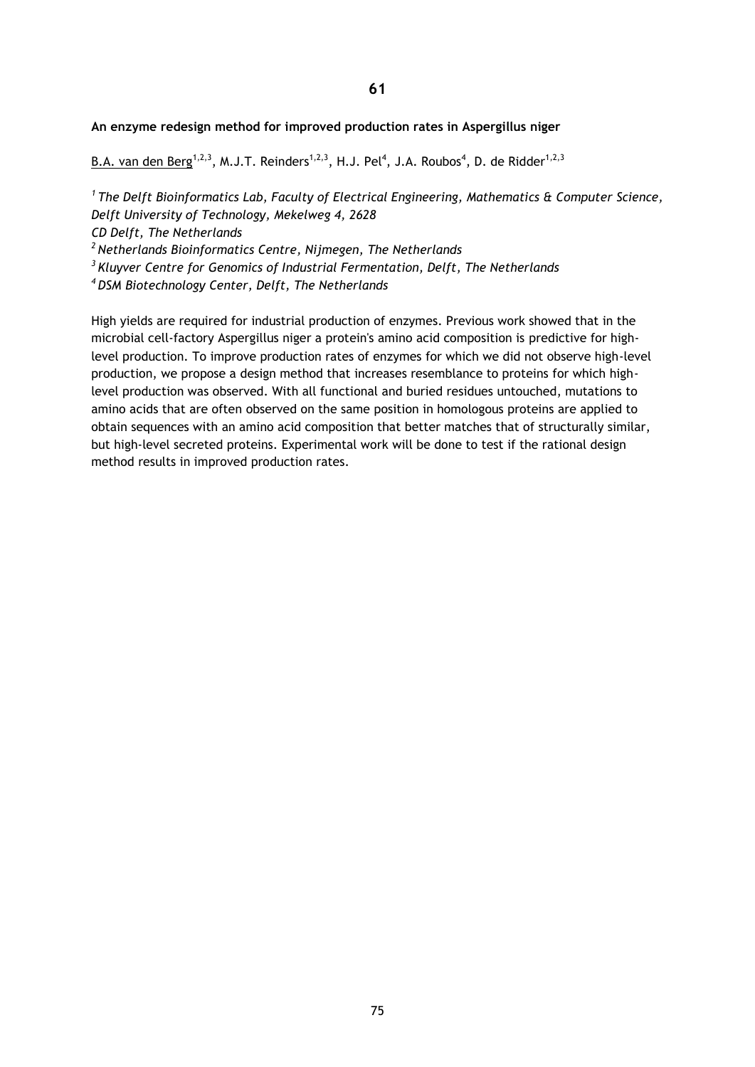## 61

**An enzyme redesign method for improved production rates in Aspergillus niger**

B.A. van den Berg[1,2,3], M.J.T. Reinders[1,2,3], H.J. Pel[4], J.A. Roubos[4], D. de Ridder[1,2,3]

[1] *The Delft Bioinformatics Lab, Faculty of Electrical Engineering, Mathematics & Computer Science, Delft University of Technology, Mekelweg 4, 2628 CD Delft, The Netherlands*
[2] *Netherlands Bioinformatics Centre, Nijmegen, The Netherlands*
[3] *Kluyver Centre for Genomics of Industrial Fermentation, Delft, The Netherlands*
[4] *DSM Biotechnology Center, Delft, The Netherlands*

High yields are required for industrial production of enzymes. Previous work showed that in the microbial cell-factory Aspergillus niger a protein's amino acid composition is predictive for high-level production. To improve production rates of enzymes for which we did not observe high-level production, we propose a design method that increases resemblance to proteins for which high-level production was observed. With all functional and buried residues untouched, mutations to amino acids that are often observed on the same position in homologous proteins are applied to obtain sequences with an amino acid composition that better matches that of structurally similar, but high-level secreted proteins. Experimental work will be done to test if the rational design method results in improved production rates.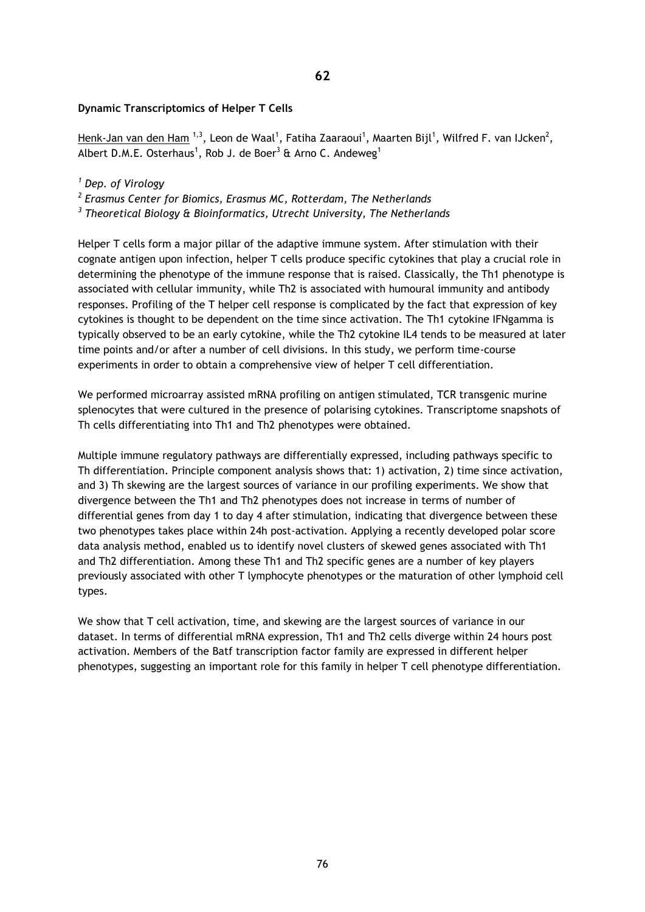**62**

**Dynamic Transcriptomics of Helper T Cells**

Henk-Jan van den Ham [1,3], Leon de Waal[1], Fatiha Zaaraoui[1], Maarten Bijl[1], Wilfred F. van IJcken[2], Albert D.M.E. Osterhaus[1], Rob J. de Boer[3] & Arno C. Andeweg[1]

*[1] Dep. of Virology*

*[2] Erasmus Center for Biomics, Erasmus MC, Rotterdam, The Netherlands*

*[3] Theoretical Biology & Bioinformatics, Utrecht University, The Netherlands*

Helper T cells form a major pillar of the adaptive immune system. After stimulation with their cognate antigen upon infection, helper T cells produce specific cytokines that play a crucial role in determining the phenotype of the immune response that is raised. Classically, the Th1 phenotype is associated with cellular immunity, while Th2 is associated with humoural immunity and antibody responses. Profiling of the T helper cell response is complicated by the fact that expression of key cytokines is thought to be dependent on the time since activation. The Th1 cytokine IFNgamma is typically observed to be an early cytokine, while the Th2 cytokine IL4 tends to be measured at later time points and/or after a number of cell divisions. In this study, we perform time-course experiments in order to obtain a comprehensive view of helper T cell differentiation.

We performed microarray assisted mRNA profiling on antigen stimulated, TCR transgenic murine splenocytes that were cultured in the presence of polarising cytokines. Transcriptome snapshots of Th cells differentiating into Th1 and Th2 phenotypes were obtained.

Multiple immune regulatory pathways are differentially expressed, including pathways specific to Th differentiation. Principle component analysis shows that: 1) activation, 2) time since activation, and 3) Th skewing are the largest sources of variance in our profiling experiments. We show that divergence between the Th1 and Th2 phenotypes does not increase in terms of number of differential genes from day 1 to day 4 after stimulation, indicating that divergence between these two phenotypes takes place within 24h post-activation. Applying a recently developed polar score data analysis method, enabled us to identify novel clusters of skewed genes associated with Th1 and Th2 differentiation. Among these Th1 and Th2 specific genes are a number of key players previously associated with other T lymphocyte phenotypes or the maturation of other lymphoid cell types.

We show that T cell activation, time, and skewing are the largest sources of variance in our dataset. In terms of differential mRNA expression, Th1 and Th2 cells diverge within 24 hours post activation. Members of the Batf transcription factor family are expressed in different helper phenotypes, suggesting an important role for this family in helper T cell phenotype differentiation.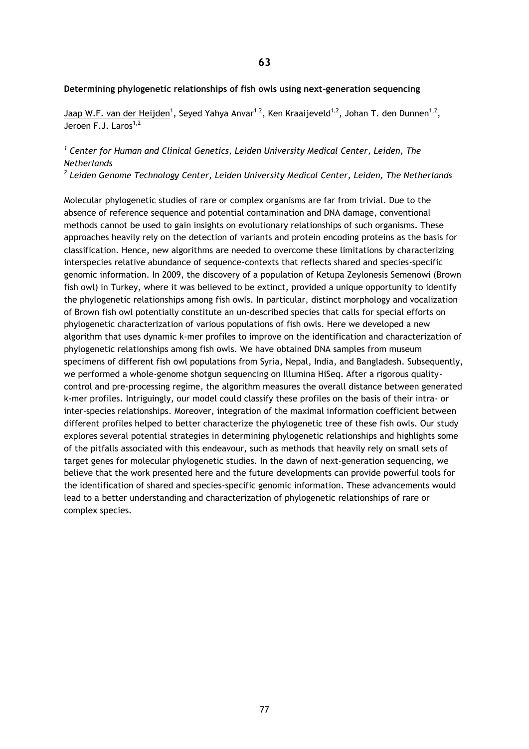**63**

**Determining phylogenetic relationships of fish owls using next-generation sequencing**

Jaap W.F. van der Heijden[1], Seyed Yahya Anvar[1,2], Ken Kraaijeveld[1,2], Johan T. den Dunnen[1,2], Jeroen F.J. Laros[1,2]

[1] *Center for Human and Clinical Genetics, Leiden University Medical Center, Leiden, The Netherlands*

[2] *Leiden Genome Technology Center, Leiden University Medical Center, Leiden, The Netherlands*

Molecular phylogenetic studies of rare or complex organisms are far from trivial. Due to the absence of reference sequence and potential contamination and DNA damage, conventional methods cannot be used to gain insights on evolutionary relationships of such organisms. These approaches heavily rely on the detection of variants and protein encoding proteins as the basis for classification. Hence, new algorithms are needed to overcome these limitations by characterizing interspecies relative abundance of sequence-contexts that reflects shared and species-specific genomic information. In 2009, the discovery of a population of Ketupa Zeylonesis Semenowi (Brown fish owl) in Turkey, where it was believed to be extinct, provided a unique opportunity to identify the phylogenetic relationships among fish owls. In particular, distinct morphology and vocalization of Brown fish owl potentially constitute an un-described species that calls for special efforts on phylogenetic characterization of various populations of fish owls. Here we developed a new algorithm that uses dynamic k-mer profiles to improve on the identification and characterization of phylogenetic relationships among fish owls. We have obtained DNA samples from museum specimens of different fish owl populations from Syria, Nepal, India, and Bangladesh. Subsequently, we performed a whole-genome shotgun sequencing on Illumina HiSeq. After a rigorous quality-control and pre-processing regime, the algorithm measures the overall distance between generated k-mer profiles. Intriguingly, our model could classify these profiles on the basis of their intra- or inter-species relationships. Moreover, integration of the maximal information coefficient between different profiles helped to better characterize the phylogenetic tree of these fish owls. Our study explores several potential strategies in determining phylogenetic relationships and highlights some of the pitfalls associated with this endeavour, such as methods that heavily rely on small sets of target genes for molecular phylogenetic studies. In the dawn of next-generation sequencing, we believe that the work presented here and the future developments can provide powerful tools for the identification of shared and species-specific genomic information. These advancements would lead to a better understanding and characterization of phylogenetic relationships of rare or complex species.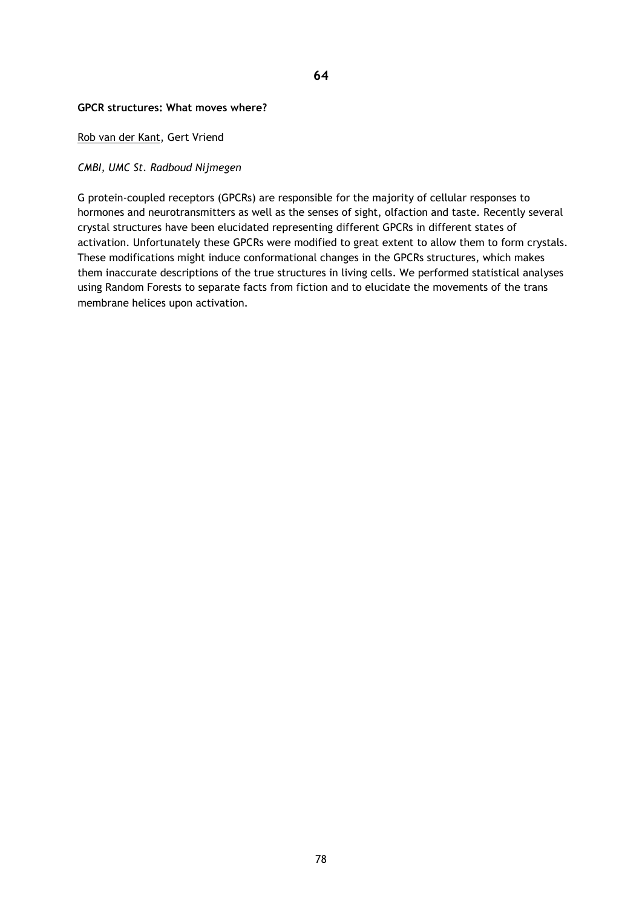**64**

**GPCR structures: What moves where?**

Rob van der Kant, Gert Vriend

*CMBI, UMC St. Radboud Nijmegen*

G protein-coupled receptors (GPCRs) are responsible for the majority of cellular responses to hormones and neurotransmitters as well as the senses of sight, olfaction and taste. Recently several crystal structures have been elucidated representing different GPCRs in different states of activation. Unfortunately these GPCRs were modified to great extent to allow them to form crystals. These modifications might induce conformational changes in the GPCRs structures, which makes them inaccurate descriptions of the true structures in living cells. We performed statistical analyses using Random Forests to separate facts from fiction and to elucidate the movements of the trans membrane helices upon activation.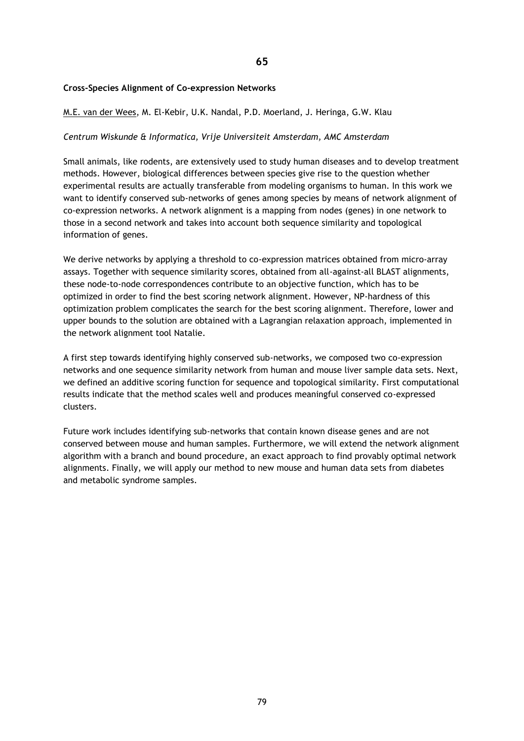**65**

**Cross-Species Alignment of Co-expression Networks**

M.E. van der Wees, M. El-Kebir, U.K. Nandal, P.D. Moerland, J. Heringa, G.W. Klau

*Centrum Wiskunde & Informatica, Vrije Universiteit Amsterdam, AMC Amsterdam*

Small animals, like rodents, are extensively used to study human diseases and to develop treatment methods. However, biological differences between species give rise to the question whether experimental results are actually transferable from modeling organisms to human. In this work we want to identify conserved sub-networks of genes among species by means of network alignment of co-expression networks. A network alignment is a mapping from nodes (genes) in one network to those in a second network and takes into account both sequence similarity and topological information of genes.

We derive networks by applying a threshold to co-expression matrices obtained from micro-array assays. Together with sequence similarity scores, obtained from all-against-all BLAST alignments, these node-to-node correspondences contribute to an objective function, which has to be optimized in order to find the best scoring network alignment. However, NP-hardness of this optimization problem complicates the search for the best scoring alignment. Therefore, lower and upper bounds to the solution are obtained with a Lagrangian relaxation approach, implemented in the network alignment tool Natalie.

A first step towards identifying highly conserved sub-networks, we composed two co-expression networks and one sequence similarity network from human and mouse liver sample data sets. Next, we defined an additive scoring function for sequence and topological similarity. First computational results indicate that the method scales well and produces meaningful conserved co-expressed clusters.

Future work includes identifying sub-networks that contain known disease genes and are not conserved between mouse and human samples. Furthermore, we will extend the network alignment algorithm with a branch and bound procedure, an exact approach to find provably optimal network alignments. Finally, we will apply our method to new mouse and human data sets from diabetes and metabolic syndrome samples.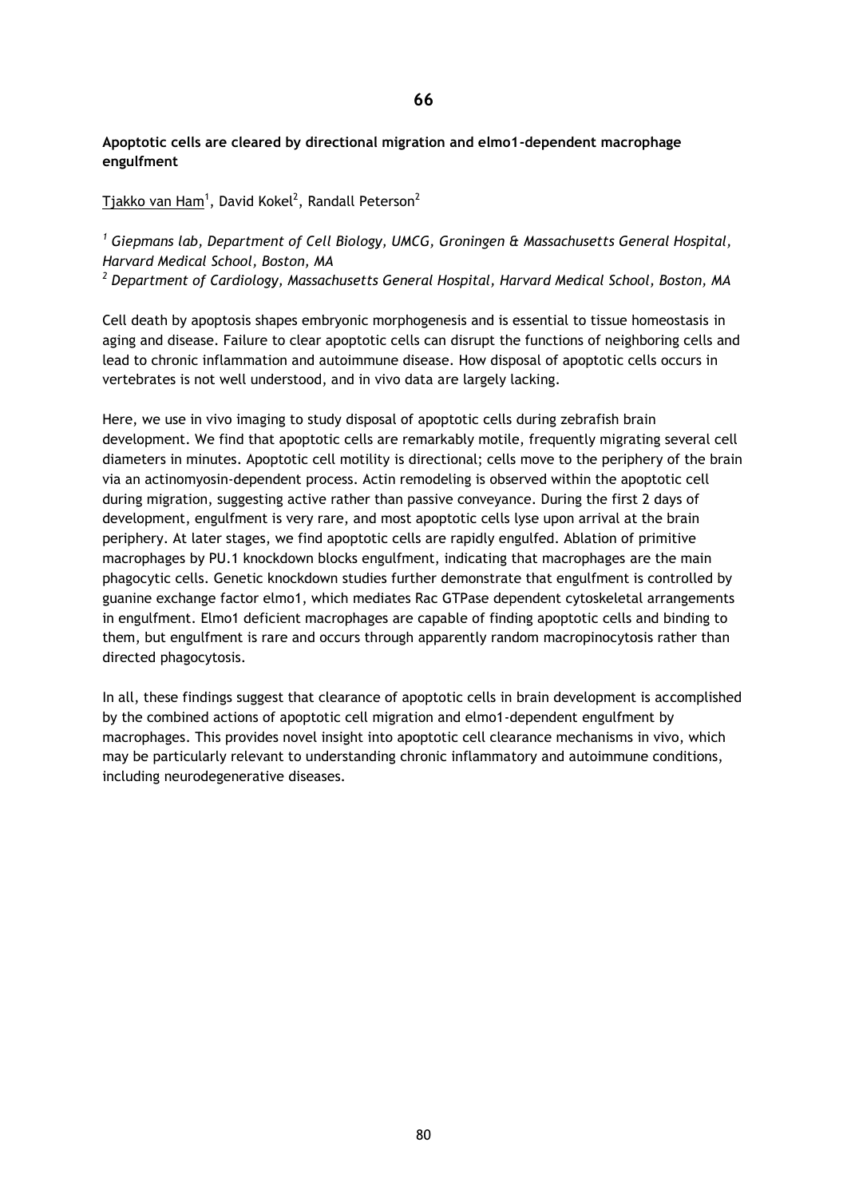**66**

**Apoptotic cells are cleared by directional migration and elmo1-dependent macrophage engulfment**

Tjakko van Ham[1], David Kokel[2], Randall Peterson[2]

[1] *Giepmans lab, Department of Cell Biology, UMCG, Groningen & Massachusetts General Hospital, Harvard Medical School, Boston, MA*
[2] *Department of Cardiology, Massachusetts General Hospital, Harvard Medical School, Boston, MA*

Cell death by apoptosis shapes embryonic morphogenesis and is essential to tissue homeostasis in aging and disease. Failure to clear apoptotic cells can disrupt the functions of neighboring cells and lead to chronic inflammation and autoimmune disease. How disposal of apoptotic cells occurs in vertebrates is not well understood, and in vivo data are largely lacking.

Here, we use in vivo imaging to study disposal of apoptotic cells during zebrafish brain development. We find that apoptotic cells are remarkably motile, frequently migrating several cell diameters in minutes. Apoptotic cell motility is directional; cells move to the periphery of the brain via an actinomyosin-dependent process. Actin remodeling is observed within the apoptotic cell during migration, suggesting active rather than passive conveyance. During the first 2 days of development, engulfment is very rare, and most apoptotic cells lyse upon arrival at the brain periphery. At later stages, we find apoptotic cells are rapidly engulfed. Ablation of primitive macrophages by PU.1 knockdown blocks engulfment, indicating that macrophages are the main phagocytic cells. Genetic knockdown studies further demonstrate that engulfment is controlled by guanine exchange factor elmo1, which mediates Rac GTPase dependent cytoskeletal arrangements in engulfment. Elmo1 deficient macrophages are capable of finding apoptotic cells and binding to them, but engulfment is rare and occurs through apparently random macropinocytosis rather than directed phagocytosis.

In all, these findings suggest that clearance of apoptotic cells in brain development is accomplished by the combined actions of apoptotic cell migration and elmo1-dependent engulfment by macrophages. This provides novel insight into apoptotic cell clearance mechanisms in vivo, which may be particularly relevant to understanding chronic inflammatory and autoimmune conditions, including neurodegenerative diseases.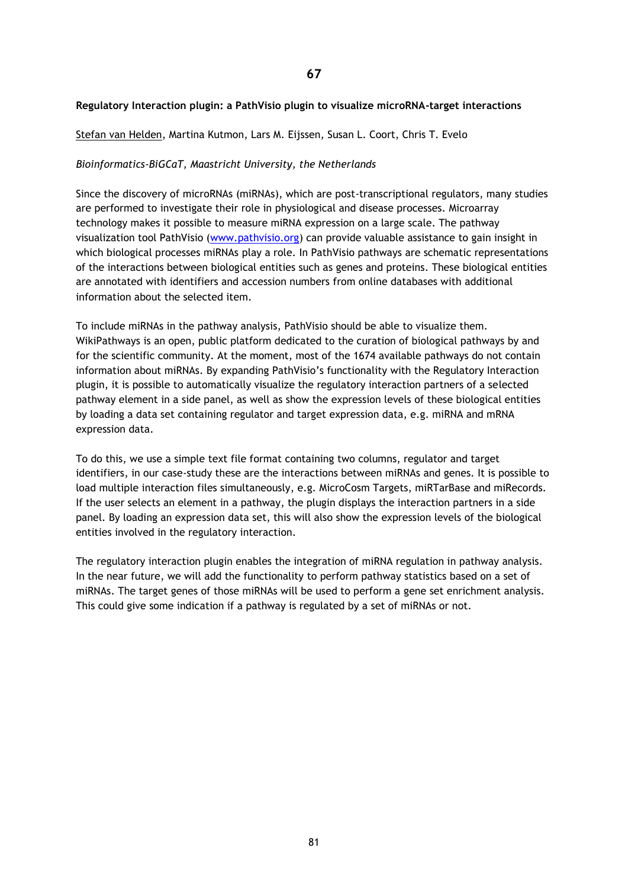67

**Regulatory Interaction plugin: a PathVisio plugin to visualize microRNA-target interactions**

Stefan van Helden, Martina Kutmon, Lars M. Eijssen, Susan L. Coort, Chris T. Evelo

*Bioinformatics-BiGCaT, Maastricht University, the Netherlands*

Since the discovery of microRNAs (miRNAs), which are post-transcriptional regulators, many studies are performed to investigate their role in physiological and disease processes. Microarray technology makes it possible to measure miRNA expression on a large scale. The pathway visualization tool PathVisio (www.pathvisio.org) can provide valuable assistance to gain insight in which biological processes miRNAs play a role. In PathVisio pathways are schematic representations of the interactions between biological entities such as genes and proteins. These biological entities are annotated with identifiers and accession numbers from online databases with additional information about the selected item.

To include miRNAs in the pathway analysis, PathVisio should be able to visualize them. WikiPathways is an open, public platform dedicated to the curation of biological pathways by and for the scientific community. At the moment, most of the 1674 available pathways do not contain information about miRNAs. By expanding PathVisio's functionality with the Regulatory Interaction plugin, it is possible to automatically visualize the regulatory interaction partners of a selected pathway element in a side panel, as well as show the expression levels of these biological entities by loading a data set containing regulator and target expression data, e.g. miRNA and mRNA expression data.

To do this, we use a simple text file format containing two columns, regulator and target identifiers, in our case-study these are the interactions between miRNAs and genes. It is possible to load multiple interaction files simultaneously, e.g. MicroCosm Targets, miRTarBase and miRecords. If the user selects an element in a pathway, the plugin displays the interaction partners in a side panel. By loading an expression data set, this will also show the expression levels of the biological entities involved in the regulatory interaction.

The regulatory interaction plugin enables the integration of miRNA regulation in pathway analysis. In the near future, we will add the functionality to perform pathway statistics based on a set of miRNAs. The target genes of those miRNAs will be used to perform a gene set enrichment analysis. This could give some indication if a pathway is regulated by a set of miRNAs or not.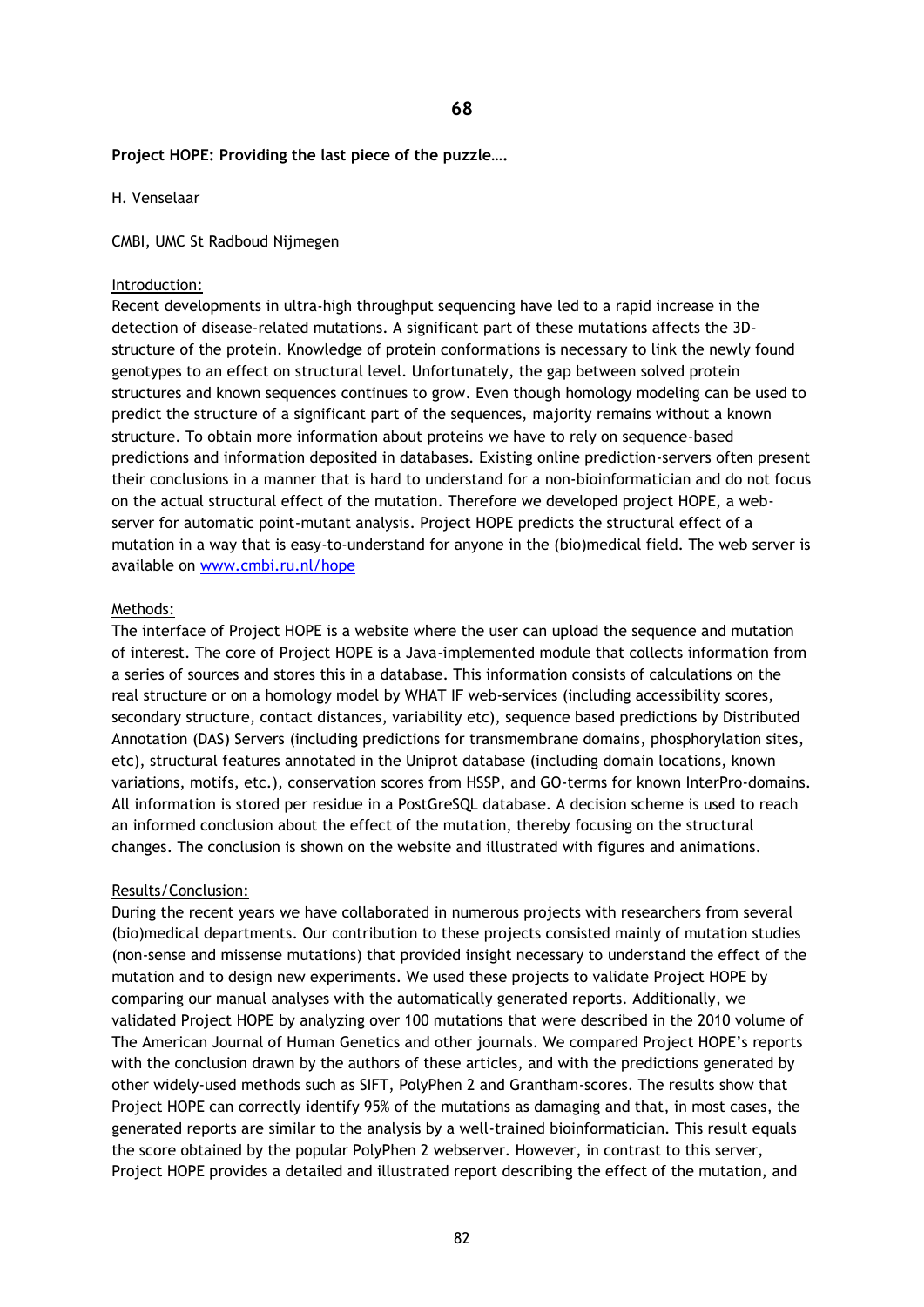**68**

**Project HOPE: Providing the last piece of the puzzle….**

H. Venselaar

CMBI, UMC St Radboud Nijmegen

Introduction:

Recent developments in ultra-high throughput sequencing have led to a rapid increase in the detection of disease-related mutations. A significant part of these mutations affects the 3D-structure of the protein. Knowledge of protein conformations is necessary to link the newly found genotypes to an effect on structural level. Unfortunately, the gap between solved protein structures and known sequences continues to grow. Even though homology modeling can be used to predict the structure of a significant part of the sequences, majority remains without a known structure. To obtain more information about proteins we have to rely on sequence-based predictions and information deposited in databases. Existing online prediction-servers often present their conclusions in a manner that is hard to understand for a non-bioinformatician and do not focus on the actual structural effect of the mutation. Therefore we developed project HOPE, a web-server for automatic point-mutant analysis. Project HOPE predicts the structural effect of a mutation in a way that is easy-to-understand for anyone in the (bio)medical field. The web server is available on www.cmbi.ru.nl/hope

Methods:

The interface of Project HOPE is a website where the user can upload the sequence and mutation of interest. The core of Project HOPE is a Java-implemented module that collects information from a series of sources and stores this in a database. This information consists of calculations on the real structure or on a homology model by WHAT IF web-services (including accessibility scores, secondary structure, contact distances, variability etc), sequence based predictions by Distributed Annotation (DAS) Servers (including predictions for transmembrane domains, phosphorylation sites, etc), structural features annotated in the Uniprot database (including domain locations, known variations, motifs, etc.), conservation scores from HSSP, and GO-terms for known InterPro-domains. All information is stored per residue in a PostGreSQL database. A decision scheme is used to reach an informed conclusion about the effect of the mutation, thereby focusing on the structural changes. The conclusion is shown on the website and illustrated with figures and animations.

Results/Conclusion:

During the recent years we have collaborated in numerous projects with researchers from several (bio)medical departments. Our contribution to these projects consisted mainly of mutation studies (non-sense and missense mutations) that provided insight necessary to understand the effect of the mutation and to design new experiments. We used these projects to validate Project HOPE by comparing our manual analyses with the automatically generated reports. Additionally, we validated Project HOPE by analyzing over 100 mutations that were described in the 2010 volume of The American Journal of Human Genetics and other journals. We compared Project HOPE's reports with the conclusion drawn by the authors of these articles, and with the predictions generated by other widely-used methods such as SIFT, PolyPhen 2 and Grantham-scores. The results show that Project HOPE can correctly identify 95% of the mutations as damaging and that, in most cases, the generated reports are similar to the analysis by a well-trained bioinformatician. This result equals the score obtained by the popular PolyPhen 2 webserver. However, in contrast to this server, Project HOPE provides a detailed and illustrated report describing the effect of the mutation, and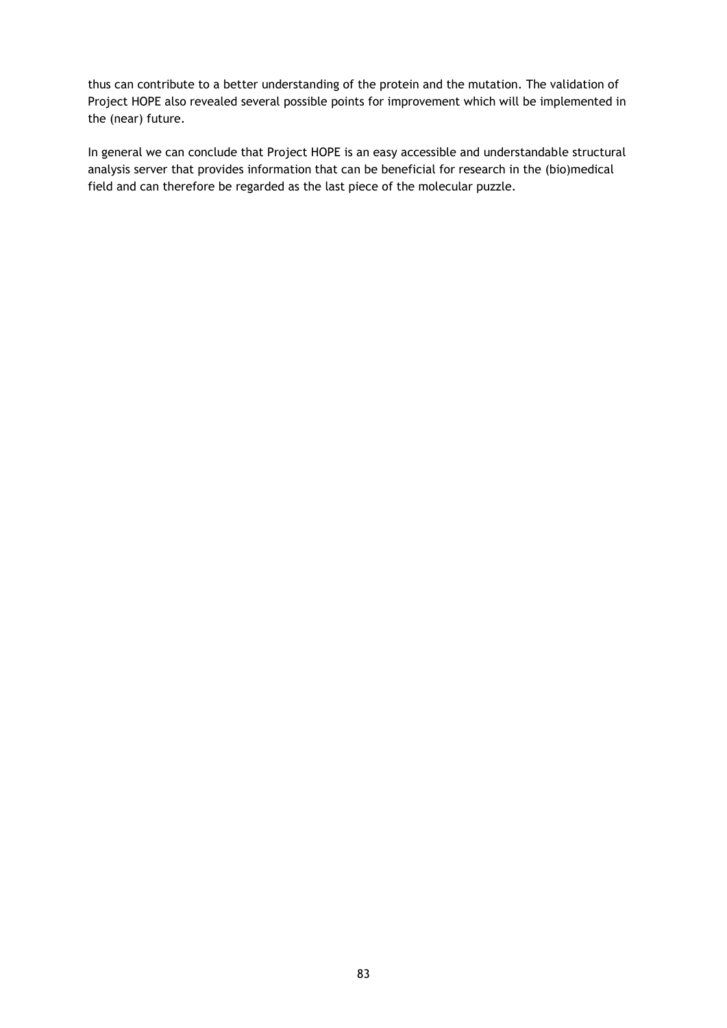thus can contribute to a better understanding of the protein and the mutation. The validation of Project HOPE also revealed several possible points for improvement which will be implemented in the (near) future.

In general we can conclude that Project HOPE is an easy accessible and understandable structural analysis server that provides information that can be beneficial for research in the (bio)medical field and can therefore be regarded as the last piece of the molecular puzzle.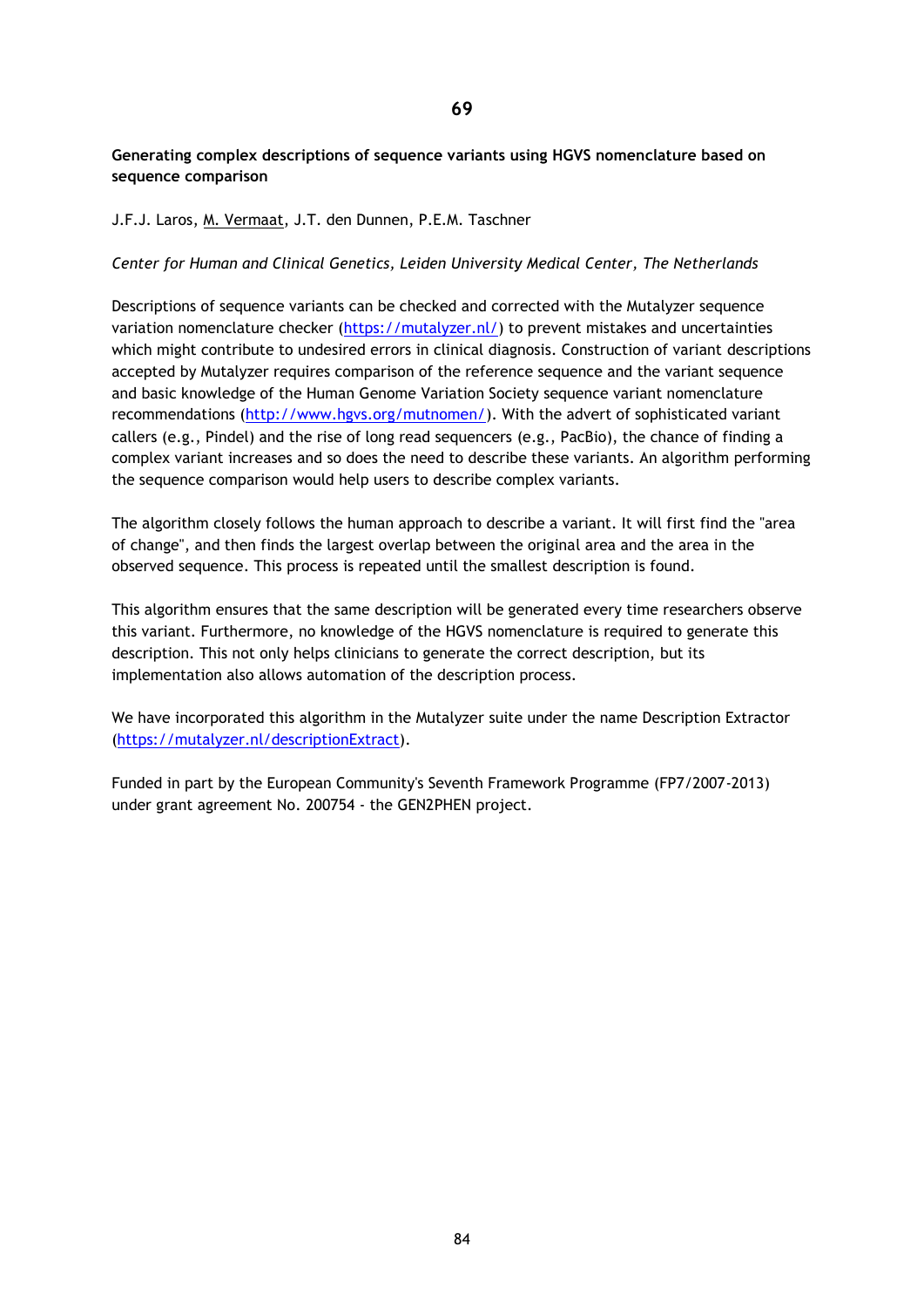**69**

**Generating complex descriptions of sequence variants using HGVS nomenclature based on sequence comparison**

J.F.J. Laros, M. Vermaat, J.T. den Dunnen, P.E.M. Taschner

*Center for Human and Clinical Genetics, Leiden University Medical Center, The Netherlands*

Descriptions of sequence variants can be checked and corrected with the Mutalyzer sequence variation nomenclature checker (https://mutalyzer.nl/) to prevent mistakes and uncertainties which might contribute to undesired errors in clinical diagnosis. Construction of variant descriptions accepted by Mutalyzer requires comparison of the reference sequence and the variant sequence and basic knowledge of the Human Genome Variation Society sequence variant nomenclature recommendations (http://www.hgvs.org/mutnomen/). With the advert of sophisticated variant callers (e.g., Pindel) and the rise of long read sequencers (e.g., PacBio), the chance of finding a complex variant increases and so does the need to describe these variants. An algorithm performing the sequence comparison would help users to describe complex variants.

The algorithm closely follows the human approach to describe a variant. It will first find the "area of change", and then finds the largest overlap between the original area and the area in the observed sequence. This process is repeated until the smallest description is found.

This algorithm ensures that the same description will be generated every time researchers observe this variant. Furthermore, no knowledge of the HGVS nomenclature is required to generate this description. This not only helps clinicians to generate the correct description, but its implementation also allows automation of the description process.

We have incorporated this algorithm in the Mutalyzer suite under the name Description Extractor (https://mutalyzer.nl/descriptionExtract).

Funded in part by the European Community's Seventh Framework Programme (FP7/2007-2013) under grant agreement No. 200754 - the GEN2PHEN project.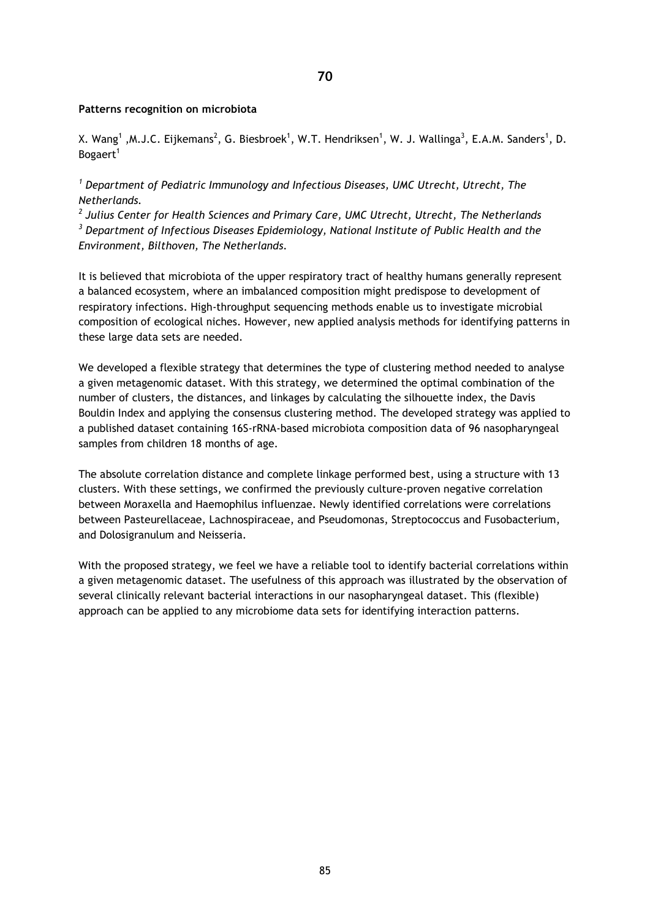**70**

**Patterns recognition on microbiota**

X. Wang[1] ,M.J.C. Eijkemans[2], G. Biesbroek[1], W.T. Hendriksen[1], W. J. Wallinga[3], E.A.M. Sanders[1], D. Bogaert[1]

*[1] Department of Pediatric Immunology and Infectious Diseases, UMC Utrecht, Utrecht, The Netherlands.*
*[2] Julius Center for Health Sciences and Primary Care, UMC Utrecht, Utrecht, The Netherlands*
*[3] Department of Infectious Diseases Epidemiology, National Institute of Public Health and the Environment, Bilthoven, The Netherlands.*

It is believed that microbiota of the upper respiratory tract of healthy humans generally represent a balanced ecosystem, where an imbalanced composition might predispose to development of respiratory infections. High-throughput sequencing methods enable us to investigate microbial composition of ecological niches. However, new applied analysis methods for identifying patterns in these large data sets are needed.

We developed a flexible strategy that determines the type of clustering method needed to analyse a given metagenomic dataset. With this strategy, we determined the optimal combination of the number of clusters, the distances, and linkages by calculating the silhouette index, the Davis Bouldin Index and applying the consensus clustering method. The developed strategy was applied to a published dataset containing 16S-rRNA-based microbiota composition data of 96 nasopharyngeal samples from children 18 months of age.

The absolute correlation distance and complete linkage performed best, using a structure with 13 clusters. With these settings, we confirmed the previously culture-proven negative correlation between Moraxella and Haemophilus influenzae. Newly identified correlations were correlations between Pasteurellaceae, Lachnospiraceae, and Pseudomonas, Streptococcus and Fusobacterium, and Dolosigranulum and Neisseria.

With the proposed strategy, we feel we have a reliable tool to identify bacterial correlations within a given metagenomic dataset. The usefulness of this approach was illustrated by the observation of several clinically relevant bacterial interactions in our nasopharyngeal dataset. This (flexible) approach can be applied to any microbiome data sets for identifying interaction patterns.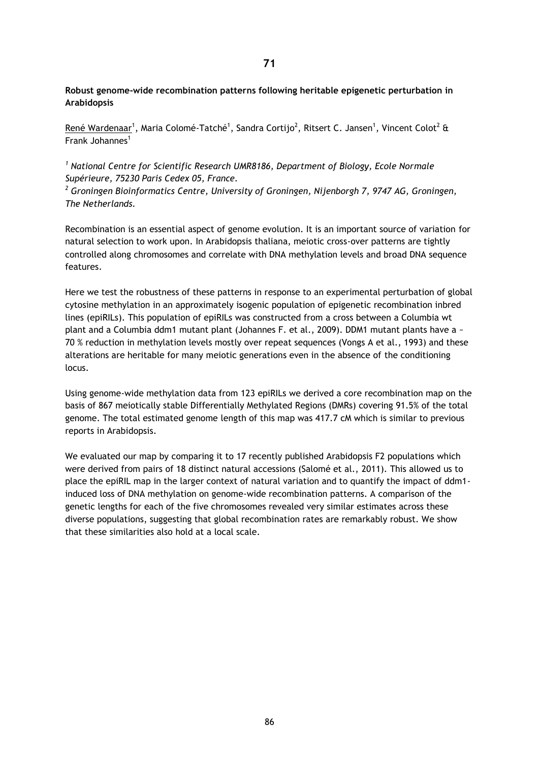**71**

**Robust genome-wide recombination patterns following heritable epigenetic perturbation in Arabidopsis**

René Wardenaar[1], Maria Colomé-Tatché[1], Sandra Cortijo[2], Ritsert C. Jansen[1], Vincent Colot[2] & Frank Johannes[1]

*[1] National Centre for Scientific Research UMR8186, Department of Biology, Ecole Normale Supérieure, 75230 Paris Cedex 05, France.*
*[2] Groningen Bioinformatics Centre, University of Groningen, Nijenborgh 7, 9747 AG, Groningen, The Netherlands.*

Recombination is an essential aspect of genome evolution. It is an important source of variation for natural selection to work upon. In Arabidopsis thaliana, meiotic cross-over patterns are tightly controlled along chromosomes and correlate with DNA methylation levels and broad DNA sequence features.

Here we test the robustness of these patterns in response to an experimental perturbation of global cytosine methylation in an approximately isogenic population of epigenetic recombination inbred lines (epiRILs). This population of epiRILs was constructed from a cross between a Columbia wt plant and a Columbia ddm1 mutant plant (Johannes F. et al., 2009). DDM1 mutant plants have a ~ 70 % reduction in methylation levels mostly over repeat sequences (Vongs A et al., 1993) and these alterations are heritable for many meiotic generations even in the absence of the conditioning locus.

Using genome-wide methylation data from 123 epiRILs we derived a core recombination map on the basis of 867 meiotically stable Differentially Methylated Regions (DMRs) covering 91.5% of the total genome. The total estimated genome length of this map was 417.7 cM which is similar to previous reports in Arabidopsis.

We evaluated our map by comparing it to 17 recently published Arabidopsis F2 populations which were derived from pairs of 18 distinct natural accessions (Salomé et al., 2011). This allowed us to place the epiRIL map in the larger context of natural variation and to quantify the impact of ddm1-induced loss of DNA methylation on genome-wide recombination patterns. A comparison of the genetic lengths for each of the five chromosomes revealed very similar estimates across these diverse populations, suggesting that global recombination rates are remarkably robust. We show that these similarities also hold at a local scale.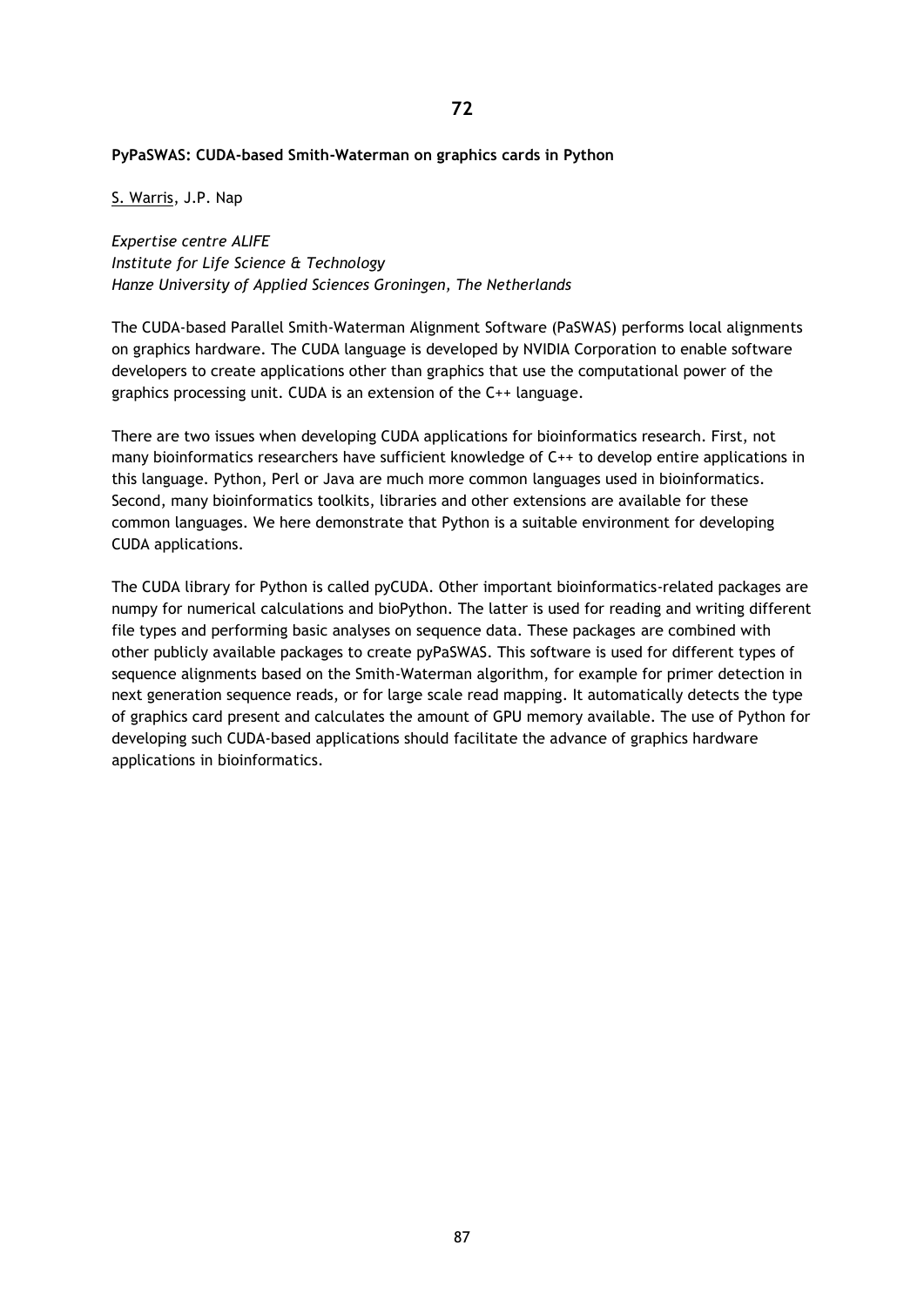**72**

**PyPaSWAS: CUDA-based Smith-Waterman on graphics cards in Python**

S. Warris, J.P. Nap

*Expertise centre ALIFE*
*Institute for Life Science & Technology*
*Hanze University of Applied Sciences Groningen, The Netherlands*

The CUDA-based Parallel Smith-Waterman Alignment Software (PaSWAS) performs local alignments on graphics hardware. The CUDA language is developed by NVIDIA Corporation to enable software developers to create applications other than graphics that use the computational power of the graphics processing unit. CUDA is an extension of the C++ language.

There are two issues when developing CUDA applications for bioinformatics research. First, not many bioinformatics researchers have sufficient knowledge of C++ to develop entire applications in this language. Python, Perl or Java are much more common languages used in bioinformatics. Second, many bioinformatics toolkits, libraries and other extensions are available for these common languages. We here demonstrate that Python is a suitable environment for developing CUDA applications.

The CUDA library for Python is called pyCUDA. Other important bioinformatics-related packages are numpy for numerical calculations and bioPython. The latter is used for reading and writing different file types and performing basic analyses on sequence data. These packages are combined with other publicly available packages to create pyPaSWAS. This software is used for different types of sequence alignments based on the Smith-Waterman algorithm, for example for primer detection in next generation sequence reads, or for large scale read mapping. It automatically detects the type of graphics card present and calculates the amount of GPU memory available. The use of Python for developing such CUDA-based applications should facilitate the advance of graphics hardware applications in bioinformatics.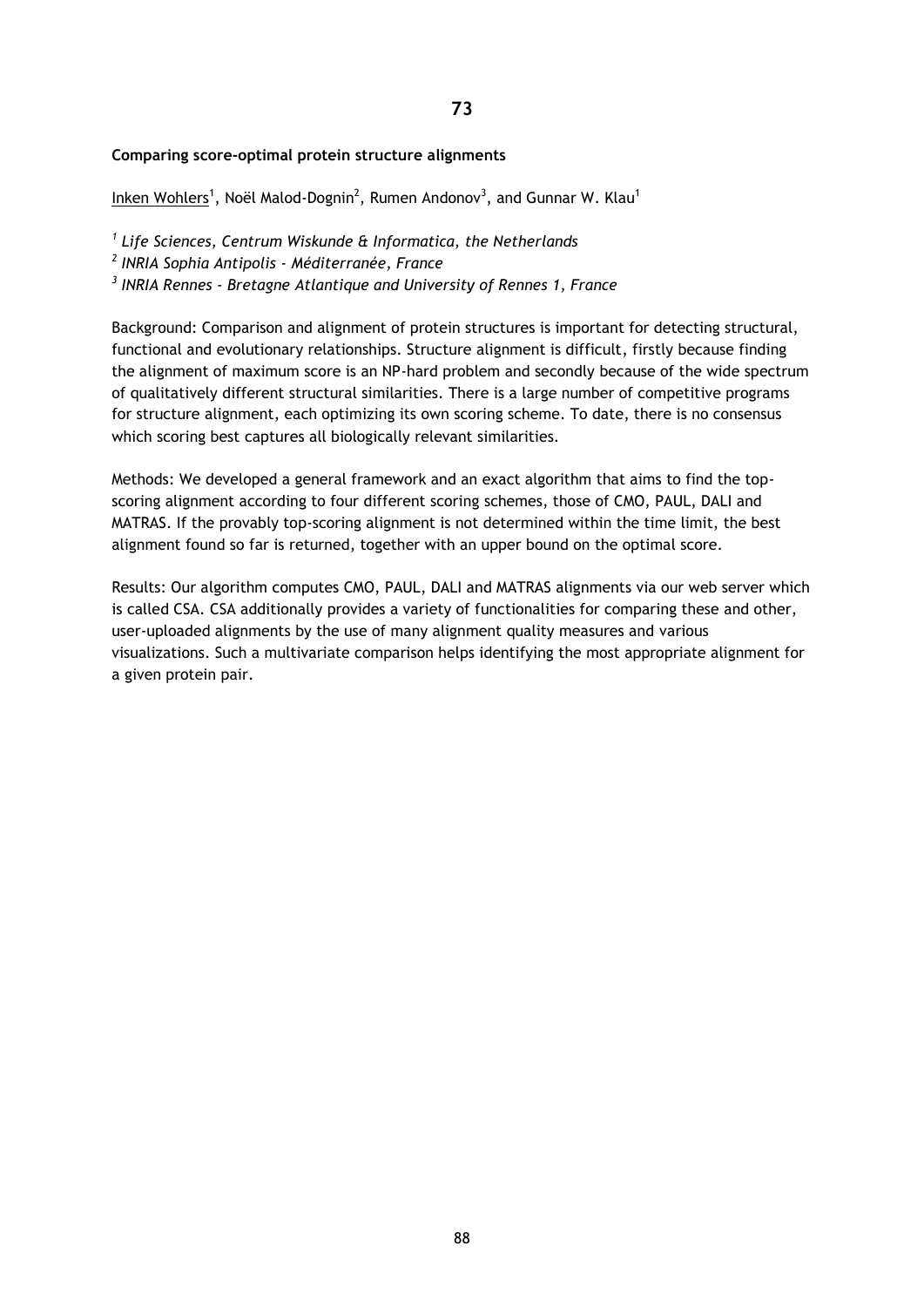## 73

**Comparing score-optimal protein structure alignments**

Inken Wohlers[1], Noël Malod-Dognin[2], Rumen Andonov[3], and Gunnar W. Klau[1]

[1] *Life Sciences, Centrum Wiskunde & Informatica, the Netherlands*

[2] *INRIA Sophia Antipolis - Méditerranée, France*

[3] *INRIA Rennes - Bretagne Atlantique and University of Rennes 1, France*

Background: Comparison and alignment of protein structures is important for detecting structural, functional and evolutionary relationships. Structure alignment is difficult, firstly because finding the alignment of maximum score is an NP-hard problem and secondly because of the wide spectrum of qualitatively different structural similarities. There is a large number of competitive programs for structure alignment, each optimizing its own scoring scheme. To date, there is no consensus which scoring best captures all biologically relevant similarities.

Methods: We developed a general framework and an exact algorithm that aims to find the top-scoring alignment according to four different scoring schemes, those of CMO, PAUL, DALI and MATRAS. If the provably top-scoring alignment is not determined within the time limit, the best alignment found so far is returned, together with an upper bound on the optimal score.

Results: Our algorithm computes CMO, PAUL, DALI and MATRAS alignments via our web server which is called CSA. CSA additionally provides a variety of functionalities for comparing these and other, user-uploaded alignments by the use of many alignment quality measures and various visualizations. Such a multivariate comparison helps identifying the most appropriate alignment for a given protein pair.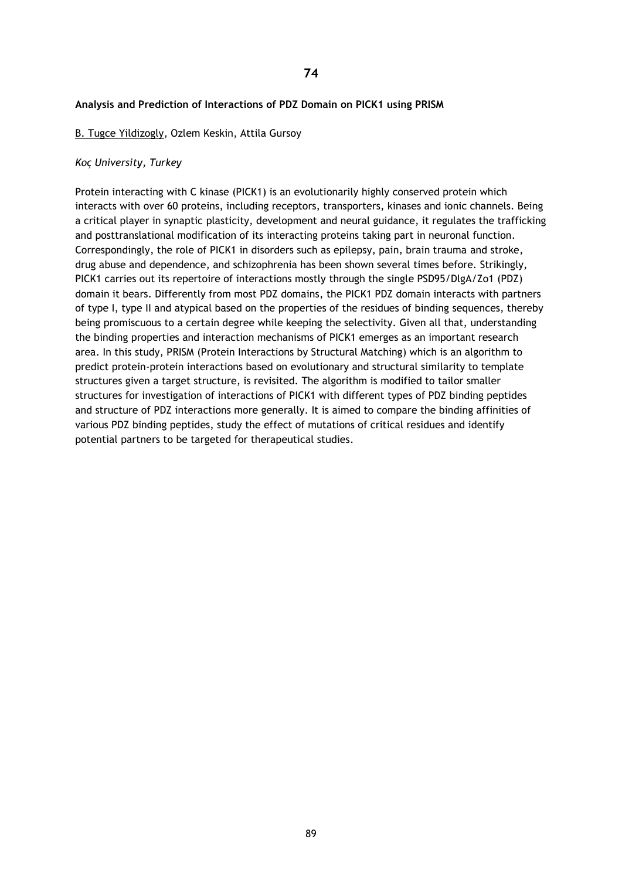## 74

**Analysis and Prediction of Interactions of PDZ Domain on PICK1 using PRISM**

B. Tugce Yildizogly, Ozlem Keskin, Attila Gursoy

*Koç University, Turkey*

Protein interacting with C kinase (PICK1) is an evolutionarily highly conserved protein which interacts with over 60 proteins, including receptors, transporters, kinases and ionic channels. Being a critical player in synaptic plasticity, development and neural guidance, it regulates the trafficking and posttranslational modification of its interacting proteins taking part in neuronal function. Correspondingly, the role of PICK1 in disorders such as epilepsy, pain, brain trauma and stroke, drug abuse and dependence, and schizophrenia has been shown several times before. Strikingly, PICK1 carries out its repertoire of interactions mostly through the single PSD95/DlgA/Zo1 (PDZ) domain it bears. Differently from most PDZ domains, the PICK1 PDZ domain interacts with partners of type I, type II and atypical based on the properties of the residues of binding sequences, thereby being promiscuous to a certain degree while keeping the selectivity. Given all that, understanding the binding properties and interaction mechanisms of PICK1 emerges as an important research area. In this study, PRISM (Protein Interactions by Structural Matching) which is an algorithm to predict protein-protein interactions based on evolutionary and structural similarity to template structures given a target structure, is revisited. The algorithm is modified to tailor smaller structures for investigation of interactions of PICK1 with different types of PDZ binding peptides and structure of PDZ interactions more generally. It is aimed to compare the binding affinities of various PDZ binding peptides, study the effect of mutations of critical residues and identify potential partners to be targeted for therapeutical studies.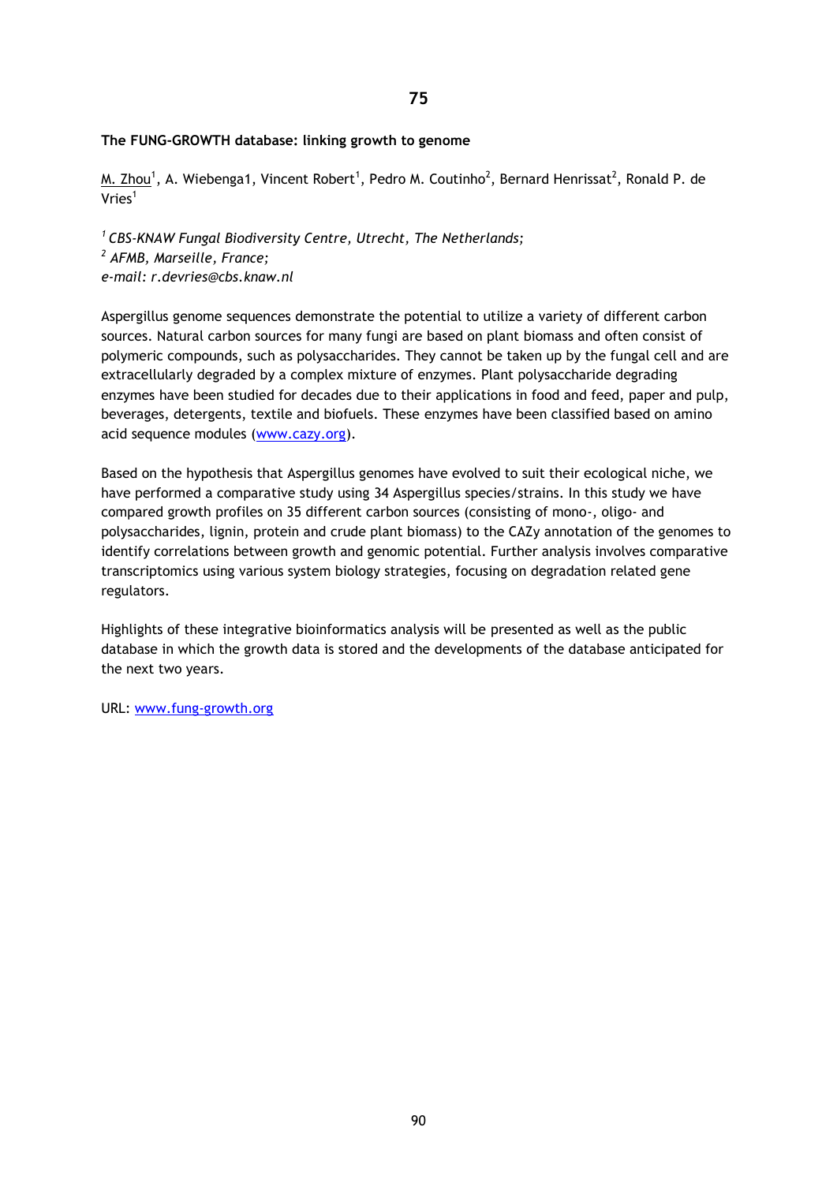75

**The FUNG-GROWTH database: linking growth to genome**

M. Zhou[1], A. Wiebenga1, Vincent Robert[1], Pedro M. Coutinho[2], Bernard Henrissat[2], Ronald P. de Vries[1]

*[1] CBS-KNAW Fungal Biodiversity Centre, Utrecht, The Netherlands;*
*[2] AFMB, Marseille, France;*
*e-mail: r.devries@cbs.knaw.nl*

Aspergillus genome sequences demonstrate the potential to utilize a variety of different carbon sources. Natural carbon sources for many fungi are based on plant biomass and often consist of polymeric compounds, such as polysaccharides. They cannot be taken up by the fungal cell and are extracellularly degraded by a complex mixture of enzymes. Plant polysaccharide degrading enzymes have been studied for decades due to their applications in food and feed, paper and pulp, beverages, detergents, textile and biofuels. These enzymes have been classified based on amino acid sequence modules (www.cazy.org).

Based on the hypothesis that Aspergillus genomes have evolved to suit their ecological niche, we have performed a comparative study using 34 Aspergillus species/strains. In this study we have compared growth profiles on 35 different carbon sources (consisting of mono-, oligo- and polysaccharides, lignin, protein and crude plant biomass) to the CAZy annotation of the genomes to identify correlations between growth and genomic potential. Further analysis involves comparative transcriptomics using various system biology strategies, focusing on degradation related gene regulators.

Highlights of these integrative bioinformatics analysis will be presented as well as the public database in which the growth data is stored and the developments of the database anticipated for the next two years.

URL: www.fung-growth.org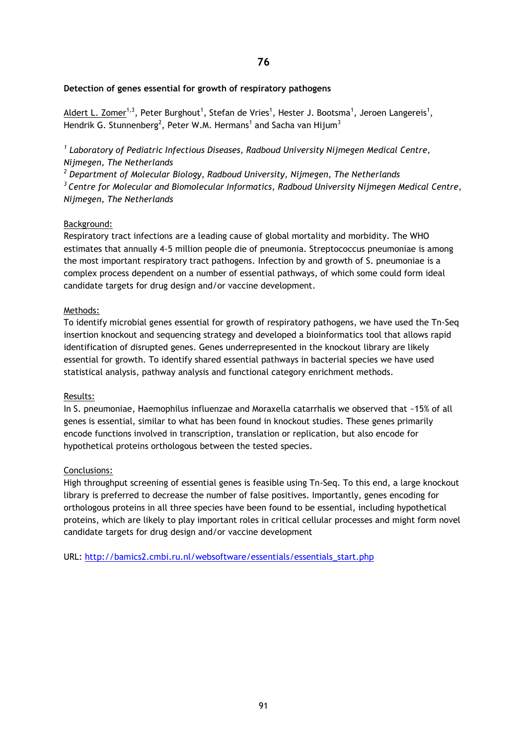## 76

### Detection of genes essential for growth of respiratory pathogens

Aldert L. Zomer[1,3], Peter Burghout[1], Stefan de Vries[1], Hester J. Bootsma[1], Jeroen Langereis[1], Hendrik G. Stunnenberg[2], Peter W.M. Hermans[1] and Sacha van Hijum[3]

[1] *Laboratory of Pediatric Infectious Diseases, Radboud University Nijmegen Medical Centre, Nijmegen, The Netherlands*
[2] *Department of Molecular Biology, Radboud University, Nijmegen, The Netherlands*
[3] *Centre for Molecular and Biomolecular Informatics, Radboud University Nijmegen Medical Centre, Nijmegen, The Netherlands*

Background:
Respiratory tract infections are a leading cause of global mortality and morbidity. The WHO estimates that annually 4-5 million people die of pneumonia. Streptococcus pneumoniae is among the most important respiratory tract pathogens. Infection by and growth of S. pneumoniae is a complex process dependent on a number of essential pathways, of which some could form ideal candidate targets for drug design and/or vaccine development.

Methods:
To identify microbial genes essential for growth of respiratory pathogens, we have used the Tn-Seq insertion knockout and sequencing strategy and developed a bioinformatics tool that allows rapid identification of disrupted genes. Genes underrepresented in the knockout library are likely essential for growth. To identify shared essential pathways in bacterial species we have used statistical analysis, pathway analysis and functional category enrichment methods.

Results:
In S. pneumoniae, Haemophilus influenzae and Moraxella catarrhalis we observed that ~15% of all genes is essential, similar to what has been found in knockout studies. These genes primarily encode functions involved in transcription, translation or replication, but also encode for hypothetical proteins orthologous between the tested species.

Conclusions:
High throughput screening of essential genes is feasible using Tn-Seq. To this end, a large knockout library is preferred to decrease the number of false positives. Importantly, genes encoding for orthologous proteins in all three species have been found to be essential, including hypothetical proteins, which are likely to play important roles in critical cellular processes and might form novel candidate targets for drug design and/or vaccine development

URL: http://bamics2.cmbi.ru.nl/websoftware/essentials/essentials_start.php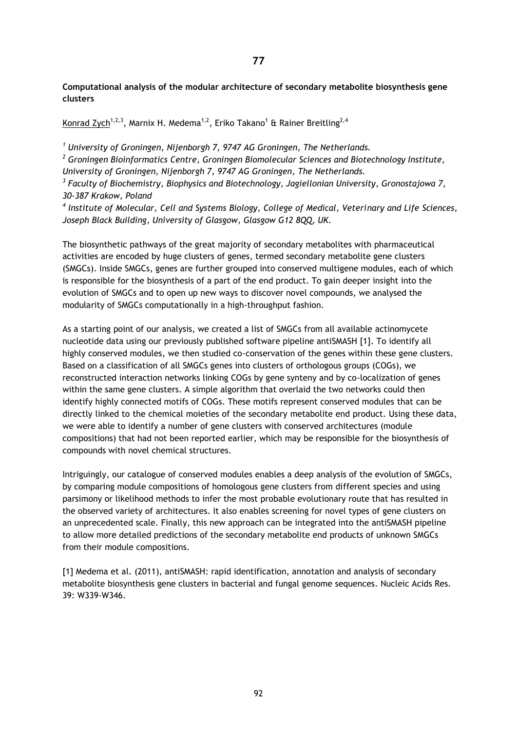**77**

**Computational analysis of the modular architecture of secondary metabolite biosynthesis gene clusters**

Konrad Zych[1,2,3], Marnix H. Medema[1,2], Eriko Takano[1] & Rainer Breitling[2,4]

[1] *University of Groningen, Nijenborgh 7, 9747 AG Groningen, The Netherlands.*
[2] *Groningen Bioinformatics Centre, Groningen Biomolecular Sciences and Biotechnology Institute, University of Groningen, Nijenborgh 7, 9747 AG Groningen, The Netherlands.*
[3] *Faculty of Biochemistry, Biophysics and Biotechnology, Jagiellonian University, Gronostajowa 7, 30-387 Krakow, Poland*
[4] *Institute of Molecular, Cell and Systems Biology, College of Medical, Veterinary and Life Sciences, Joseph Black Building, University of Glasgow, Glasgow G12 8QQ, UK.*

The biosynthetic pathways of the great majority of secondary metabolites with pharmaceutical activities are encoded by huge clusters of genes, termed secondary metabolite gene clusters (SMGCs). Inside SMGCs, genes are further grouped into conserved multigene modules, each of which is responsible for the biosynthesis of a part of the end product. To gain deeper insight into the evolution of SMGCs and to open up new ways to discover novel compounds, we analysed the modularity of SMGCs computationally in a high-throughput fashion.

As a starting point of our analysis, we created a list of SMGCs from all available actinomycete nucleotide data using our previously published software pipeline antiSMASH [1]. To identify all highly conserved modules, we then studied co-conservation of the genes within these gene clusters. Based on a classification of all SMGCs genes into clusters of orthologous groups (COGs), we reconstructed interaction networks linking COGs by gene synteny and by co-localization of genes within the same gene clusters. A simple algorithm that overlaid the two networks could then identify highly connected motifs of COGs. These motifs represent conserved modules that can be directly linked to the chemical moieties of the secondary metabolite end product. Using these data, we were able to identify a number of gene clusters with conserved architectures (module compositions) that had not been reported earlier, which may be responsible for the biosynthesis of compounds with novel chemical structures.

Intriguingly, our catalogue of conserved modules enables a deep analysis of the evolution of SMGCs, by comparing module compositions of homologous gene clusters from different species and using parsimony or likelihood methods to infer the most probable evolutionary route that has resulted in the observed variety of architectures. It also enables screening for novel types of gene clusters on an unprecedented scale. Finally, this new approach can be integrated into the antiSMASH pipeline to allow more detailed predictions of the secondary metabolite end products of unknown SMGCs from their module compositions.

[1] Medema et al. (2011), antiSMASH: rapid identification, annotation and analysis of secondary metabolite biosynthesis gene clusters in bacterial and fungal genome sequences. Nucleic Acids Res. 39: W339-W346.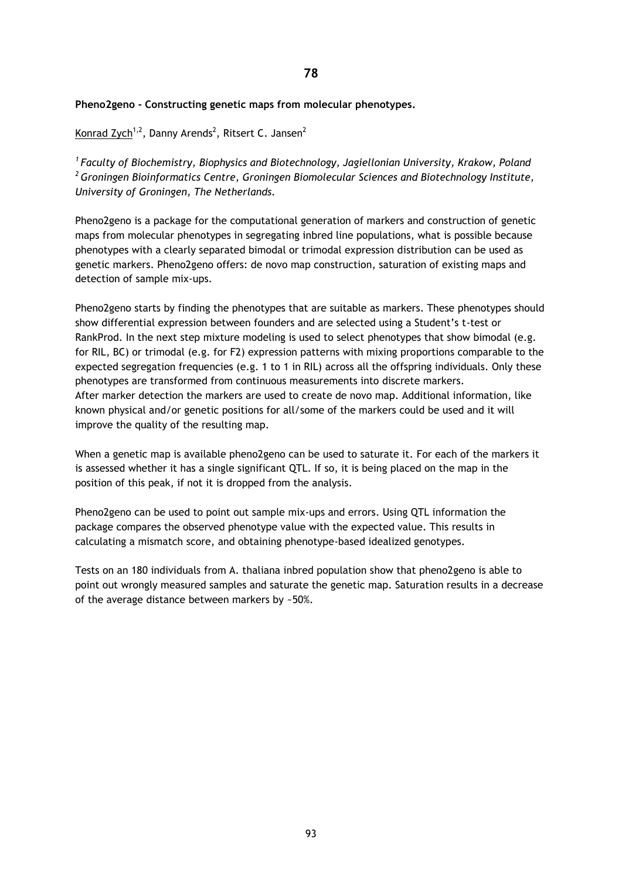**78**

**Pheno2geno - Constructing genetic maps from molecular phenotypes.**

Konrad Zych[1,2], Danny Arends[2], Ritsert C. Jansen[2]

*[1] Faculty of Biochemistry, Biophysics and Biotechnology, Jagiellonian University, Krakow, Poland*
*[2] Groningen Bioinformatics Centre, Groningen Biomolecular Sciences and Biotechnology Institute, University of Groningen, The Netherlands.*

Pheno2geno is a package for the computational generation of markers and construction of genetic maps from molecular phenotypes in segregating inbred line populations, what is possible because phenotypes with a clearly separated bimodal or trimodal expression distribution can be used as genetic markers. Pheno2geno offers: de novo map construction, saturation of existing maps and detection of sample mix-ups.

Pheno2geno starts by finding the phenotypes that are suitable as markers. These phenotypes should show differential expression between founders and are selected using a Student's t-test or RankProd. In the next step mixture modeling is used to select phenotypes that show bimodal (e.g. for RIL, BC) or trimodal (e.g. for F2) expression patterns with mixing proportions comparable to the expected segregation frequencies (e.g. 1 to 1 in RIL) across all the offspring individuals. Only these phenotypes are transformed from continuous measurements into discrete markers.
After marker detection the markers are used to create de novo map. Additional information, like known physical and/or genetic positions for all/some of the markers could be used and it will improve the quality of the resulting map.

When a genetic map is available pheno2geno can be used to saturate it. For each of the markers it is assessed whether it has a single significant QTL. If so, it is being placed on the map in the position of this peak, if not it is dropped from the analysis.

Pheno2geno can be used to point out sample mix-ups and errors. Using QTL information the package compares the observed phenotype value with the expected value. This results in calculating a mismatch score, and obtaining phenotype-based idealized genotypes.

Tests on an 180 individuals from A. thaliana inbred population show that pheno2geno is able to point out wrongly measured samples and saturate the genetic map. Saturation results in a decrease of the average distance between markers by ~50%.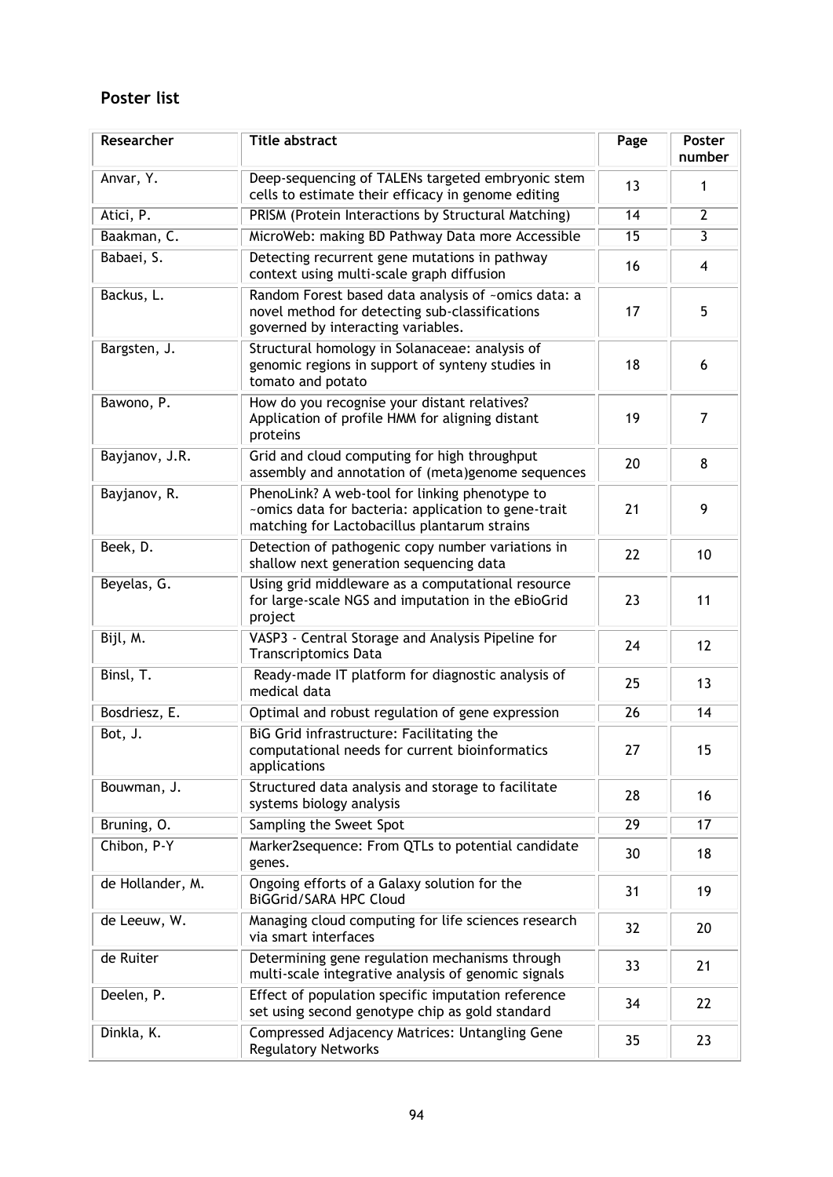## Poster list

| Researcher | Title abstract | Page | Poster number |
|---|---|---|---|
| Anvar, Y. | Deep-sequencing of TALENs targeted embryonic stem cells to estimate their efficacy in genome editing | 13 | 1 |
| Atici, P. | PRISM (Protein Interactions by Structural Matching) | 14 | 2 |
| Baakman, C. | MicroWeb: making BD Pathway Data more Accessible | 15 | 3 |
| Babaei, S. | Detecting recurrent gene mutations in pathway context using multi-scale graph diffusion | 16 | 4 |
| Backus, L. | Random Forest based data analysis of ~omics data: a novel method for detecting sub-classifications governed by interacting variables. | 17 | 5 |
| Bargsten, J. | Structural homology in Solanaceae: analysis of genomic regions in support of synteny studies in tomato and potato | 18 | 6 |
| Bawono, P. | How do you recognise your distant relatives? Application of profile HMM for aligning distant proteins | 19 | 7 |
| Bayjanov, J.R. | Grid and cloud computing for high throughput assembly and annotation of (meta)genome sequences | 20 | 8 |
| Bayjanov, R. | PhenoLink? A web-tool for linking phenotype to ~omics data for bacteria: application to gene-trait matching for Lactobacillus plantarum strains | 21 | 9 |
| Beek, D. | Detection of pathogenic copy number variations in shallow next generation sequencing data | 22 | 10 |
| Beyelas, G. | Using grid middleware as a computational resource for large-scale NGS and imputation in the eBioGrid project | 23 | 11 |
| Bijl, M. | VASP3 - Central Storage and Analysis Pipeline for Transcriptomics Data | 24 | 12 |
| Binsl, T. | Ready-made IT platform for diagnostic analysis of medical data | 25 | 13 |
| Bosdriesz, E. | Optimal and robust regulation of gene expression | 26 | 14 |
| Bot, J. | BiG Grid infrastructure: Facilitating the computational needs for current bioinformatics applications | 27 | 15 |
| Bouwman, J. | Structured data analysis and storage to facilitate systems biology analysis | 28 | 16 |
| Bruning, O. | Sampling the Sweet Spot | 29 | 17 |
| Chibon, P-Y | Marker2sequence: From QTLs to potential candidate genes. | 30 | 18 |
| de Hollander, M. | Ongoing efforts of a Galaxy solution for the BiGGrid/SARA HPC Cloud | 31 | 19 |
| de Leeuw, W. | Managing cloud computing for life sciences research via smart interfaces | 32 | 20 |
| de Ruiter | Determining gene regulation mechanisms through multi-scale integrative analysis of genomic signals | 33 | 21 |
| Deelen, P. | Effect of population specific imputation reference set using second genotype chip as gold standard | 34 | 22 |
| Dinkla, K. | Compressed Adjacency Matrices: Untangling Gene Regulatory Networks | 35 | 23 |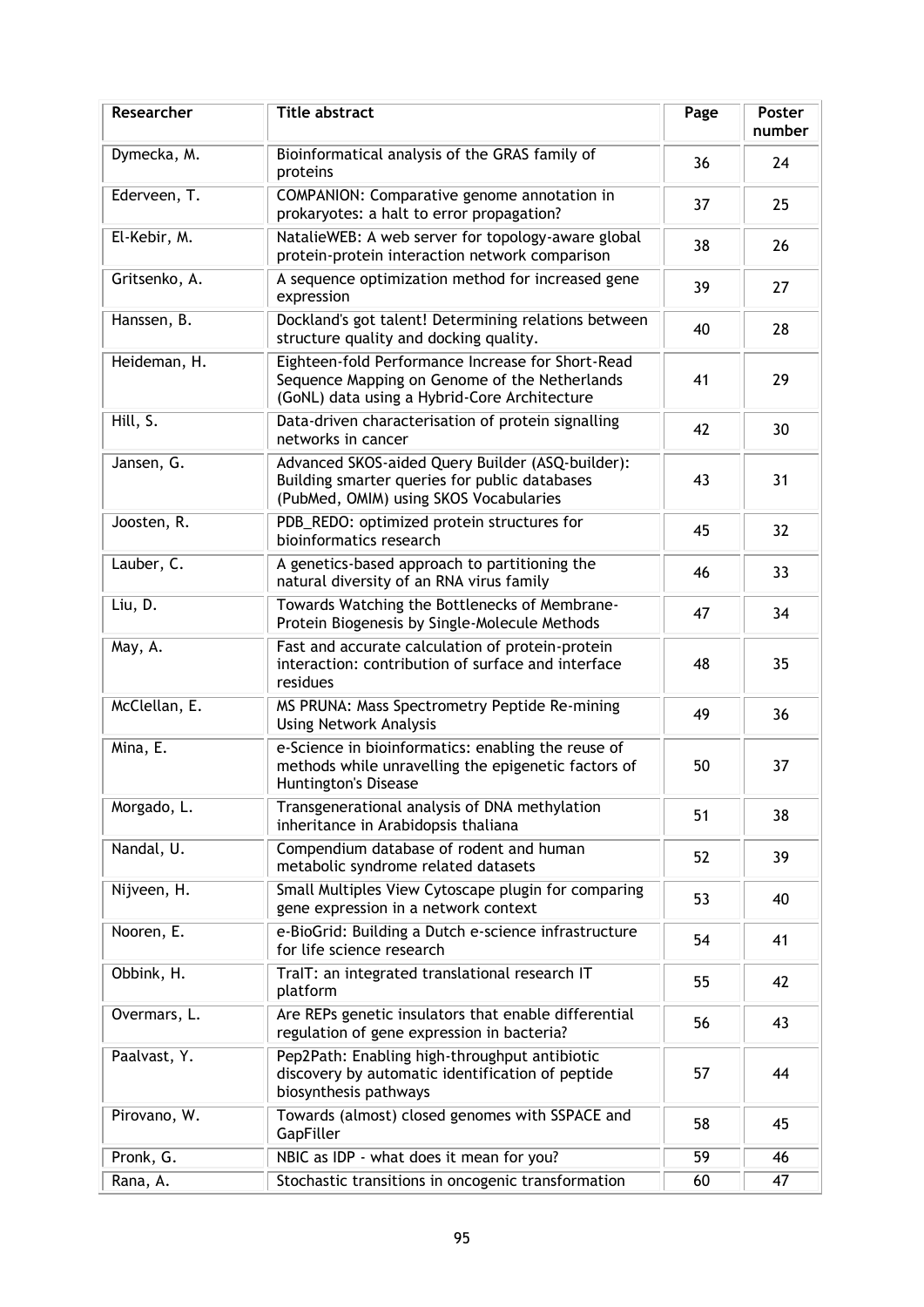| Researcher | Title abstract | Page | Poster number |
|---|---|---|---|
| Dymecka, M. | Bioinformatical analysis of the GRAS family of proteins | 36 | 24 |
| Ederveen, T. | COMPANION: Comparative genome annotation in prokaryotes: a halt to error propagation? | 37 | 25 |
| El-Kebir, M. | NatalieWEB: A web server for topology-aware global protein-protein interaction network comparison | 38 | 26 |
| Gritsenko, A. | A sequence optimization method for increased gene expression | 39 | 27 |
| Hanssen, B. | Dockland's got talent! Determining relations between structure quality and docking quality. | 40 | 28 |
| Heideman, H. | Eighteen-fold Performance Increase for Short-Read Sequence Mapping on Genome of the Netherlands (GoNL) data using a Hybrid-Core Architecture | 41 | 29 |
| Hill, S. | Data-driven characterisation of protein signalling networks in cancer | 42 | 30 |
| Jansen, G. | Advanced SKOS-aided Query Builder (ASQ-builder): Building smarter queries for public databases (PubMed, OMIM) using SKOS Vocabularies | 43 | 31 |
| Joosten, R. | PDB_REDO: optimized protein structures for bioinformatics research | 45 | 32 |
| Lauber, C. | A genetics-based approach to partitioning the natural diversity of an RNA virus family | 46 | 33 |
| Liu, D. | Towards Watching the Bottlenecks of Membrane-Protein Biogenesis by Single-Molecule Methods | 47 | 34 |
| May, A. | Fast and accurate calculation of protein-protein interaction: contribution of surface and interface residues | 48 | 35 |
| McClellan, E. | MS PRUNA: Mass Spectrometry Peptide Re-mining Using Network Analysis | 49 | 36 |
| Mina, E. | e-Science in bioinformatics: enabling the reuse of methods while unravelling the epigenetic factors of Huntington's Disease | 50 | 37 |
| Morgado, L. | Transgenerational analysis of DNA methylation inheritance in Arabidopsis thaliana | 51 | 38 |
| Nandal, U. | Compendium database of rodent and human metabolic syndrome related datasets | 52 | 39 |
| Nijveen, H. | Small Multiples View Cytoscape plugin for comparing gene expression in a network context | 53 | 40 |
| Nooren, E. | e-BioGrid: Building a Dutch e-science infrastructure for life science research | 54 | 41 |
| Obbink, H. | TraIT: an integrated translational research IT platform | 55 | 42 |
| Overmars, L. | Are REPs genetic insulators that enable differential regulation of gene expression in bacteria? | 56 | 43 |
| Paalvast, Y. | Pep2Path: Enabling high-throughput antibiotic discovery by automatic identification of peptide biosynthesis pathways | 57 | 44 |
| Pirovano, W. | Towards (almost) closed genomes with SSPACE and GapFiller | 58 | 45 |
| Pronk, G. | NBIC as IDP - what does it mean for you? | 59 | 46 |
| Rana, A. | Stochastic transitions in oncogenic transformation | 60 | 47 |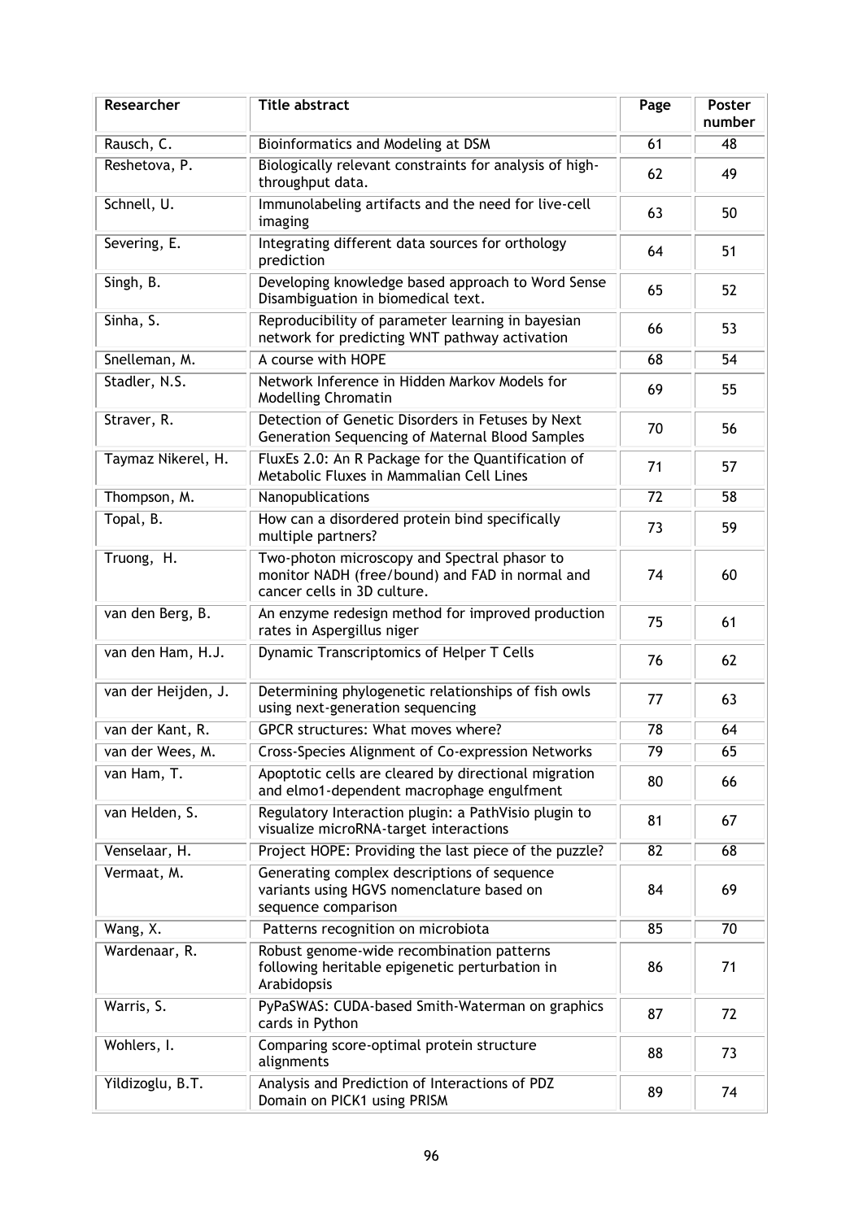| Researcher | Title abstract | Page | Poster number |
|---|---|---|---|
| Rausch, C. | Bioinformatics and Modeling at DSM | 61 | 48 |
| Reshetova, P. | Biologically relevant constraints for analysis of high-throughput data. | 62 | 49 |
| Schnell, U. | Immunolabeling artifacts and the need for live-cell imaging | 63 | 50 |
| Severing, E. | Integrating different data sources for orthology prediction | 64 | 51 |
| Singh, B. | Developing knowledge based approach to Word Sense Disambiguation in biomedical text. | 65 | 52 |
| Sinha, S. | Reproducibility of parameter learning in bayesian network for predicting WNT pathway activation | 66 | 53 |
| Snelleman, M. | A course with HOPE | 68 | 54 |
| Stadler, N.S. | Network Inference in Hidden Markov Models for Modelling Chromatin | 69 | 55 |
| Straver, R. | Detection of Genetic Disorders in Fetuses by Next Generation Sequencing of Maternal Blood Samples | 70 | 56 |
| Taymaz Nikerel, H. | FluxEs 2.0: An R Package for the Quantification of Metabolic Fluxes in Mammalian Cell Lines | 71 | 57 |
| Thompson, M. | Nanopublications | 72 | 58 |
| Topal, B. | How can a disordered protein bind specifically multiple partners? | 73 | 59 |
| Truong, H. | Two-photon microscopy and Spectral phasor to monitor NADH (free/bound) and FAD in normal and cancer cells in 3D culture. | 74 | 60 |
| van den Berg, B. | An enzyme redesign method for improved production rates in Aspergillus niger | 75 | 61 |
| van den Ham, H.J. | Dynamic Transcriptomics of Helper T Cells | 76 | 62 |
| van der Heijden, J. | Determining phylogenetic relationships of fish owls using next-generation sequencing | 77 | 63 |
| van der Kant, R. | GPCR structures: What moves where? | 78 | 64 |
| van der Wees, M. | Cross-Species Alignment of Co-expression Networks | 79 | 65 |
| van Ham, T. | Apoptotic cells are cleared by directional migration and elmo1-dependent macrophage engulfment | 80 | 66 |
| van Helden, S. | Regulatory Interaction plugin: a PathVisio plugin to visualize microRNA-target interactions | 81 | 67 |
| Venselaar, H. | Project HOPE: Providing the last piece of the puzzle? | 82 | 68 |
| Vermaat, M. | Generating complex descriptions of sequence variants using HGVS nomenclature based on sequence comparison | 84 | 69 |
| Wang, X. | Patterns recognition on microbiota | 85 | 70 |
| Wardenaar, R. | Robust genome-wide recombination patterns following heritable epigenetic perturbation in Arabidopsis | 86 | 71 |
| Warris, S. | PyPaSWAS: CUDA-based Smith-Waterman on graphics cards in Python | 87 | 72 |
| Wohlers, I. | Comparing score-optimal protein structure alignments | 88 | 73 |
| Yildizoglu, B.T. | Analysis and Prediction of Interactions of PDZ Domain on PICK1 using PRISM | 89 | 74 |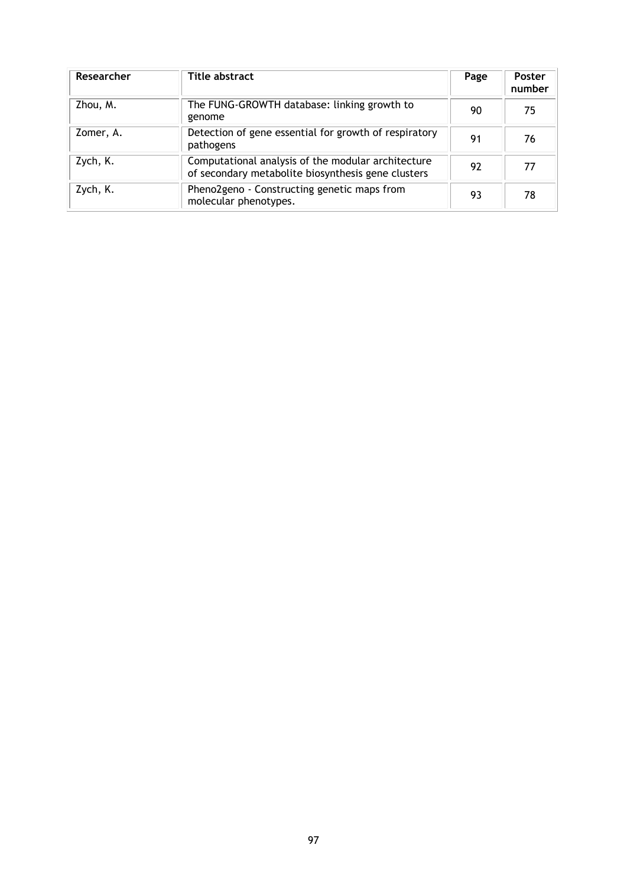| Researcher | Title abstract | Page | Poster number |
| --- | --- | --- | --- |
| Zhou, M. | The FUNG-GROWTH database: linking growth to genome | 90 | 75 |
| Zomer, A. | Detection of gene essential for growth of respiratory pathogens | 91 | 76 |
| Zych, K. | Computational analysis of the modular architecture of secondary metabolite biosynthesis gene clusters | 92 | 77 |
| Zych, K. | Pheno2geno - Constructing genetic maps from molecular phenotypes. | 93 | 78 |